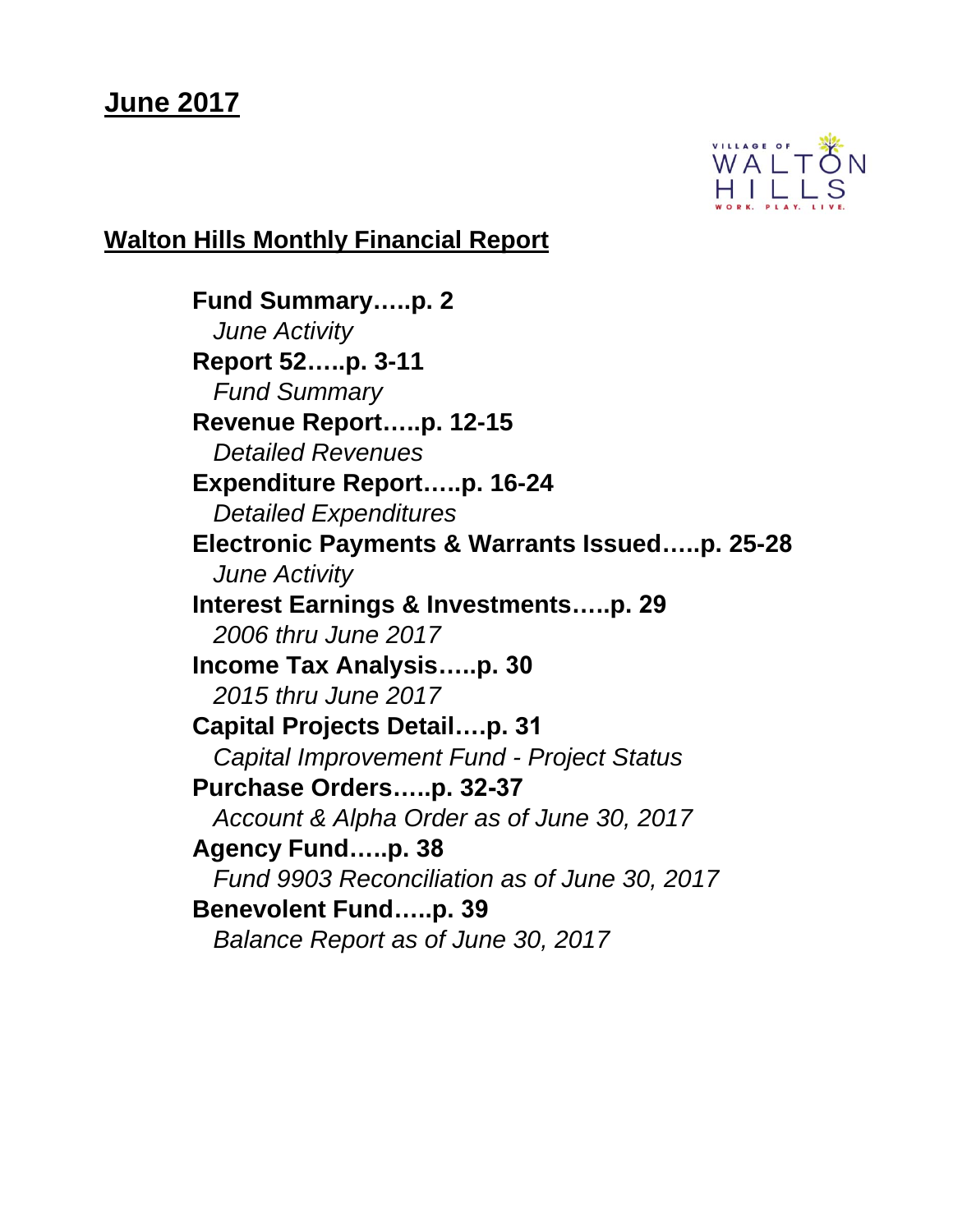# June 2017

## Walton Hills Monthly Financial Report

**Fund Summary…..p. 2**
*June Activity*

**Report 52…..p. 3-11**
*Fund Summary*

**Revenue Report…..p. 12-15**
*Detailed Revenues*

**Expenditure Report…..p. 16-24**
*Detailed Expenditures*

**Electronic Payments & Warrants Issued…..p. 25-28**
*June Activity*

**Interest Earnings & Investments…..p. 29**
*2006 thru June 2017*

**Income Tax Analysis…..p. 30**
*2015 thru June 2017*

**Capital Projects Detail….p. 31**
*Capital Improvement Fund - Project Status*

**Purchase Orders…..p. 32-37**
*Account & Alpha Order as of June 30, 2017*

**Agency Fund…..p. 38**
*Fund 9903 Reconciliation as of June 30, 2017*

**Benevolent Fund…..p. 39**
*Balance Report as of June 30, 2017*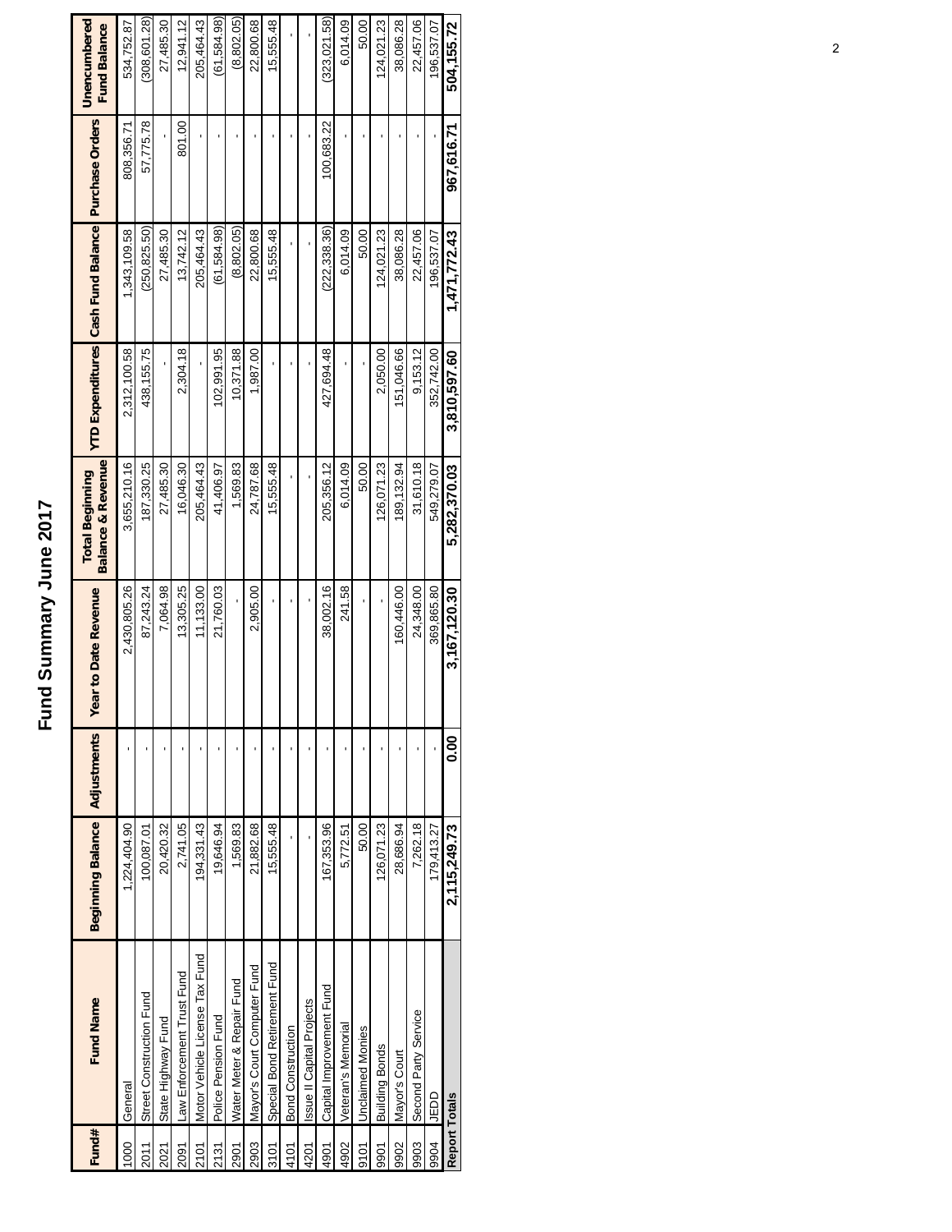# Fund Summary June 2017

| Fund# | Fund Name | Beginning Balance | Adjustments | Year to Date Revenue | Total Beginning Balance & Revenue | YTD Expenditures | Cash Fund Balance | Purchase Orders | Unencumbered Fund Balance |
|---|---|---|---|---|---|---|---|---|---|
| 1000 | General | 1,224,404.90 | - | 2,430,805.26 | 3,655,210.16 | 2,312,100.58 | 1,343,109.58 | 808,356.71 | 534,752.87 |
| 2011 | Street Construction Fund | 100,087.01 | - | 87,243.24 | 187,330.25 | 438,155.75 | (250,825.50) | 57,775.78 | (308,601.28) |
| 2021 | State Highway Fund | 20,420.32 | - | 7,064.98 | 27,485.30 | - | 27,485.30 | - | 27,485.30 |
| 2091 | Law Enforcement Trust Fund | 2,741.05 | - | 13,305.25 | 16,046.30 | 2,304.18 | 13,742.12 | 801.00 | 12,941.12 |
| 2101 | Motor Vehicle License Tax Fund | 194,331.43 | - | 11,133.00 | 205,464.43 | - | 205,464.43 | - | 205,464.43 |
| 2131 | Police Pension Fund | 19,646.94 | - | 21,760.03 | 41,406.97 | 102,991.95 | (61,584.98) | - | (61,584.98) |
| 2901 | Water Meter & Repair Fund | 1,569.83 | - | - | 1,569.83 | 10,371.88 | (8,802.05) | - | (8,802.05) |
| 2903 | Mayor's Court Computer Fund | 21,882.68 | - | 2,905.00 | 24,787.68 | 1,987.00 | 22,800.68 | - | 22,800.68 |
| 3101 | Special Bond Retirement Fund | 15,555.48 | - | - | 15,555.48 | - | 15,555.48 | - | 15,555.48 |
| 4101 | Bond Construction | - | - | - | - | - | - | - | - |
| 4201 | Issue II Capital Projects | - | - | - | - | - | - | - | - |
| 4901 | Capital Improvement Fund | 167,353.96 | - | 38,002.16 | 205,356.12 | 427,694.48 | (222,338.36) | 100,683.22 | (323,021.58) |
| 4902 | Veteran's Memorial | 5,772.51 | - | 241.58 | 6,014.09 | - | 6,014.09 | - | 6,014.09 |
| 9101 | Unclaimed Monies | 50.00 | - | - | 50.00 | - | 50.00 | - | 50.00 |
| 9901 | Building Bonds | 126,071.23 | - | - | 126,071.23 | 2,050.00 | 124,021.23 | - | 124,021.23 |
| 9902 | Mayor's Court | 28,686.94 | - | 160,446.00 | 189,132.94 | 151,046.66 | 38,086.28 | - | 38,086.28 |
| 9903 | Second Party Service | 7,262.18 | - | 24,348.00 | 31,610.18 | 9,153.12 | 22,457.06 | - | 22,457.06 |
| 9904 | JEDD | 179,413.27 | - | 369,865.80 | 549,279.07 | 352,742.00 | 196,537.07 | - | 196,537.07 |
| **Report Totals** | | **2,115,249.73** | **0.00** | **3,167,120.30** | **5,282,370.03** | **3,810,597.60** | **1,471,772.43** | **967,616.71** | **504,155.72** |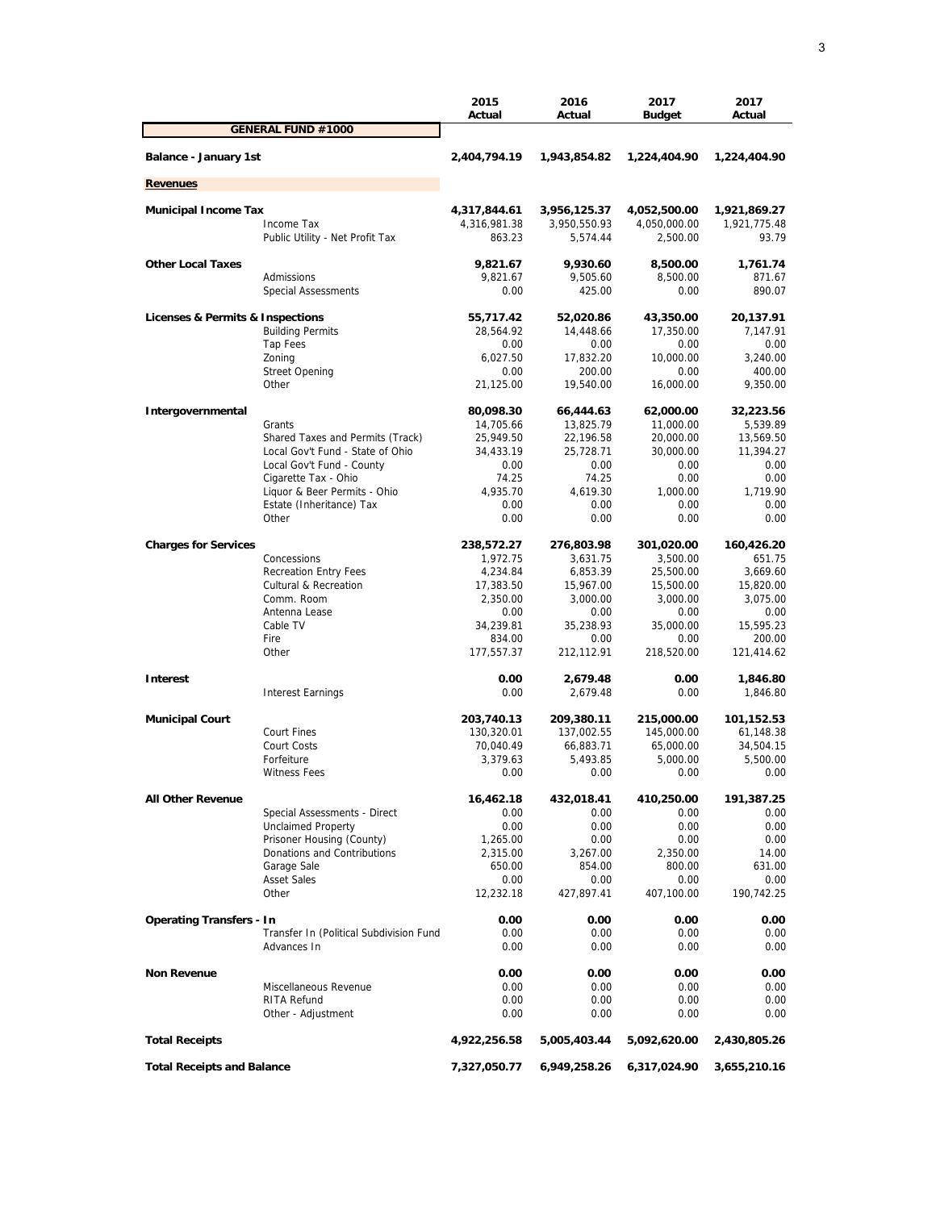| | | 2015 Actual | 2016 Actual | 2017 Budget | 2017 Actual |
|---|---|---|---|---|---|
| **GENERAL FUND #1000** | | | | | |
| **Balance - January 1st** | | **2,404,794.19** | **1,943,854.82** | **1,224,404.90** | **1,224,404.90** |
| **Revenues** | | | | | |
| **Municipal Income Tax** | | **4,317,844.61** | **3,956,125.37** | **4,052,500.00** | **1,921,869.27** |
| | Income Tax | 4,316,981.38 | 3,950,550.93 | 4,050,000.00 | 1,921,775.48 |
| | Public Utility - Net Profit Tax | 863.23 | 5,574.44 | 2,500.00 | 93.79 |
| **Other Local Taxes** | | **9,821.67** | **9,930.60** | **8,500.00** | **1,761.74** |
| | Admissions | 9,821.67 | 9,505.60 | 8,500.00 | 871.67 |
| | Special Assessments | 0.00 | 425.00 | 0.00 | 890.07 |
| **Licenses & Permits & Inspections** | | **55,717.42** | **52,020.86** | **43,350.00** | **20,137.91** |
| | Building Permits | 28,564.92 | 14,448.66 | 17,350.00 | 7,147.91 |
| | Tap Fees | 0.00 | 0.00 | 0.00 | 0.00 |
| | Zoning | 6,027.50 | 17,832.20 | 10,000.00 | 3,240.00 |
| | Street Opening | 0.00 | 200.00 | 0.00 | 400.00 |
| | Other | 21,125.00 | 19,540.00 | 16,000.00 | 9,350.00 |
| **Intergovernmental** | | **80,098.30** | **66,444.63** | **62,000.00** | **32,223.56** |
| | Grants | 14,705.66 | 13,825.79 | 11,000.00 | 5,539.89 |
| | Shared Taxes and Permits (Track) | 25,949.50 | 22,196.58 | 20,000.00 | 13,569.50 |
| | Local Gov't Fund - State of Ohio | 34,433.19 | 25,728.71 | 30,000.00 | 11,394.27 |
| | Local Gov't Fund - County | 0.00 | 0.00 | 0.00 | 0.00 |
| | Cigarette Tax - Ohio | 74.25 | 74.25 | 0.00 | 0.00 |
| | Liquor & Beer Permits - Ohio | 4,935.70 | 4,619.30 | 1,000.00 | 1,719.90 |
| | Estate (Inheritance) Tax | 0.00 | 0.00 | 0.00 | 0.00 |
| | Other | 0.00 | 0.00 | 0.00 | 0.00 |
| **Charges for Services** | | **238,572.27** | **276,803.98** | **301,020.00** | **160,426.20** |
| | Concessions | 1,972.75 | 3,631.75 | 3,500.00 | 651.75 |
| | Recreation Entry Fees | 4,234.84 | 6,853.39 | 25,500.00 | 3,669.60 |
| | Cultural & Recreation | 17,383.50 | 15,967.00 | 15,500.00 | 15,820.00 |
| | Comm. Room | 2,350.00 | 3,000.00 | 3,000.00 | 3,075.00 |
| | Antenna Lease | 0.00 | 0.00 | 0.00 | 0.00 |
| | Cable TV | 34,239.81 | 35,238.93 | 35,000.00 | 15,595.23 |
| | Fire | 834.00 | 0.00 | 0.00 | 200.00 |
| | Other | 177,557.37 | 212,112.91 | 218,520.00 | 121,414.62 |
| **Interest** | | **0.00** | **2,679.48** | **0.00** | **1,846.80** |
| | Interest Earnings | 0.00 | 2,679.48 | 0.00 | 1,846.80 |
| **Municipal Court** | | **203,740.13** | **209,380.11** | **215,000.00** | **101,152.53** |
| | Court Fines | 130,320.01 | 137,002.55 | 145,000.00 | 61,148.38 |
| | Court Costs | 70,040.49 | 66,883.71 | 65,000.00 | 34,504.15 |
| | Forfeiture | 3,379.63 | 5,493.85 | 5,000.00 | 5,500.00 |
| | Witness Fees | 0.00 | 0.00 | 0.00 | 0.00 |
| **All Other Revenue** | | **16,462.18** | **432,018.41** | **410,250.00** | **191,387.25** |
| | Special Assessments - Direct | 0.00 | 0.00 | 0.00 | 0.00 |
| | Unclaimed Property | 0.00 | 0.00 | 0.00 | 0.00 |
| | Prisoner Housing (County) | 1,265.00 | 0.00 | 0.00 | 0.00 |
| | Donations and Contributions | 2,315.00 | 3,267.00 | 2,350.00 | 14.00 |
| | Garage Sale | 650.00 | 854.00 | 800.00 | 631.00 |
| | Asset Sales | 0.00 | 0.00 | 0.00 | 0.00 |
| | Other | 12,232.18 | 427,897.41 | 407,100.00 | 190,742.25 |
| **Operating Transfers - In** | | **0.00** | **0.00** | **0.00** | **0.00** |
| | Transfer In (Political Subdivision Fund | 0.00 | 0.00 | 0.00 | 0.00 |
| | Advances In | 0.00 | 0.00 | 0.00 | 0.00 |
| **Non Revenue** | | **0.00** | **0.00** | **0.00** | **0.00** |
| | Miscellaneous Revenue | 0.00 | 0.00 | 0.00 | 0.00 |
| | RITA Refund | 0.00 | 0.00 | 0.00 | 0.00 |
| | Other - Adjustment | 0.00 | 0.00 | 0.00 | 0.00 |
| **Total Receipts** | | **4,922,256.58** | **5,005,403.44** | **5,092,620.00** | **2,430,805.26** |
| **Total Receipts and Balance** | | **7,327,050.77** | **6,949,258.26** | **6,317,024.90** | **3,655,210.16** |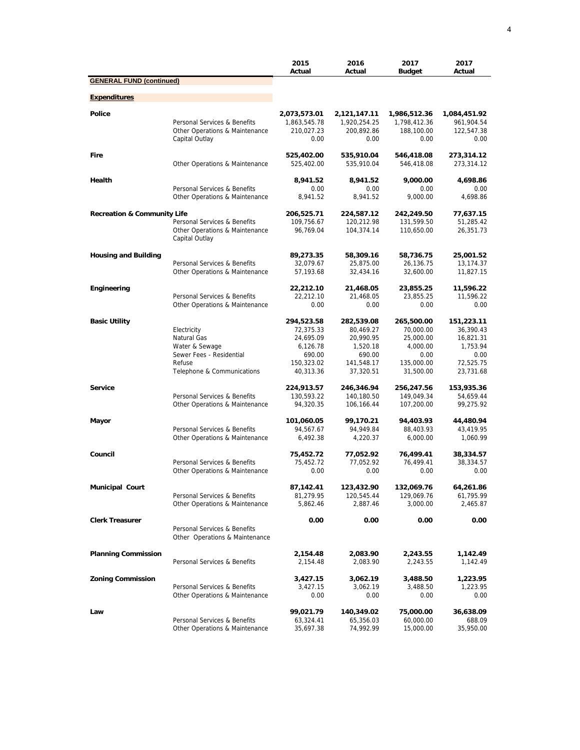## GENERAL FUND (continued)

### Expenditures

| | | 2015 Actual | 2016 Actual | 2017 Budget | 2017 Actual |
|---|---|---|---|---|---|
| **Police** | | **2,073,573.01** | **2,121,147.11** | **1,986,512.36** | **1,084,451.92** |
| | Personal Services & Benefits | 1,863,545.78 | 1,920,254.25 | 1,798,412.36 | 961,904.54 |
| | Other Operations & Maintenance | 210,027.23 | 200,892.86 | 188,100.00 | 122,547.38 |
| | Capital Outlay | 0.00 | 0.00 | 0.00 | 0.00 |
| **Fire** | | **525,402.00** | **535,910.04** | **546,418.08** | **273,314.12** |
| | Other Operations & Maintenance | 525,402.00 | 535,910.04 | 546,418.08 | 273,314.12 |
| **Health** | | **8,941.52** | **8,941.52** | **9,000.00** | **4,698.86** |
| | Personal Services & Benefits | 0.00 | 0.00 | 0.00 | 0.00 |
| | Other Operations & Maintenance | 8,941.52 | 8,941.52 | 9,000.00 | 4,698.86 |
| **Recreation & Community Life** | | **206,525.71** | **224,587.12** | **242,249.50** | **77,637.15** |
| | Personal Services & Benefits | 109,756.67 | 120,212.98 | 131,599.50 | 51,285.42 |
| | Other Operations & Maintenance | 96,769.04 | 104,374.14 | 110,650.00 | 26,351.73 |
| | Capital Outlay | | | | |
| **Housing and Building** | | **89,273.35** | **58,309.16** | **58,736.75** | **25,001.52** |
| | Personal Services & Benefits | 32,079.67 | 25,875.00 | 26,136.75 | 13,174.37 |
| | Other Operations & Maintenance | 57,193.68 | 32,434.16 | 32,600.00 | 11,827.15 |
| **Engineering** | | **22,212.10** | **21,468.05** | **23,855.25** | **11,596.22** |
| | Personal Services & Benefits | 22,212.10 | 21,468.05 | 23,855.25 | 11,596.22 |
| | Other Operations & Maintenance | 0.00 | 0.00 | 0.00 | 0.00 |
| **Basic Utility** | | **294,523.58** | **282,539.08** | **265,500.00** | **151,223.11** |
| | Electricity | 72,375.33 | 80,469.27 | 70,000.00 | 36,390.43 |
| | Natural Gas | 24,695.09 | 20,990.95 | 25,000.00 | 16,821.31 |
| | Water & Sewage | 6,126.78 | 1,520.18 | 4,000.00 | 1,753.94 |
| | Sewer Fees - Residential | 690.00 | 690.00 | 0.00 | 0.00 |
| | Refuse | 150,323.02 | 141,548.17 | 135,000.00 | 72,525.75 |
| | Telephone & Communications | 40,313.36 | 37,320.51 | 31,500.00 | 23,731.68 |
| **Service** | | **224,913.57** | **246,346.94** | **256,247.56** | **153,935.36** |
| | Personal Services & Benefits | 130,593.22 | 140,180.50 | 149,049.34 | 54,659.44 |
| | Other Operations & Maintenance | 94,320.35 | 106,166.44 | 107,200.00 | 99,275.92 |
| **Mayor** | | **101,060.05** | **99,170.21** | **94,403.93** | **44,480.94** |
| | Personal Services & Benefits | 94,567.67 | 94,949.84 | 88,403.93 | 43,419.95 |
| | Other Operations & Maintenance | 6,492.38 | 4,220.37 | 6,000.00 | 1,060.99 |
| **Council** | | **75,452.72** | **77,052.92** | **76,499.41** | **38,334.57** |
| | Personal Services & Benefits | 75,452.72 | 77,052.92 | 76,499.41 | 38,334.57 |
| | Other Operations & Maintenance | 0.00 | 0.00 | 0.00 | 0.00 |
| **Municipal Court** | | **87,142.41** | **123,432.90** | **132,069.76** | **64,261.86** |
| | Personal Services & Benefits | 81,279.95 | 120,545.44 | 129,069.76 | 61,795.99 |
| | Other Operations & Maintenance | 5,862.46 | 2,887.46 | 3,000.00 | 2,465.87 |
| **Clerk Treasurer** | | **0.00** | **0.00** | **0.00** | **0.00** |
| | Personal Services & Benefits | | | | |
| | Other Operations & Maintenance | | | | |
| **Planning Commission** | | **2,154.48** | **2,083.90** | **2,243.55** | **1,142.49** |
| | Personal Services & Benefits | 2,154.48 | 2,083.90 | 2,243.55 | 1,142.49 |
| **Zoning Commission** | | **3,427.15** | **3,062.19** | **3,488.50** | **1,223.95** |
| | Personal Services & Benefits | 3,427.15 | 3,062.19 | 3,488.50 | 1,223.95 |
| | Other Operations & Maintenance | 0.00 | 0.00 | 0.00 | 0.00 |
| **Law** | | **99,021.79** | **140,349.02** | **75,000.00** | **36,638.09** |
| | Personal Services & Benefits | 63,324.41 | 65,356.03 | 60,000.00 | 688.09 |
| | Other Operations & Maintenance | 35,697.38 | 74,992.99 | 15,000.00 | 35,950.00 |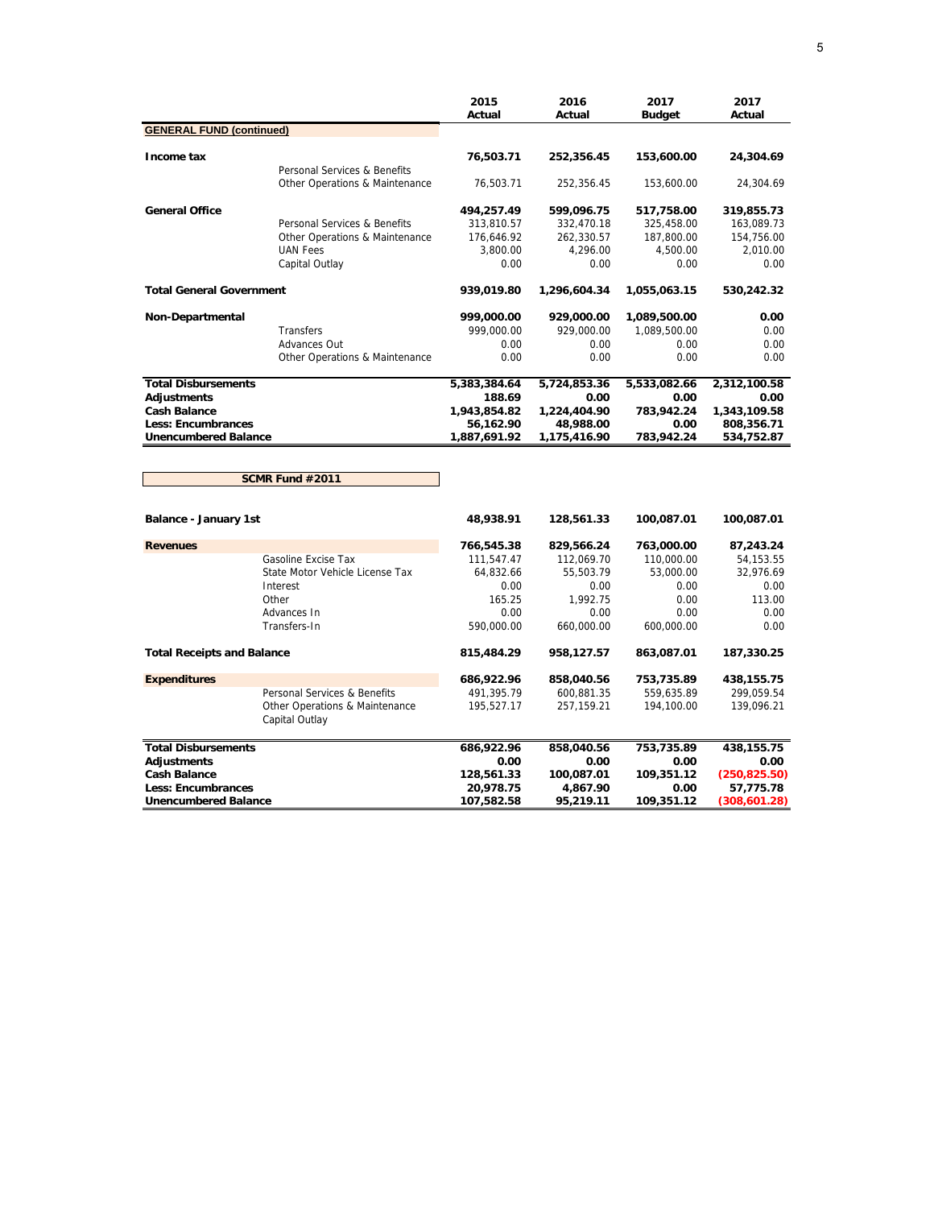| | | 2015 Actual | 2016 Actual | 2017 Budget | 2017 Actual |
|---|---|---|---|---|---|
| **GENERAL FUND (continued)** | | | | | |
| **Income tax** | | **76,503.71** | **252,356.45** | **153,600.00** | **24,304.69** |
| | Personal Services & Benefits | | | | |
| | Other Operations & Maintenance | 76,503.71 | 252,356.45 | 153,600.00 | 24,304.69 |
| **General Office** | | **494,257.49** | **599,096.75** | **517,758.00** | **319,855.73** |
| | Personal Services & Benefits | 313,810.57 | 332,470.18 | 325,458.00 | 163,089.73 |
| | Other Operations & Maintenance | 176,646.92 | 262,330.57 | 187,800.00 | 154,756.00 |
| | UAN Fees | 3,800.00 | 4,296.00 | 4,500.00 | 2,010.00 |
| | Capital Outlay | 0.00 | 0.00 | 0.00 | 0.00 |
| **Total General Government** | | **939,019.80** | **1,296,604.34** | **1,055,063.15** | **530,242.32** |
| **Non-Departmental** | | **999,000.00** | **929,000.00** | **1,089,500.00** | **0.00** |
| | Transfers | 999,000.00 | 929,000.00 | 1,089,500.00 | 0.00 |
| | Advances Out | 0.00 | 0.00 | 0.00 | 0.00 |
| | Other Operations & Maintenance | 0.00 | 0.00 | 0.00 | 0.00 |
| **Total Disbursements** | | **5,383,384.64** | **5,724,853.36** | **5,533,082.66** | **2,312,100.58** |
| **Adjustments** | | **188.69** | **0.00** | **0.00** | **0.00** |
| **Cash Balance** | | **1,943,854.82** | **1,224,404.90** | **783,942.24** | **1,343,109.58** |
| **Less: Encumbrances** | | **56,162.90** | **48,988.00** | **0.00** | **808,356.71** |
| **Unencumbered Balance** | | **1,887,691.92** | **1,175,416.90** | **783,942.24** | **534,752.87** |

**SCMR Fund #2011**

| | | 2015 Actual | 2016 Actual | 2017 Budget | 2017 Actual |
|---|---|---|---|---|---|
| **Balance - January 1st** | | **48,938.91** | **128,561.33** | **100,087.01** | **100,087.01** |
| **Revenues** | | **766,545.38** | **829,566.24** | **763,000.00** | **87,243.24** |
| | Gasoline Excise Tax | 111,547.47 | 112,069.70 | 110,000.00 | 54,153.55 |
| | State Motor Vehicle License Tax | 64,832.66 | 55,503.79 | 53,000.00 | 32,976.69 |
| | Interest | 0.00 | 0.00 | 0.00 | 0.00 |
| | Other | 165.25 | 1,992.75 | 0.00 | 113.00 |
| | Advances In | 0.00 | 0.00 | 0.00 | 0.00 |
| | Transfers-In | 590,000.00 | 660,000.00 | 600,000.00 | 0.00 |
| **Total Receipts and Balance** | | **815,484.29** | **958,127.57** | **863,087.01** | **187,330.25** |
| **Expenditures** | | **686,922.96** | **858,040.56** | **753,735.89** | **438,155.75** |
| | Personal Services & Benefits | 491,395.79 | 600,881.35 | 559,635.89 | 299,059.54 |
| | Other Operations & Maintenance | 195,527.17 | 257,159.21 | 194,100.00 | 139,096.21 |
| | Capital Outlay | | | | |
| **Total Disbursements** | | **686,922.96** | **858,040.56** | **753,735.89** | **438,155.75** |
| **Adjustments** | | **0.00** | **0.00** | **0.00** | **0.00** |
| **Cash Balance** | | **128,561.33** | **100,087.01** | **109,351.12** | **(250,825.50)** |
| **Less: Encumbrances** | | **20,978.75** | **4,867.90** | **0.00** | **57,775.78** |
| **Unencumbered Balance** | | **107,582.58** | **95,219.11** | **109,351.12** | **(308,601.28)** |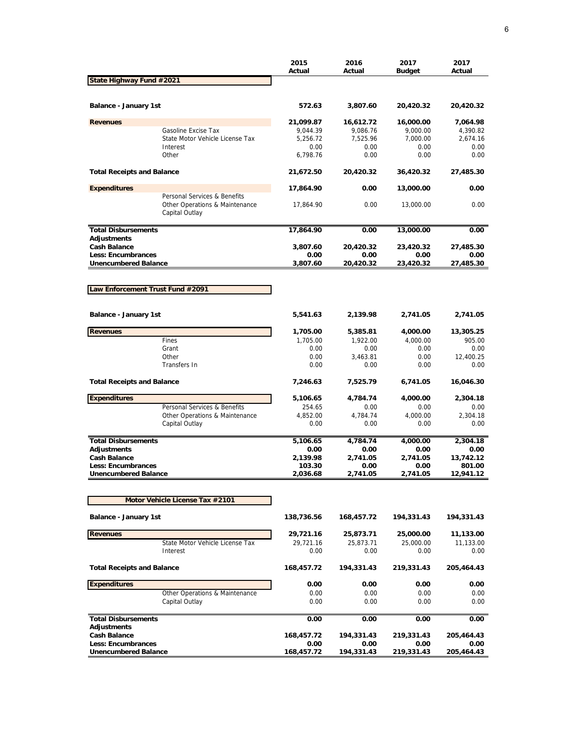| | | 2015 Actual | 2016 Actual | 2017 Budget | 2017 Actual |
|---|---|---|---|---|---|
| **State Highway Fund #2021** | | | | | |
| **Balance - January 1st** | | **572.63** | **3,807.60** | **20,420.32** | **20,420.32** |
| **Revenues** | | **21,099.87** | **16,612.72** | **16,000.00** | **7,064.98** |
| | Gasoline Excise Tax | 9,044.39 | 9,086.76 | 9,000.00 | 4,390.82 |
| | State Motor Vehicle License Tax | 5,256.72 | 7,525.96 | 7,000.00 | 2,674.16 |
| | Interest | 0.00 | 0.00 | 0.00 | 0.00 |
| | Other | 6,798.76 | 0.00 | 0.00 | 0.00 |
| **Total Receipts and Balance** | | **21,672.50** | **20,420.32** | **36,420.32** | **27,485.30** |
| **Expenditures** | | **17,864.90** | **0.00** | **13,000.00** | **0.00** |
| | Personal Services & Benefits | | | | |
| | Other Operations & Maintenance | 17,864.90 | 0.00 | 13,000.00 | 0.00 |
| | Capital Outlay | | | | |
| **Total Disbursements** | | **17,864.90** | **0.00** | **13,000.00** | **0.00** |
| **Adjustments** | | | | | |
| **Cash Balance** | | **3,807.60** | **20,420.32** | **23,420.32** | **27,485.30** |
| **Less: Encumbrances** | | **0.00** | **0.00** | **0.00** | **0.00** |
| **Unencumbered Balance** | | **3,807.60** | **20,420.32** | **23,420.32** | **27,485.30** |
| **Law Enforcement Trust Fund #2091** | | | | | |
| **Balance - January 1st** | | **5,541.63** | **2,139.98** | **2,741.05** | **2,741.05** |
| **Revenues** | | **1,705.00** | **5,385.81** | **4,000.00** | **13,305.25** |
| | Fines | 1,705.00 | 1,922.00 | 4,000.00 | 905.00 |
| | Grant | 0.00 | 0.00 | 0.00 | 0.00 |
| | Other | 0.00 | 3,463.81 | 0.00 | 12,400.25 |
| | Transfers In | 0.00 | 0.00 | 0.00 | 0.00 |
| **Total Receipts and Balance** | | **7,246.63** | **7,525.79** | **6,741.05** | **16,046.30** |
| **Expenditures** | | **5,106.65** | **4,784.74** | **4,000.00** | **2,304.18** |
| | Personal Services & Benefits | 254.65 | 0.00 | 0.00 | 0.00 |
| | Other Operations & Maintenance | 4,852.00 | 4,784.74 | 4,000.00 | 2,304.18 |
| | Capital Outlay | 0.00 | 0.00 | 0.00 | 0.00 |
| **Total Disbursements** | | **5,106.65** | **4,784.74** | **4,000.00** | **2,304.18** |
| **Adjustments** | | **0.00** | **0.00** | **0.00** | **0.00** |
| **Cash Balance** | | **2,139.98** | **2,741.05** | **2,741.05** | **13,742.12** |
| **Less: Encumbrances** | | **103.30** | **0.00** | **0.00** | **801.00** |
| **Unencumbered Balance** | | **2,036.68** | **2,741.05** | **2,741.05** | **12,941.12** |
| **Motor Vehicle License Tax #2101** | | | | | |
| **Balance - January 1st** | | **138,736.56** | **168,457.72** | **194,331.43** | **194,331.43** |
| **Revenues** | | **29,721.16** | **25,873.71** | **25,000.00** | **11,133.00** |
| | State Motor Vehicle License Tax | 29,721.16 | 25,873.71 | 25,000.00 | 11,133.00 |
| | Interest | 0.00 | 0.00 | 0.00 | 0.00 |
| **Total Receipts and Balance** | | **168,457.72** | **194,331.43** | **219,331.43** | **205,464.43** |
| **Expenditures** | | **0.00** | **0.00** | **0.00** | **0.00** |
| | Other Operations & Maintenance | 0.00 | 0.00 | 0.00 | 0.00 |
| | Capital Outlay | 0.00 | 0.00 | 0.00 | 0.00 |
| **Total Disbursements** | | **0.00** | **0.00** | **0.00** | **0.00** |
| **Adjustments** | | | | | |
| **Cash Balance** | | **168,457.72** | **194,331.43** | **219,331.43** | **205,464.43** |
| **Less: Encumbrances** | | **0.00** | **0.00** | **0.00** | **0.00** |
| **Unencumbered Balance** | | **168,457.72** | **194,331.43** | **219,331.43** | **205,464.43** |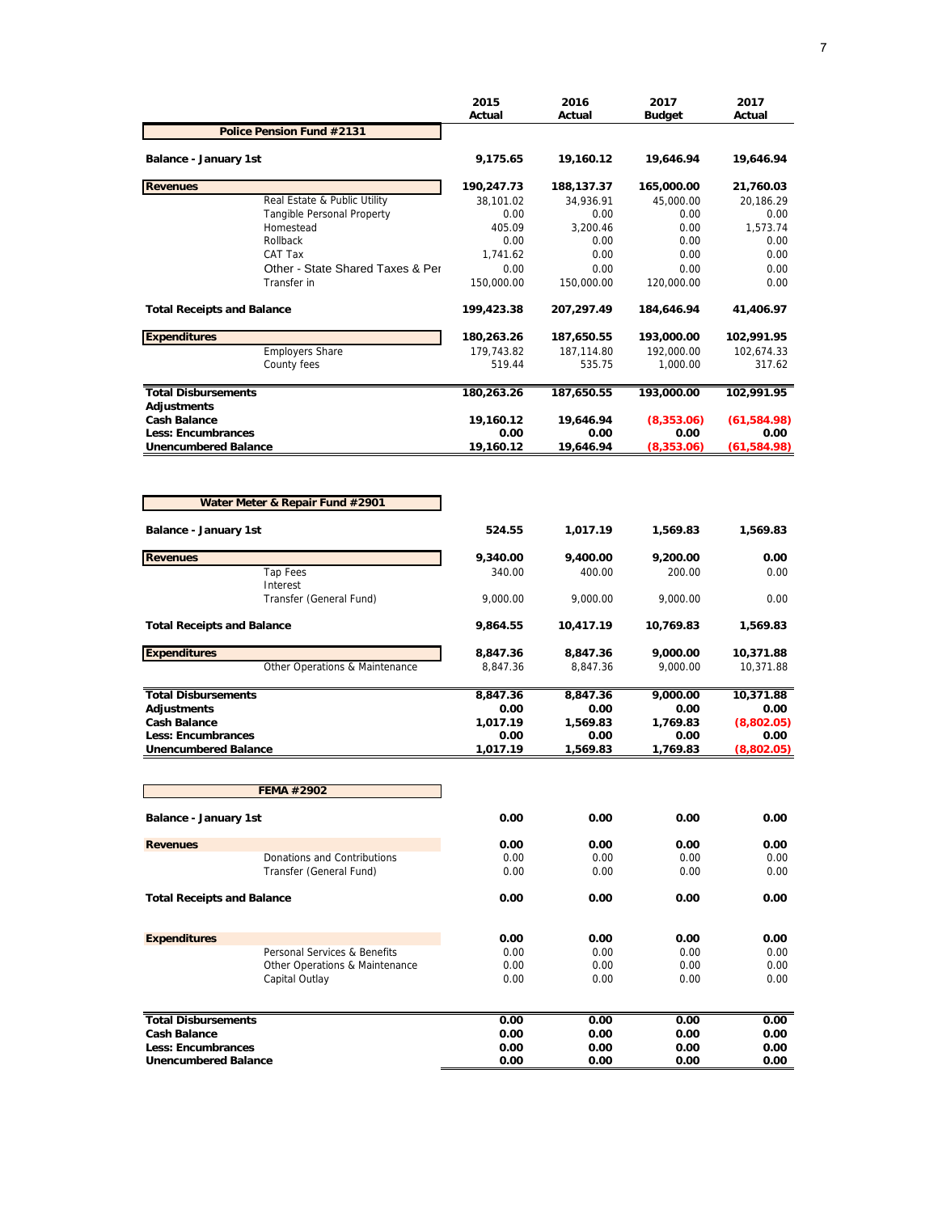## Police Pension Fund #2131

| | 2015 Actual | 2016 Actual | 2017 Budget | 2017 Actual |
|---|---|---|---|---|
| **Balance - January 1st** | **9,175.65** | **19,160.12** | **19,646.94** | **19,646.94** |
| **Revenues** | **190,247.73** | **188,137.37** | **165,000.00** | **21,760.03** |
| Real Estate & Public Utility | 38,101.02 | 34,936.91 | 45,000.00 | 20,186.29 |
| Tangible Personal Property | 0.00 | 0.00 | 0.00 | 0.00 |
| Homestead | 405.09 | 3,200.46 | 0.00 | 1,573.74 |
| Rollback | 0.00 | 0.00 | 0.00 | 0.00 |
| CAT Tax | 1,741.62 | 0.00 | 0.00 | 0.00 |
| Other - State Shared Taxes & Per | 0.00 | 0.00 | 0.00 | 0.00 |
| Transfer in | 150,000.00 | 150,000.00 | 120,000.00 | 0.00 |
| **Total Receipts and Balance** | **199,423.38** | **207,297.49** | **184,646.94** | **41,406.97** |
| **Expenditures** | **180,263.26** | **187,650.55** | **193,000.00** | **102,991.95** |
| Employers Share | 179,743.82 | 187,114.80 | 192,000.00 | 102,674.33 |
| County fees | 519.44 | 535.75 | 1,000.00 | 317.62 |
| **Total Disbursements** | **180,263.26** | **187,650.55** | **193,000.00** | **102,991.95** |
| **Adjustments** | | | | |
| **Cash Balance** | **19,160.12** | **19,646.94** | **(8,353.06)** | **(61,584.98)** |
| **Less: Encumbrances** | **0.00** | **0.00** | **0.00** | **0.00** |
| **Unencumbered Balance** | **19,160.12** | **19,646.94** | **(8,353.06)** | **(61,584.98)** |

## Water Meter & Repair Fund #2901

| | 2015 Actual | 2016 Actual | 2017 Budget | 2017 Actual |
|---|---|---|---|---|
| **Balance - January 1st** | **524.55** | **1,017.19** | **1,569.83** | **1,569.83** |
| **Revenues** | **9,340.00** | **9,400.00** | **9,200.00** | **0.00** |
| Tap Fees | 340.00 | 400.00 | 200.00 | 0.00 |
| Interest | | | | |
| Transfer (General Fund) | 9,000.00 | 9,000.00 | 9,000.00 | 0.00 |
| **Total Receipts and Balance** | **9,864.55** | **10,417.19** | **10,769.83** | **1,569.83** |
| **Expenditures** | **8,847.36** | **8,847.36** | **9,000.00** | **10,371.88** |
| Other Operations & Maintenance | 8,847.36 | 8,847.36 | 9,000.00 | 10,371.88 |
| **Total Disbursements** | **8,847.36** | **8,847.36** | **9,000.00** | **10,371.88** |
| **Adjustments** | **0.00** | **0.00** | **0.00** | **0.00** |
| **Cash Balance** | **1,017.19** | **1,569.83** | **1,769.83** | **(8,802.05)** |
| **Less: Encumbrances** | **0.00** | **0.00** | **0.00** | **0.00** |
| **Unencumbered Balance** | **1,017.19** | **1,569.83** | **1,769.83** | **(8,802.05)** |

## FEMA #2902

| | 2015 Actual | 2016 Actual | 2017 Budget | 2017 Actual |
|---|---|---|---|---|
| **Balance - January 1st** | **0.00** | **0.00** | **0.00** | **0.00** |
| **Revenues** | **0.00** | **0.00** | **0.00** | **0.00** |
| Donations and Contributions | 0.00 | 0.00 | 0.00 | 0.00 |
| Transfer (General Fund) | 0.00 | 0.00 | 0.00 | 0.00 |
| **Total Receipts and Balance** | **0.00** | **0.00** | **0.00** | **0.00** |
| **Expenditures** | **0.00** | **0.00** | **0.00** | **0.00** |
| Personal Services & Benefits | 0.00 | 0.00 | 0.00 | 0.00 |
| Other Operations & Maintenance | 0.00 | 0.00 | 0.00 | 0.00 |
| Capital Outlay | 0.00 | 0.00 | 0.00 | 0.00 |
| **Total Disbursements** | **0.00** | **0.00** | **0.00** | **0.00** |
| **Cash Balance** | **0.00** | **0.00** | **0.00** | **0.00** |
| **Less: Encumbrances** | **0.00** | **0.00** | **0.00** | **0.00** |
| **Unencumbered Balance** | **0.00** | **0.00** | **0.00** | **0.00** |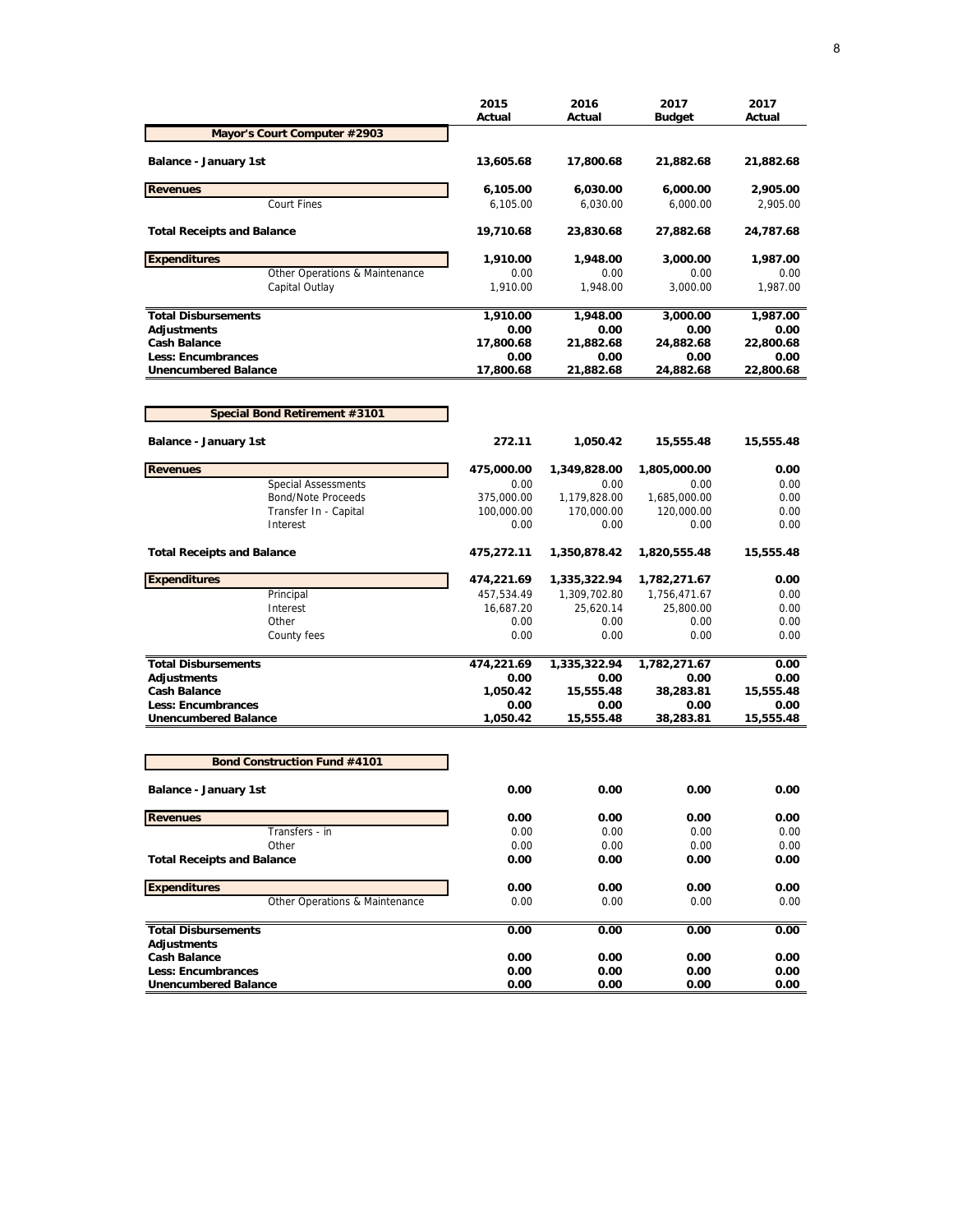| | 2015 Actual | 2016 Actual | 2017 Budget | 2017 Actual |
|---|---|---|---|---|
| **Mayor's Court Computer #2903** | | | | |
| **Balance - January 1st** | **13,605.68** | **17,800.68** | **21,882.68** | **21,882.68** |
| **Revenues** | **6,105.00** | **6,030.00** | **6,000.00** | **2,905.00** |
| Court Fines | 6,105.00 | 6,030.00 | 6,000.00 | 2,905.00 |
| **Total Receipts and Balance** | **19,710.68** | **23,830.68** | **27,882.68** | **24,787.68** |
| **Expenditures** | **1,910.00** | **1,948.00** | **3,000.00** | **1,987.00** |
| Other Operations & Maintenance | 0.00 | 0.00 | 0.00 | 0.00 |
| Capital Outlay | 1,910.00 | 1,948.00 | 3,000.00 | 1,987.00 |
| **Total Disbursements** | **1,910.00** | **1,948.00** | **3,000.00** | **1,987.00** |
| **Adjustments** | **0.00** | **0.00** | **0.00** | **0.00** |
| **Cash Balance** | **17,800.68** | **21,882.68** | **24,882.68** | **22,800.68** |
| **Less: Encumbrances** | **0.00** | **0.00** | **0.00** | **0.00** |
| **Unencumbered Balance** | **17,800.68** | **21,882.68** | **24,882.68** | **22,800.68** |

| | 2015 Actual | 2016 Actual | 2017 Budget | 2017 Actual |
|---|---|---|---|---|
| **Special Bond Retirement #3101** | | | | |
| **Balance - January 1st** | **272.11** | **1,050.42** | **15,555.48** | **15,555.48** |
| **Revenues** | **475,000.00** | **1,349,828.00** | **1,805,000.00** | **0.00** |
| Special Assessments | 0.00 | 0.00 | 0.00 | 0.00 |
| Bond/Note Proceeds | 375,000.00 | 1,179,828.00 | 1,685,000.00 | 0.00 |
| Transfer In - Capital | 100,000.00 | 170,000.00 | 120,000.00 | 0.00 |
| Interest | 0.00 | 0.00 | 0.00 | 0.00 |
| **Total Receipts and Balance** | **475,272.11** | **1,350,878.42** | **1,820,555.48** | **15,555.48** |
| **Expenditures** | **474,221.69** | **1,335,322.94** | **1,782,271.67** | **0.00** |
| Principal | 457,534.49 | 1,309,702.80 | 1,756,471.67 | 0.00 |
| Interest | 16,687.20 | 25,620.14 | 25,800.00 | 0.00 |
| Other | 0.00 | 0.00 | 0.00 | 0.00 |
| County fees | 0.00 | 0.00 | 0.00 | 0.00 |
| **Total Disbursements** | **474,221.69** | **1,335,322.94** | **1,782,271.67** | **0.00** |
| **Adjustments** | **0.00** | **0.00** | **0.00** | **0.00** |
| **Cash Balance** | **1,050.42** | **15,555.48** | **38,283.81** | **15,555.48** |
| **Less: Encumbrances** | **0.00** | **0.00** | **0.00** | **0.00** |
| **Unencumbered Balance** | **1,050.42** | **15,555.48** | **38,283.81** | **15,555.48** |

| | 2015 Actual | 2016 Actual | 2017 Budget | 2017 Actual |
|---|---|---|---|---|
| **Bond Construction Fund #4101** | | | | |
| **Balance - January 1st** | **0.00** | **0.00** | **0.00** | **0.00** |
| **Revenues** | **0.00** | **0.00** | **0.00** | **0.00** |
| Transfers - in | 0.00 | 0.00 | 0.00 | 0.00 |
| Other | 0.00 | 0.00 | 0.00 | 0.00 |
| **Total Receipts and Balance** | **0.00** | **0.00** | **0.00** | **0.00** |
| **Expenditures** | **0.00** | **0.00** | **0.00** | **0.00** |
| Other Operations & Maintenance | 0.00 | 0.00 | 0.00 | 0.00 |
| **Total Disbursements** | **0.00** | **0.00** | **0.00** | **0.00** |
| **Adjustments** | | | | |
| **Cash Balance** | **0.00** | **0.00** | **0.00** | **0.00** |
| **Less: Encumbrances** | **0.00** | **0.00** | **0.00** | **0.00** |
| **Unencumbered Balance** | **0.00** | **0.00** | **0.00** | **0.00** |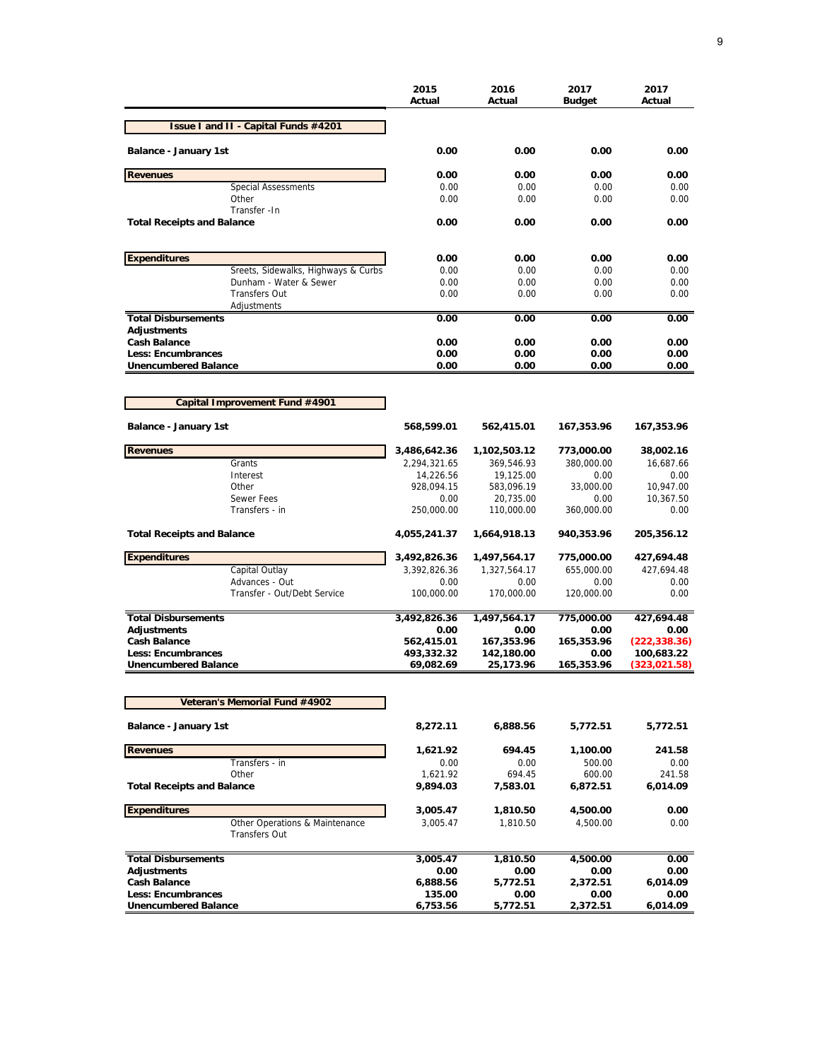| | 2015 Actual | 2016 Actual | 2017 Budget | 2017 Actual |
|---|---|---|---|---|
| **Issue I and II - Capital Funds #4201** | | | | |
| **Balance - January 1st** | **0.00** | **0.00** | **0.00** | **0.00** |
| **Revenues** | **0.00** | **0.00** | **0.00** | **0.00** |
| Special Assessments | 0.00 | 0.00 | 0.00 | 0.00 |
| Other | 0.00 | 0.00 | 0.00 | 0.00 |
| Transfer -In | | | | |
| **Total Receipts and Balance** | **0.00** | **0.00** | **0.00** | **0.00** |
| **Expenditures** | **0.00** | **0.00** | **0.00** | **0.00** |
| Sreets, Sidewalks, Highways & Curbs | 0.00 | 0.00 | 0.00 | 0.00 |
| Dunham - Water & Sewer | 0.00 | 0.00 | 0.00 | 0.00 |
| Transfers Out | 0.00 | 0.00 | 0.00 | 0.00 |
| Adjustments | | | | |
| **Total Disbursements** | **0.00** | **0.00** | **0.00** | **0.00** |
| **Adjustments** | | | | |
| **Cash Balance** | **0.00** | **0.00** | **0.00** | **0.00** |
| **Less: Encumbrances** | **0.00** | **0.00** | **0.00** | **0.00** |
| **Unencumbered Balance** | **0.00** | **0.00** | **0.00** | **0.00** |

| | 2015 Actual | 2016 Actual | 2017 Budget | 2017 Actual |
|---|---|---|---|---|
| **Capital Improvement Fund #4901** | | | | |
| **Balance - January 1st** | **568,599.01** | **562,415.01** | **167,353.96** | **167,353.96** |
| **Revenues** | **3,486,642.36** | **1,102,503.12** | **773,000.00** | **38,002.16** |
| Grants | 2,294,321.65 | 369,546.93 | 380,000.00 | 16,687.66 |
| Interest | 14,226.56 | 19,125.00 | 0.00 | 0.00 |
| Other | 928,094.15 | 583,096.19 | 33,000.00 | 10,947.00 |
| Sewer Fees | 0.00 | 20,735.00 | 0.00 | 10,367.50 |
| Transfers - in | 250,000.00 | 110,000.00 | 360,000.00 | 0.00 |
| **Total Receipts and Balance** | **4,055,241.37** | **1,664,918.13** | **940,353.96** | **205,356.12** |
| **Expenditures** | **3,492,826.36** | **1,497,564.17** | **775,000.00** | **427,694.48** |
| Capital Outlay | 3,392,826.36 | 1,327,564.17 | 655,000.00 | 427,694.48 |
| Advances - Out | 0.00 | 0.00 | 0.00 | 0.00 |
| Transfer - Out/Debt Service | 100,000.00 | 170,000.00 | 120,000.00 | 0.00 |
| **Total Disbursements** | **3,492,826.36** | **1,497,564.17** | **775,000.00** | **427,694.48** |
| **Adjustments** | **0.00** | **0.00** | **0.00** | **0.00** |
| **Cash Balance** | **562,415.01** | **167,353.96** | **165,353.96** | **(222,338.36)** |
| **Less: Encumbrances** | **493,332.32** | **142,180.00** | **0.00** | **100,683.22** |
| **Unencumbered Balance** | **69,082.69** | **25,173.96** | **165,353.96** | **(323,021.58)** |

| | 2015 Actual | 2016 Actual | 2017 Budget | 2017 Actual |
|---|---|---|---|---|
| **Veteran's Memorial Fund #4902** | | | | |
| **Balance - January 1st** | **8,272.11** | **6,888.56** | **5,772.51** | **5,772.51** |
| **Revenues** | **1,621.92** | **694.45** | **1,100.00** | **241.58** |
| Transfers - in | 0.00 | 0.00 | 500.00 | 0.00 |
| Other | 1,621.92 | 694.45 | 600.00 | 241.58 |
| **Total Receipts and Balance** | **9,894.03** | **7,583.01** | **6,872.51** | **6,014.09** |
| **Expenditures** | **3,005.47** | **1,810.50** | **4,500.00** | **0.00** |
| Other Operations & Maintenance | 3,005.47 | 1,810.50 | 4,500.00 | 0.00 |
| Transfers Out | | | | |
| **Total Disbursements** | **3,005.47** | **1,810.50** | **4,500.00** | **0.00** |
| **Adjustments** | **0.00** | **0.00** | **0.00** | **0.00** |
| **Cash Balance** | **6,888.56** | **5,772.51** | **2,372.51** | **6,014.09** |
| **Less: Encumbrances** | **135.00** | **0.00** | **0.00** | **0.00** |
| **Unencumbered Balance** | **6,753.56** | **5,772.51** | **2,372.51** | **6,014.09** |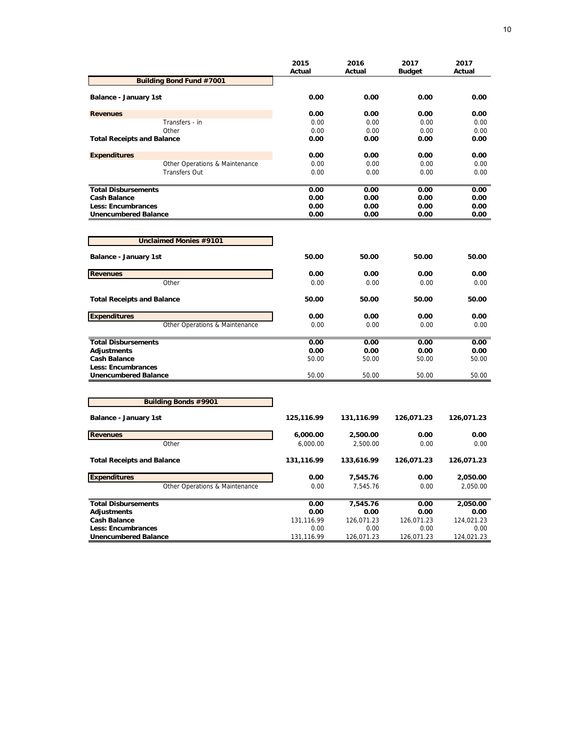| | 2015 Actual | 2016 Actual | 2017 Budget | 2017 Actual |
|---|---|---|---|---|
| **Building Bond Fund #7001** | | | | |
| **Balance - January 1st** | **0.00** | **0.00** | **0.00** | **0.00** |
| **Revenues** | **0.00** | **0.00** | **0.00** | **0.00** |
| Transfers - in | 0.00 | 0.00 | 0.00 | 0.00 |
| Other | 0.00 | 0.00 | 0.00 | 0.00 |
| **Total Receipts and Balance** | **0.00** | **0.00** | **0.00** | **0.00** |
| **Expenditures** | **0.00** | **0.00** | **0.00** | **0.00** |
| Other Operations & Maintenance | 0.00 | 0.00 | 0.00 | 0.00 |
| Transfers Out | 0.00 | 0.00 | 0.00 | 0.00 |
| **Total Disbursements** | **0.00** | **0.00** | **0.00** | **0.00** |
| **Cash Balance** | **0.00** | **0.00** | **0.00** | **0.00** |
| **Less: Encumbrances** | **0.00** | **0.00** | **0.00** | **0.00** |
| **Unencumbered Balance** | **0.00** | **0.00** | **0.00** | **0.00** |

| | 2015 Actual | 2016 Actual | 2017 Budget | 2017 Actual |
|---|---|---|---|---|
| **Unclaimed Monies #9101** | | | | |
| **Balance - January 1st** | **50.00** | **50.00** | **50.00** | **50.00** |
| **Revenues** | **0.00** | **0.00** | **0.00** | **0.00** |
| Other | 0.00 | 0.00 | 0.00 | 0.00 |
| **Total Receipts and Balance** | **50.00** | **50.00** | **50.00** | **50.00** |
| **Expenditures** | **0.00** | **0.00** | **0.00** | **0.00** |
| Other Operations & Maintenance | 0.00 | 0.00 | 0.00 | 0.00 |
| **Total Disbursements** | **0.00** | **0.00** | **0.00** | **0.00** |
| **Adjustments** | **0.00** | **0.00** | **0.00** | **0.00** |
| **Cash Balance** | 50.00 | 50.00 | 50.00 | 50.00 |
| **Less: Encumbrances** | | | | |
| **Unencumbered Balance** | 50.00 | 50.00 | 50.00 | 50.00 |

| | 2015 Actual | 2016 Actual | 2017 Budget | 2017 Actual |
|---|---|---|---|---|
| **Building Bonds #9901** | | | | |
| **Balance - January 1st** | **125,116.99** | **131,116.99** | **126,071.23** | **126,071.23** |
| **Revenues** | **6,000.00** | **2,500.00** | **0.00** | **0.00** |
| Other | 6,000.00 | 2,500.00 | 0.00 | 0.00 |
| **Total Receipts and Balance** | **131,116.99** | **133,616.99** | **126,071.23** | **126,071.23** |
| **Expenditures** | **0.00** | **7,545.76** | **0.00** | **2,050.00** |
| Other Operations & Maintenance | 0.00 | 7,545.76 | 0.00 | 2,050.00 |
| **Total Disbursements** | **0.00** | **7,545.76** | **0.00** | **2,050.00** |
| **Adjustments** | **0.00** | **0.00** | **0.00** | **0.00** |
| **Cash Balance** | 131,116.99 | 126,071.23 | 126,071.23 | 124,021.23 |
| **Less: Encumbrances** | 0.00 | 0.00 | 0.00 | 0.00 |
| **Unencumbered Balance** | 131,116.99 | 126,071.23 | 126,071.23 | 124,021.23 |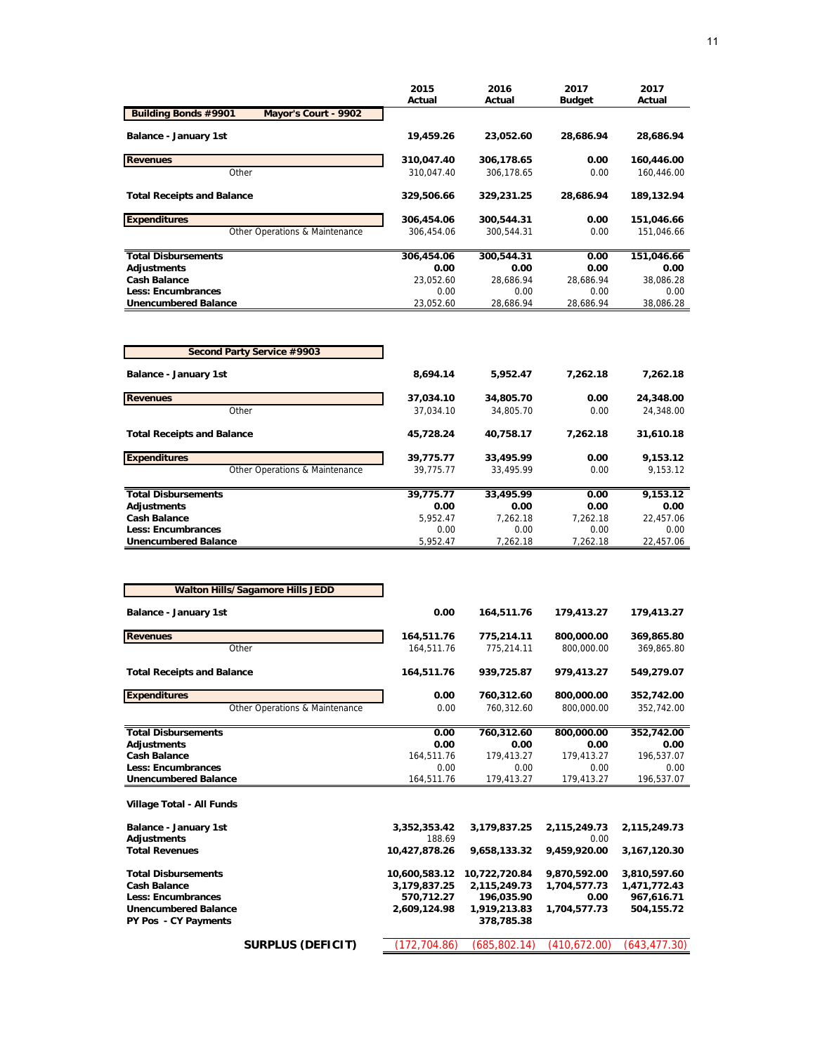| | 2015 Actual | 2016 Actual | 2017 Budget | 2017 Actual |
|---|---|---|---|---|
| **Building Bonds #9901 Mayor's Court - 9902** | | | | |
| **Balance - January 1st** | **19,459.26** | **23,052.60** | **28,686.94** | **28,686.94** |
| **Revenues** | **310,047.40** | **306,178.65** | **0.00** | **160,446.00** |
| Other | 310,047.40 | 306,178.65 | 0.00 | 160,446.00 |
| **Total Receipts and Balance** | **329,506.66** | **329,231.25** | **28,686.94** | **189,132.94** |
| **Expenditures** | **306,454.06** | **300,544.31** | **0.00** | **151,046.66** |
| Other Operations & Maintenance | 306,454.06 | 300,544.31 | 0.00 | 151,046.66 |
| **Total Disbursements** | **306,454.06** | **300,544.31** | **0.00** | **151,046.66** |
| **Adjustments** | **0.00** | **0.00** | **0.00** | **0.00** |
| **Cash Balance** | 23,052.60 | 28,686.94 | 28,686.94 | 38,086.28 |
| **Less: Encumbrances** | 0.00 | 0.00 | 0.00 | 0.00 |
| **Unencumbered Balance** | 23,052.60 | 28,686.94 | 28,686.94 | 38,086.28 |

| | 2015 Actual | 2016 Actual | 2017 Budget | 2017 Actual |
|---|---|---|---|---|
| **Second Party Service #9903** | | | | |
| **Balance - January 1st** | **8,694.14** | **5,952.47** | **7,262.18** | **7,262.18** |
| **Revenues** | **37,034.10** | **34,805.70** | **0.00** | **24,348.00** |
| Other | 37,034.10 | 34,805.70 | 0.00 | 24,348.00 |
| **Total Receipts and Balance** | **45,728.24** | **40,758.17** | **7,262.18** | **31,610.18** |
| **Expenditures** | **39,775.77** | **33,495.99** | **0.00** | **9,153.12** |
| Other Operations & Maintenance | 39,775.77 | 33,495.99 | 0.00 | 9,153.12 |
| **Total Disbursements** | **39,775.77** | **33,495.99** | **0.00** | **9,153.12** |
| **Adjustments** | **0.00** | **0.00** | **0.00** | **0.00** |
| **Cash Balance** | 5,952.47 | 7,262.18 | 7,262.18 | 22,457.06 |
| **Less: Encumbrances** | 0.00 | 0.00 | 0.00 | 0.00 |
| **Unencumbered Balance** | 5,952.47 | 7,262.18 | 7,262.18 | 22,457.06 |

| | 2015 Actual | 2016 Actual | 2017 Budget | 2017 Actual |
|---|---|---|---|---|
| **Walton Hills/Sagamore Hills JEDD** | | | | |
| **Balance - January 1st** | **0.00** | **164,511.76** | **179,413.27** | **179,413.27** |
| **Revenues** | **164,511.76** | **775,214.11** | **800,000.00** | **369,865.80** |
| Other | 164,511.76 | 775,214.11 | 800,000.00 | 369,865.80 |
| **Total Receipts and Balance** | **164,511.76** | **939,725.87** | **979,413.27** | **549,279.07** |
| **Expenditures** | **0.00** | **760,312.60** | **800,000.00** | **352,742.00** |
| Other Operations & Maintenance | 0.00 | 760,312.60 | 800,000.00 | 352,742.00 |
| **Total Disbursements** | **0.00** | **760,312.60** | **800,000.00** | **352,742.00** |
| **Adjustments** | **0.00** | **0.00** | **0.00** | **0.00** |
| **Cash Balance** | 164,511.76 | 179,413.27 | 179,413.27 | 196,537.07 |
| **Less: Encumbrances** | 0.00 | 0.00 | 0.00 | 0.00 |
| **Unencumbered Balance** | 164,511.76 | 179,413.27 | 179,413.27 | 196,537.07 |

| **Village Total - All Funds** | 2015 Actual | 2016 Actual | 2017 Budget | 2017 Actual |
|---|---|---|---|---|
| **Balance - January 1st** | **3,352,353.42** | **3,179,837.25** | **2,115,249.73** | **2,115,249.73** |
| **Adjustments** | 188.69 | | 0.00 | |
| **Total Revenues** | **10,427,878.26** | **9,658,133.32** | **9,459,920.00** | **3,167,120.30** |
| **Total Disbursements** | **10,600,583.12** | **10,722,720.84** | **9,870,592.00** | **3,810,597.60** |
| **Cash Balance** | **3,179,837.25** | **2,115,249.73** | **1,704,577.73** | **1,471,772.43** |
| **Less: Encumbrances** | **570,712.27** | **196,035.90** | **0.00** | **967,616.71** |
| **Unencumbered Balance** | **2,609,124.98** | **1,919,213.83** | **1,704,577.73** | **504,155.72** |
| **PY Pos - CY Payments** | | **378,785.38** | | |
| **SURPLUS (DEFICIT)** | (172,704.86) | (685,802.14) | (410,672.00) | (643,477.30) |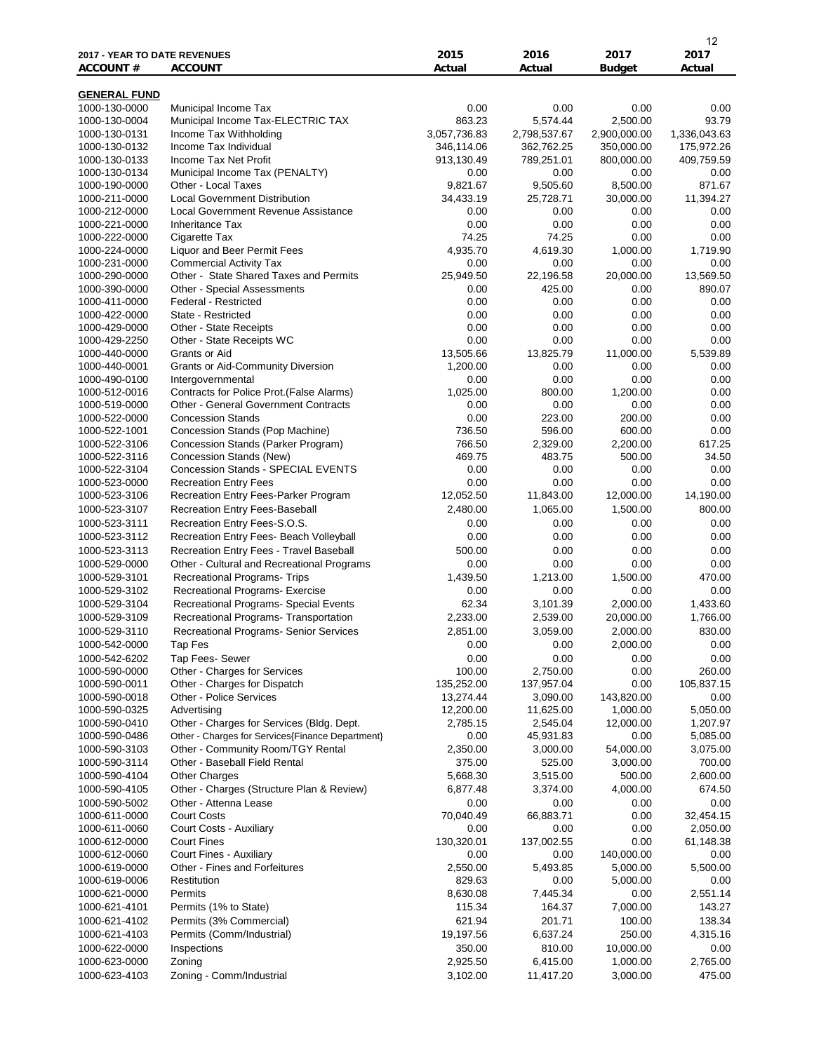| 2017 - YEAR TO DATE REVENUES | | 2015 | 2016 | 2017 | 2017 |
|---|---|---|---|---|---|
| ACCOUNT # | ACCOUNT | Actual | Actual | Budget | Actual |
| **GENERAL FUND** | | | | | |
| 1000-130-0000 | Municipal Income Tax | 0.00 | 0.00 | 0.00 | 0.00 |
| 1000-130-0004 | Municipal Income Tax-ELECTRIC TAX | 863.23 | 5,574.44 | 2,500.00 | 93.79 |
| 1000-130-0131 | Income Tax Withholding | 3,057,736.83 | 2,798,537.67 | 2,900,000.00 | 1,336,043.63 |
| 1000-130-0132 | Income Tax Individual | 346,114.06 | 362,762.25 | 350,000.00 | 175,972.26 |
| 1000-130-0133 | Income Tax Net Profit | 913,130.49 | 789,251.01 | 800,000.00 | 409,759.59 |
| 1000-130-0134 | Municipal Income Tax (PENALTY) | 0.00 | 0.00 | 0.00 | 0.00 |
| 1000-190-0000 | Other - Local Taxes | 9,821.67 | 9,505.60 | 8,500.00 | 871.67 |
| 1000-211-0000 | Local Government Distribution | 34,433.19 | 25,728.71 | 30,000.00 | 11,394.27 |
| 1000-212-0000 | Local Government Revenue Assistance | 0.00 | 0.00 | 0.00 | 0.00 |
| 1000-221-0000 | Inheritance Tax | 0.00 | 0.00 | 0.00 | 0.00 |
| 1000-222-0000 | Cigarette Tax | 74.25 | 74.25 | 0.00 | 0.00 |
| 1000-224-0000 | Liquor and Beer Permit Fees | 4,935.70 | 4,619.30 | 1,000.00 | 1,719.90 |
| 1000-231-0000 | Commercial Activity Tax | 0.00 | 0.00 | 0.00 | 0.00 |
| 1000-290-0000 | Other - State Shared Taxes and Permits | 25,949.50 | 22,196.58 | 20,000.00 | 13,569.50 |
| 1000-390-0000 | Other - Special Assessments | 0.00 | 425.00 | 0.00 | 890.07 |
| 1000-411-0000 | Federal - Restricted | 0.00 | 0.00 | 0.00 | 0.00 |
| 1000-422-0000 | State - Restricted | 0.00 | 0.00 | 0.00 | 0.00 |
| 1000-429-0000 | Other - State Receipts | 0.00 | 0.00 | 0.00 | 0.00 |
| 1000-429-2250 | Other - State Receipts WC | 0.00 | 0.00 | 0.00 | 0.00 |
| 1000-440-0000 | Grants or Aid | 13,505.66 | 13,825.79 | 11,000.00 | 5,539.89 |
| 1000-440-0001 | Grants or Aid-Community Diversion | 1,200.00 | 0.00 | 0.00 | 0.00 |
| 1000-490-0100 | Intergovernmental | 0.00 | 0.00 | 0.00 | 0.00 |
| 1000-512-0016 | Contracts for Police Prot.(False Alarms) | 1,025.00 | 800.00 | 1,200.00 | 0.00 |
| 1000-519-0000 | Other - General Government Contracts | 0.00 | 0.00 | 0.00 | 0.00 |
| 1000-522-0000 | Concession Stands | 0.00 | 223.00 | 200.00 | 0.00 |
| 1000-522-1001 | Concession Stands (Pop Machine) | 736.50 | 596.00 | 600.00 | 0.00 |
| 1000-522-3106 | Concession Stands (Parker Program) | 766.50 | 2,329.00 | 2,200.00 | 617.25 |
| 1000-522-3116 | Concession Stands (New) | 469.75 | 483.75 | 500.00 | 34.50 |
| 1000-522-3104 | Concession Stands - SPECIAL EVENTS | 0.00 | 0.00 | 0.00 | 0.00 |
| 1000-523-0000 | Recreation Entry Fees | 0.00 | 0.00 | 0.00 | 0.00 |
| 1000-523-3106 | Recreation Entry Fees-Parker Program | 12,052.50 | 11,843.00 | 12,000.00 | 14,190.00 |
| 1000-523-3107 | Recreation Entry Fees-Baseball | 2,480.00 | 1,065.00 | 1,500.00 | 800.00 |
| 1000-523-3111 | Recreation Entry Fees-S.O.S. | 0.00 | 0.00 | 0.00 | 0.00 |
| 1000-523-3112 | Recreation Entry Fees- Beach Volleyball | 0.00 | 0.00 | 0.00 | 0.00 |
| 1000-523-3113 | Recreation Entry Fees - Travel Baseball | 500.00 | 0.00 | 0.00 | 0.00 |
| 1000-529-0000 | Other - Cultural and Recreational Programs | 0.00 | 0.00 | 0.00 | 0.00 |
| 1000-529-3101 | Recreational Programs- Trips | 1,439.50 | 1,213.00 | 1,500.00 | 470.00 |
| 1000-529-3102 | Recreational Programs- Exercise | 0.00 | 0.00 | 0.00 | 0.00 |
| 1000-529-3104 | Recreational Programs- Special Events | 62.34 | 3,101.39 | 2,000.00 | 1,433.60 |
| 1000-529-3109 | Recreational Programs- Transportation | 2,233.00 | 2,539.00 | 20,000.00 | 1,766.00 |
| 1000-529-3110 | Recreational Programs- Senior Services | 2,851.00 | 3,059.00 | 2,000.00 | 830.00 |
| 1000-542-0000 | Tap Fes | 0.00 | 0.00 | 2,000.00 | 0.00 |
| 1000-542-6202 | Tap Fees- Sewer | 0.00 | 0.00 | 0.00 | 0.00 |
| 1000-590-0000 | Other - Charges for Services | 100.00 | 2,750.00 | 0.00 | 260.00 |
| 1000-590-0011 | Other - Charges for Dispatch | 135,252.00 | 137,957.04 | 0.00 | 105,837.15 |
| 1000-590-0018 | Other - Police Services | 13,274.44 | 3,090.00 | 143,820.00 | 0.00 |
| 1000-590-0325 | Advertising | 12,200.00 | 11,625.00 | 1,000.00 | 5,050.00 |
| 1000-590-0410 | Other - Charges for Services (Bldg. Dept. | 2,785.15 | 2,545.04 | 12,000.00 | 1,207.97 |
| 1000-590-0486 | Other - Charges for Services{Finance Department} | 0.00 | 45,931.83 | 0.00 | 5,085.00 |
| 1000-590-3103 | Other - Community Room/TGY Rental | 2,350.00 | 3,000.00 | 54,000.00 | 3,075.00 |
| 1000-590-3114 | Other - Baseball Field Rental | 375.00 | 525.00 | 3,000.00 | 700.00 |
| 1000-590-4104 | Other Charges | 5,668.30 | 3,515.00 | 500.00 | 2,600.00 |
| 1000-590-4105 | Other - Charges (Structure Plan & Review) | 6,877.48 | 3,374.00 | 4,000.00 | 674.50 |
| 1000-590-5002 | Other - Attenna Lease | 0.00 | 0.00 | 0.00 | 0.00 |
| 1000-611-0000 | Court Costs | 70,040.49 | 66,883.71 | 0.00 | 32,454.15 |
| 1000-611-0060 | Court Costs - Auxiliary | 0.00 | 0.00 | 0.00 | 2,050.00 |
| 1000-612-0000 | Court Fines | 130,320.01 | 137,002.55 | 0.00 | 61,148.38 |
| 1000-612-0060 | Court Fines - Auxiliary | 0.00 | 0.00 | 140,000.00 | 0.00 |
| 1000-619-0000 | Other - Fines and Forfeitures | 2,550.00 | 5,493.85 | 5,000.00 | 5,500.00 |
| 1000-619-0006 | Restitution | 829.63 | 0.00 | 5,000.00 | 0.00 |
| 1000-621-0000 | Permits | 8,630.08 | 7,445.34 | 0.00 | 2,551.14 |
| 1000-621-4101 | Permits (1% to State) | 115.34 | 164.37 | 7,000.00 | 143.27 |
| 1000-621-4102 | Permits (3% Commercial) | 621.94 | 201.71 | 100.00 | 138.34 |
| 1000-621-4103 | Permits (Comm/Industrial) | 19,197.56 | 6,637.24 | 250.00 | 4,315.16 |
| 1000-622-0000 | Inspections | 350.00 | 810.00 | 10,000.00 | 0.00 |
| 1000-623-0000 | Zoning | 2,925.50 | 6,415.00 | 1,000.00 | 2,765.00 |
| 1000-623-4103 | Zoning - Comm/Industrial | 3,102.00 | 11,417.20 | 3,000.00 | 475.00 |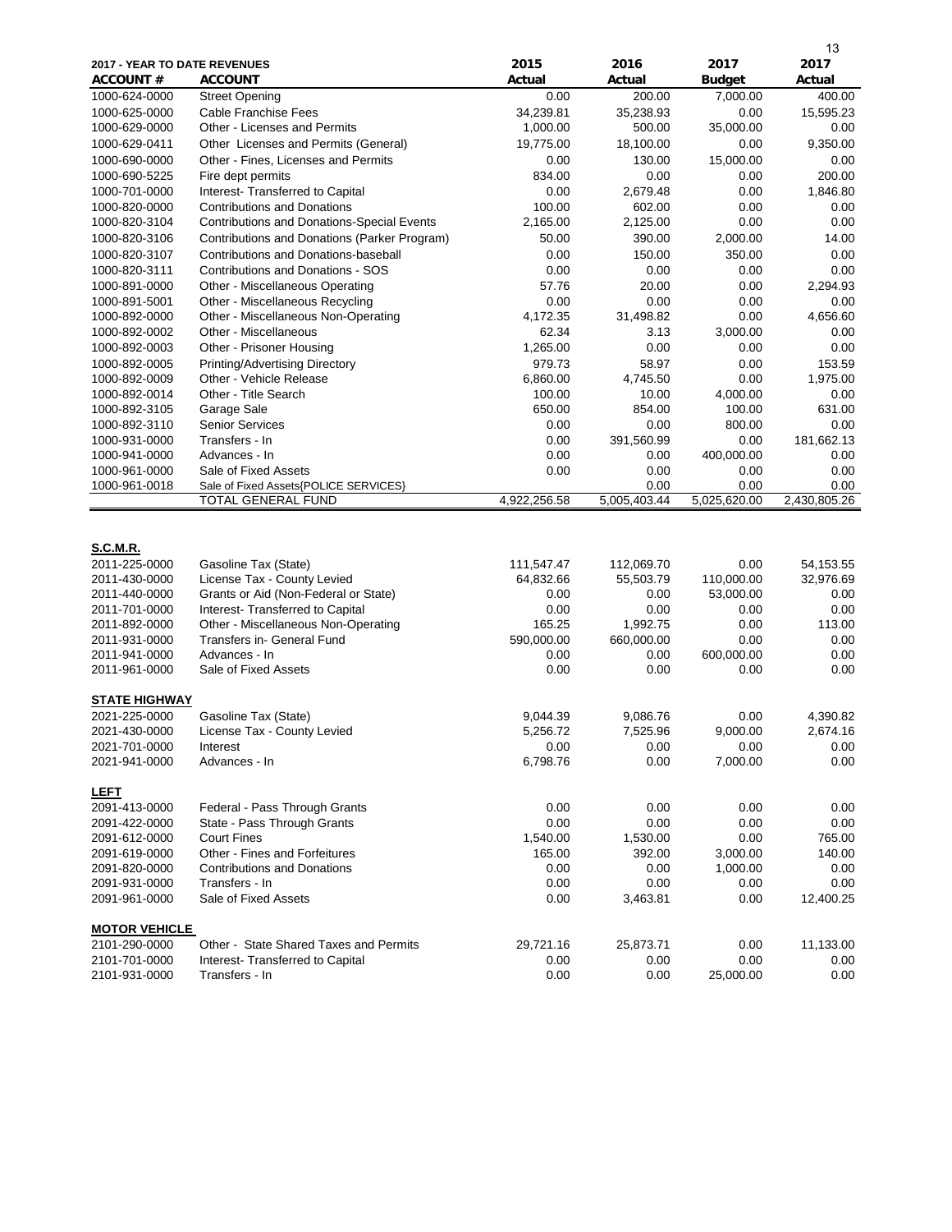| 2017 - YEAR TO DATE REVENUES | | 2015 | 2016 | 2017 | 2017 |
|---|---|---|---|---|---|
| **ACCOUNT #** | **ACCOUNT** | **Actual** | **Actual** | **Budget** | **Actual** |
| 1000-624-0000 | Street Opening | 0.00 | 200.00 | 7,000.00 | 400.00 |
| 1000-625-0000 | Cable Franchise Fees | 34,239.81 | 35,238.93 | 0.00 | 15,595.23 |
| 1000-629-0000 | Other - Licenses and Permits | 1,000.00 | 500.00 | 35,000.00 | 0.00 |
| 1000-629-0411 | Other Licenses and Permits (General) | 19,775.00 | 18,100.00 | 0.00 | 9,350.00 |
| 1000-690-0000 | Other - Fines, Licenses and Permits | 0.00 | 130.00 | 15,000.00 | 0.00 |
| 1000-690-5225 | Fire dept permits | 834.00 | 0.00 | 0.00 | 200.00 |
| 1000-701-0000 | Interest- Transferred to Capital | 0.00 | 2,679.48 | 0.00 | 1,846.80 |
| 1000-820-0000 | Contributions and Donations | 100.00 | 602.00 | 0.00 | 0.00 |
| 1000-820-3104 | Contributions and Donations-Special Events | 2,165.00 | 2,125.00 | 0.00 | 0.00 |
| 1000-820-3106 | Contributions and Donations (Parker Program) | 50.00 | 390.00 | 2,000.00 | 14.00 |
| 1000-820-3107 | Contributions and Donations-baseball | 0.00 | 150.00 | 350.00 | 0.00 |
| 1000-820-3111 | Contributions and Donations - SOS | 0.00 | 0.00 | 0.00 | 0.00 |
| 1000-891-0000 | Other - Miscellaneous Operating | 57.76 | 20.00 | 0.00 | 2,294.93 |
| 1000-891-5001 | Other - Miscellaneous Recycling | 0.00 | 0.00 | 0.00 | 0.00 |
| 1000-892-0000 | Other - Miscellaneous Non-Operating | 4,172.35 | 31,498.82 | 0.00 | 4,656.60 |
| 1000-892-0002 | Other - Miscellaneous | 62.34 | 3.13 | 3,000.00 | 0.00 |
| 1000-892-0003 | Other - Prisoner Housing | 1,265.00 | 0.00 | 0.00 | 0.00 |
| 1000-892-0005 | Printing/Advertising Directory | 979.73 | 58.97 | 0.00 | 153.59 |
| 1000-892-0009 | Other - Vehicle Release | 6,860.00 | 4,745.50 | 0.00 | 1,975.00 |
| 1000-892-0014 | Other - Title Search | 100.00 | 10.00 | 4,000.00 | 0.00 |
| 1000-892-3105 | Garage Sale | 650.00 | 854.00 | 100.00 | 631.00 |
| 1000-892-3110 | Senior Services | 0.00 | 0.00 | 800.00 | 0.00 |
| 1000-931-0000 | Transfers - In | 0.00 | 391,560.99 | 0.00 | 181,662.13 |
| 1000-941-0000 | Advances - In | 0.00 | 0.00 | 400,000.00 | 0.00 |
| 1000-961-0000 | Sale of Fixed Assets | 0.00 | 0.00 | 0.00 | 0.00 |
| 1000-961-0018 | Sale of Fixed Assets{POLICE SERVICES} | | 0.00 | 0.00 | 0.00 |
| | TOTAL GENERAL FUND | 4,922,256.58 | 5,005,403.44 | 5,025,620.00 | 2,430,805.26 |
| **S.C.M.R.** | | | | | |
| 2011-225-0000 | Gasoline Tax (State) | 111,547.47 | 112,069.70 | 0.00 | 54,153.55 |
| 2011-430-0000 | License Tax - County Levied | 64,832.66 | 55,503.79 | 110,000.00 | 32,976.69 |
| 2011-440-0000 | Grants or Aid (Non-Federal or State) | 0.00 | 0.00 | 53,000.00 | 0.00 |
| 2011-701-0000 | Interest- Transferred to Capital | 0.00 | 0.00 | 0.00 | 0.00 |
| 2011-892-0000 | Other - Miscellaneous Non-Operating | 165.25 | 1,992.75 | 0.00 | 113.00 |
| 2011-931-0000 | Transfers in- General Fund | 590,000.00 | 660,000.00 | 0.00 | 0.00 |
| 2011-941-0000 | Advances - In | 0.00 | 0.00 | 600,000.00 | 0.00 |
| 2011-961-0000 | Sale of Fixed Assets | 0.00 | 0.00 | 0.00 | 0.00 |
| **STATE HIGHWAY** | | | | | |
| 2021-225-0000 | Gasoline Tax (State) | 9,044.39 | 9,086.76 | 0.00 | 4,390.82 |
| 2021-430-0000 | License Tax - County Levied | 5,256.72 | 7,525.96 | 9,000.00 | 2,674.16 |
| 2021-701-0000 | Interest | 0.00 | 0.00 | 0.00 | 0.00 |
| 2021-941-0000 | Advances - In | 6,798.76 | 0.00 | 7,000.00 | 0.00 |
| **LEFT** | | | | | |
| 2091-413-0000 | Federal - Pass Through Grants | 0.00 | 0.00 | 0.00 | 0.00 |
| 2091-422-0000 | State - Pass Through Grants | 0.00 | 0.00 | 0.00 | 0.00 |
| 2091-612-0000 | Court Fines | 1,540.00 | 1,530.00 | 0.00 | 765.00 |
| 2091-619-0000 | Other - Fines and Forfeitures | 165.00 | 392.00 | 3,000.00 | 140.00 |
| 2091-820-0000 | Contributions and Donations | 0.00 | 0.00 | 1,000.00 | 0.00 |
| 2091-931-0000 | Transfers - In | 0.00 | 0.00 | 0.00 | 0.00 |
| 2091-961-0000 | Sale of Fixed Assets | 0.00 | 3,463.81 | 0.00 | 12,400.25 |
| **MOTOR VEHICLE** | | | | | |
| 2101-290-0000 | Other - State Shared Taxes and Permits | 29,721.16 | 25,873.71 | 0.00 | 11,133.00 |
| 2101-701-0000 | Interest- Transferred to Capital | 0.00 | 0.00 | 0.00 | 0.00 |
| 2101-931-0000 | Transfers - In | 0.00 | 0.00 | 25,000.00 | 0.00 |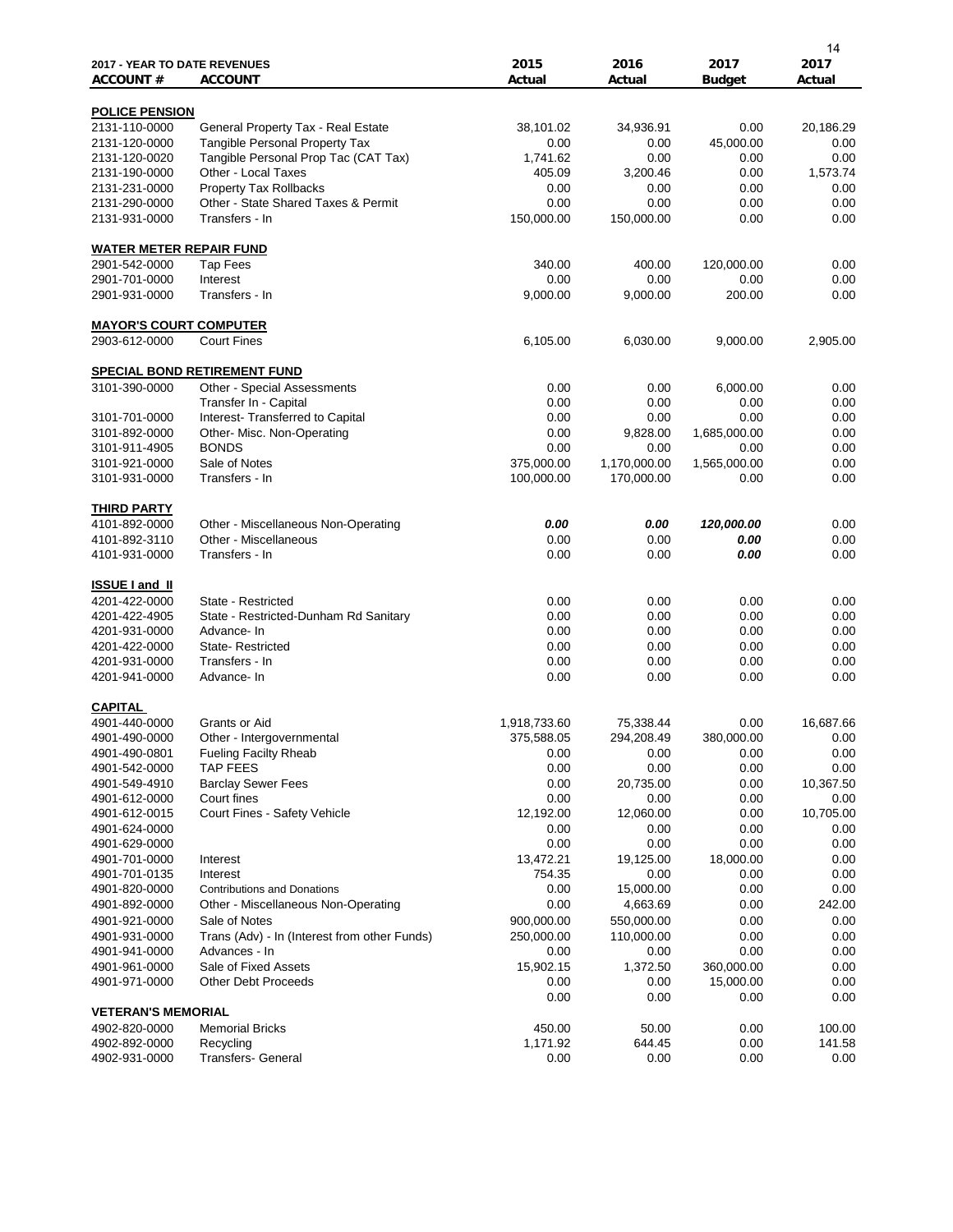**2017 - YEAR TO DATE REVENUES**

| ACCOUNT # | ACCOUNT | 2015 Actual | 2016 Actual | 2017 Budget | 2017 Actual |
|---|---|---|---|---|---|
| **POLICE PENSION** | | | | | |
| 2131-110-0000 | General Property Tax - Real Estate | 38,101.02 | 34,936.91 | 0.00 | 20,186.29 |
| 2131-120-0000 | Tangible Personal Property Tax | 0.00 | 0.00 | 45,000.00 | 0.00 |
| 2131-120-0020 | Tangible Personal Prop Tac (CAT Tax) | 1,741.62 | 0.00 | 0.00 | 0.00 |
| 2131-190-0000 | Other - Local Taxes | 405.09 | 3,200.46 | 0.00 | 1,573.74 |
| 2131-231-0000 | Property Tax Rollbacks | 0.00 | 0.00 | 0.00 | 0.00 |
| 2131-290-0000 | Other - State Shared Taxes & Permit | 0.00 | 0.00 | 0.00 | 0.00 |
| 2131-931-0000 | Transfers - In | 150,000.00 | 150,000.00 | 0.00 | 0.00 |
| **WATER METER REPAIR FUND** | | | | | |
| 2901-542-0000 | Tap Fees | 340.00 | 400.00 | 120,000.00 | 0.00 |
| 2901-701-0000 | Interest | 0.00 | 0.00 | 0.00 | 0.00 |
| 2901-931-0000 | Transfers - In | 9,000.00 | 9,000.00 | 200.00 | 0.00 |
| **MAYOR'S COURT COMPUTER** | | | | | |
| 2903-612-0000 | Court Fines | 6,105.00 | 6,030.00 | 9,000.00 | 2,905.00 |
| **SPECIAL BOND RETIREMENT FUND** | | | | | |
| 3101-390-0000 | Other - Special Assessments | 0.00 | 0.00 | 6,000.00 | 0.00 |
| | Transfer In - Capital | 0.00 | 0.00 | 0.00 | 0.00 |
| 3101-701-0000 | Interest- Transferred to Capital | 0.00 | 0.00 | 0.00 | 0.00 |
| 3101-892-0000 | Other- Misc. Non-Operating | 0.00 | 9,828.00 | 1,685,000.00 | 0.00 |
| 3101-911-4905 | BONDS | 0.00 | 0.00 | 0.00 | 0.00 |
| 3101-921-0000 | Sale of Notes | 375,000.00 | 1,170,000.00 | 1,565,000.00 | 0.00 |
| 3101-931-0000 | Transfers - In | 100,000.00 | 170,000.00 | 0.00 | 0.00 |
| **THIRD PARTY** | | | | | |
| 4101-892-0000 | Other - Miscellaneous Non-Operating | ***0.00*** | ***0.00*** | ***120,000.00*** | 0.00 |
| 4101-892-3110 | Other - Miscellaneous | 0.00 | 0.00 | ***0.00*** | 0.00 |
| 4101-931-0000 | Transfers - In | 0.00 | 0.00 | ***0.00*** | 0.00 |
| **ISSUE I and II** | | | | | |
| 4201-422-0000 | State - Restricted | 0.00 | 0.00 | 0.00 | 0.00 |
| 4201-422-4905 | State - Restricted-Dunham Rd Sanitary | 0.00 | 0.00 | 0.00 | 0.00 |
| 4201-931-0000 | Advance- In | 0.00 | 0.00 | 0.00 | 0.00 |
| 4201-422-0000 | State- Restricted | 0.00 | 0.00 | 0.00 | 0.00 |
| 4201-931-0000 | Transfers - In | 0.00 | 0.00 | 0.00 | 0.00 |
| 4201-941-0000 | Advance- In | 0.00 | 0.00 | 0.00 | 0.00 |
| **CAPITAL** | | | | | |
| 4901-440-0000 | Grants or Aid | 1,918,733.60 | 75,338.44 | 0.00 | 16,687.66 |
| 4901-490-0000 | Other - Intergovernmental | 375,588.05 | 294,208.49 | 380,000.00 | 0.00 |
| 4901-490-0801 | Fueling Facilty Rheab | 0.00 | 0.00 | 0.00 | 0.00 |
| 4901-542-0000 | TAP FEES | 0.00 | 0.00 | 0.00 | 0.00 |
| 4901-549-4910 | Barclay Sewer Fees | 0.00 | 20,735.00 | 0.00 | 10,367.50 |
| 4901-612-0000 | Court fines | 0.00 | 0.00 | 0.00 | 0.00 |
| 4901-612-0015 | Court Fines - Safety Vehicle | 12,192.00 | 12,060.00 | 0.00 | 10,705.00 |
| 4901-624-0000 | | 0.00 | 0.00 | 0.00 | 0.00 |
| 4901-629-0000 | | 0.00 | 0.00 | 0.00 | 0.00 |
| 4901-701-0000 | Interest | 13,472.21 | 19,125.00 | 18,000.00 | 0.00 |
| 4901-701-0135 | Interest | 754.35 | 0.00 | 0.00 | 0.00 |
| 4901-820-0000 | Contributions and Donations | 0.00 | 15,000.00 | 0.00 | 0.00 |
| 4901-892-0000 | Other - Miscellaneous Non-Operating | 0.00 | 4,663.69 | 0.00 | 242.00 |
| 4901-921-0000 | Sale of Notes | 900,000.00 | 550,000.00 | 0.00 | 0.00 |
| 4901-931-0000 | Trans (Adv) - In (Interest from other Funds) | 250,000.00 | 110,000.00 | 0.00 | 0.00 |
| 4901-941-0000 | Advances - In | 0.00 | 0.00 | 0.00 | 0.00 |
| 4901-961-0000 | Sale of Fixed Assets | 15,902.15 | 1,372.50 | 360,000.00 | 0.00 |
| 4901-971-0000 | Other Debt Proceeds | 0.00 | 0.00 | 15,000.00 | 0.00 |
| | | 0.00 | 0.00 | 0.00 | 0.00 |
| **VETERAN'S MEMORIAL** | | | | | |
| 4902-820-0000 | Memorial Bricks | 450.00 | 50.00 | 0.00 | 100.00 |
| 4902-892-0000 | Recycling | 1,171.92 | 644.45 | 0.00 | 141.58 |
| 4902-931-0000 | Transfers- General | 0.00 | 0.00 | 0.00 | 0.00 |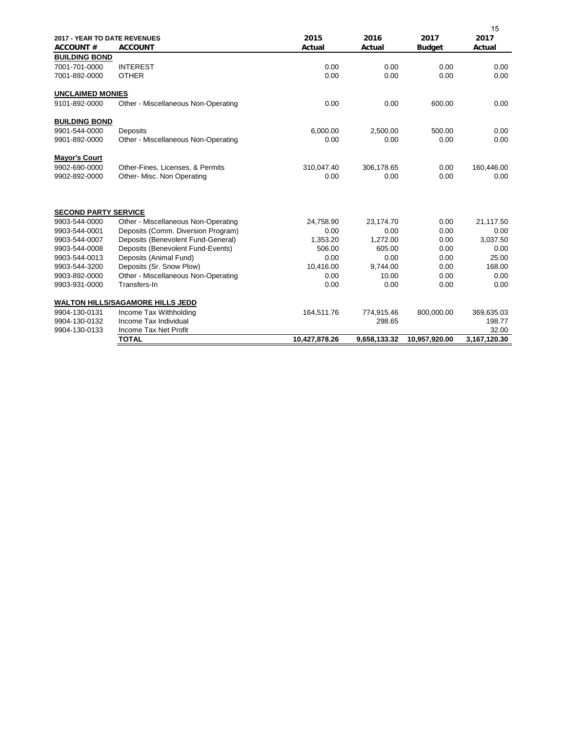| 2017 - YEAR TO DATE REVENUES | | 2015 | 2016 | 2017 | 2017 |
|---|---|---|---|---|---|
| **ACCOUNT #** | **ACCOUNT** | **Actual** | **Actual** | **Budget** | **Actual** |
| **BUILDING BOND** | | | | | |
| 7001-701-0000 | INTEREST | 0.00 | 0.00 | 0.00 | 0.00 |
| 7001-892-0000 | OTHER | 0.00 | 0.00 | 0.00 | 0.00 |
| **UNCLAIMED MONIES** | | | | | |
| 9101-892-0000 | Other - Miscellaneous Non-Operating | 0.00 | 0.00 | 600.00 | 0.00 |
| **BUILDING BOND** | | | | | |
| 9901-544-0000 | Deposits | 6,000.00 | 2,500.00 | 500.00 | 0.00 |
| 9901-892-0000 | Other - Miscellaneous Non-Operating | 0.00 | 0.00 | 0.00 | 0.00 |
| **Mayor's Court** | | | | | |
| 9902-690-0000 | Other-Fines, Licenses, & Permits | 310,047.40 | 306,178.65 | 0.00 | 160,446.00 |
| 9902-892-0000 | Other- Misc. Non Operating | 0.00 | 0.00 | 0.00 | 0.00 |
| **SECOND PARTY SERVICE** | | | | | |
| 9903-544-0000 | Other - Miscellaneous Non-Operating | 24,758.90 | 23,174.70 | 0.00 | 21,117.50 |
| 9903-544-0001 | Deposits (Comm. Diversion Program) | 0.00 | 0.00 | 0.00 | 0.00 |
| 9903-544-0007 | Deposits (Benevolent Fund-General) | 1,353.20 | 1,272.00 | 0.00 | 3,037.50 |
| 9903-544-0008 | Deposits (Benevolent Fund-Events) | 506.00 | 605.00 | 0.00 | 0.00 |
| 9903-544-0013 | Deposits (Animal Fund) | 0.00 | 0.00 | 0.00 | 25.00 |
| 9903-544-3200 | Deposits (Sr. Snow Plow) | 10,416.00 | 9,744.00 | 0.00 | 168.00 |
| 9903-892-0000 | Other - Miscellaneous Non-Operating | 0.00 | 10.00 | 0.00 | 0.00 |
| 9903-931-0000 | Transfers-In | 0.00 | 0.00 | 0.00 | 0.00 |
| **WALTON HILLS/SAGAMORE HILLS JEDD** | | | | | |
| 9904-130-0131 | Income Tax Withholding | 164,511.76 | 774,915.46 | 800,000.00 | 369,635.03 |
| 9904-130-0132 | Income Tax Individual | | 298.65 | | 198.77 |
| 9904-130-0133 | Income Tax Net Profit | | | | 32.00 |
| | **TOTAL** | **10,427,878.26** | **9,658,133.32** | **10,957,920.00** | **3,167,120.30** |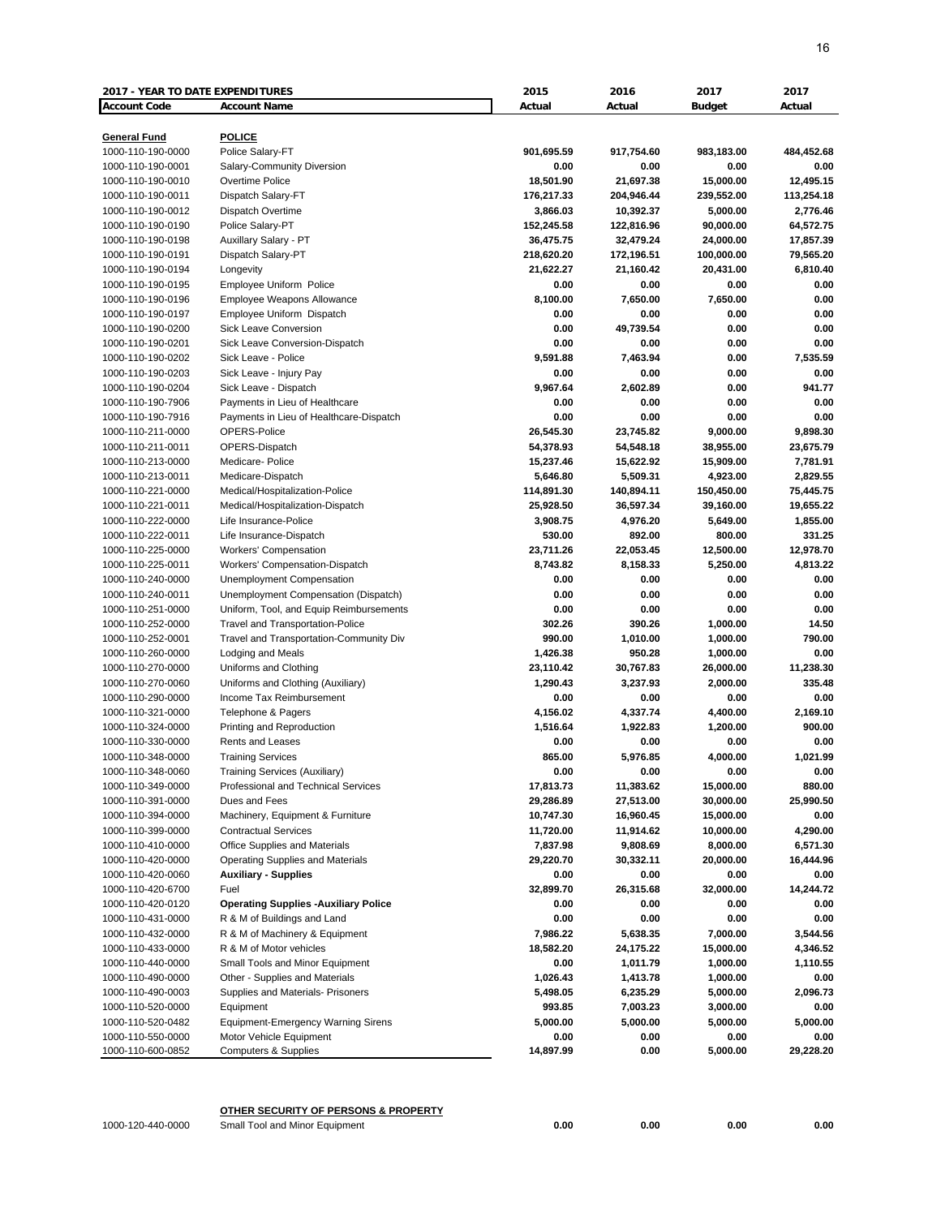| 2017 - YEAR TO DATE EXPENDITURES | | 2015 | 2016 | 2017 | 2017 |
|---|---|---|---|---|---|
| **Account Code** | **Account Name** | **Actual** | **Actual** | **Budget** | **Actual** |
| **General Fund** | **POLICE** | | | | |
| 1000-110-190-0000 | Police Salary-FT | 901,695.59 | 917,754.60 | 983,183.00 | 484,452.68 |
| 1000-110-190-0001 | Salary-Community Diversion | 0.00 | 0.00 | 0.00 | 0.00 |
| 1000-110-190-0010 | Overtime Police | 18,501.90 | 21,697.38 | 15,000.00 | 12,495.15 |
| 1000-110-190-0011 | Dispatch Salary-FT | 176,217.33 | 204,946.44 | 239,552.00 | 113,254.18 |
| 1000-110-190-0012 | Dispatch Overtime | 3,866.03 | 10,392.37 | 5,000.00 | 2,776.46 |
| 1000-110-190-0190 | Police Salary-PT | 152,245.58 | 122,816.96 | 90,000.00 | 64,572.75 |
| 1000-110-190-0198 | Auxillary Salary - PT | 36,475.75 | 32,479.24 | 24,000.00 | 17,857.39 |
| 1000-110-190-0191 | Dispatch Salary-PT | 218,620.20 | 172,196.51 | 100,000.00 | 79,565.20 |
| 1000-110-190-0194 | Longevity | 21,622.27 | 21,160.42 | 20,431.00 | 6,810.40 |
| 1000-110-190-0195 | Employee Uniform Police | 0.00 | 0.00 | 0.00 | 0.00 |
| 1000-110-190-0196 | Employee Weapons Allowance | 8,100.00 | 7,650.00 | 7,650.00 | 0.00 |
| 1000-110-190-0197 | Employee Uniform Dispatch | 0.00 | 0.00 | 0.00 | 0.00 |
| 1000-110-190-0200 | Sick Leave Conversion | 0.00 | 49,739.54 | 0.00 | 0.00 |
| 1000-110-190-0201 | Sick Leave Conversion-Dispatch | 0.00 | 0.00 | 0.00 | 0.00 |
| 1000-110-190-0202 | Sick Leave - Police | 9,591.88 | 7,463.94 | 0.00 | 7,535.59 |
| 1000-110-190-0203 | Sick Leave - Injury Pay | 0.00 | 0.00 | 0.00 | 0.00 |
| 1000-110-190-0204 | Sick Leave - Dispatch | 9,967.64 | 2,602.89 | 0.00 | 941.77 |
| 1000-110-190-7906 | Payments in Lieu of Healthcare | 0.00 | 0.00 | 0.00 | 0.00 |
| 1000-110-190-7916 | Payments in Lieu of Healthcare-Dispatch | 0.00 | 0.00 | 0.00 | 0.00 |
| 1000-110-211-0000 | OPERS-Police | 26,545.30 | 23,745.82 | 9,000.00 | 9,898.30 |
| 1000-110-211-0011 | OPERS-Dispatch | 54,378.93 | 54,548.18 | 38,955.00 | 23,675.79 |
| 1000-110-213-0000 | Medicare- Police | 15,237.46 | 15,622.92 | 15,909.00 | 7,781.91 |
| 1000-110-213-0011 | Medicare-Dispatch | 5,646.80 | 5,509.31 | 4,923.00 | 2,829.55 |
| 1000-110-221-0000 | Medical/Hospitalization-Police | 114,891.30 | 140,894.11 | 150,450.00 | 75,445.75 |
| 1000-110-221-0011 | Medical/Hospitalization-Dispatch | 25,928.50 | 36,597.34 | 39,160.00 | 19,655.22 |
| 1000-110-222-0000 | Life Insurance-Police | 3,908.75 | 4,976.20 | 5,649.00 | 1,855.00 |
| 1000-110-222-0011 | Life Insurance-Dispatch | 530.00 | 892.00 | 800.00 | 331.25 |
| 1000-110-225-0000 | Workers' Compensation | 23,711.26 | 22,053.45 | 12,500.00 | 12,978.70 |
| 1000-110-225-0011 | Workers' Compensation-Dispatch | 8,743.82 | 8,158.33 | 5,250.00 | 4,813.22 |
| 1000-110-240-0000 | Unemployment Compensation | 0.00 | 0.00 | 0.00 | 0.00 |
| 1000-110-240-0011 | Unemployment Compensation (Dispatch) | 0.00 | 0.00 | 0.00 | 0.00 |
| 1000-110-251-0000 | Uniform, Tool, and Equip Reimbursements | 0.00 | 0.00 | 0.00 | 0.00 |
| 1000-110-252-0000 | Travel and Transportation-Police | 302.26 | 390.26 | 1,000.00 | 14.50 |
| 1000-110-252-0001 | Travel and Transportation-Community Div | 990.00 | 1,010.00 | 1,000.00 | 790.00 |
| 1000-110-260-0000 | Lodging and Meals | 1,426.38 | 950.28 | 1,000.00 | 0.00 |
| 1000-110-270-0000 | Uniforms and Clothing | 23,110.42 | 30,767.83 | 26,000.00 | 11,238.30 |
| 1000-110-270-0060 | Uniforms and Clothing (Auxiliary) | 1,290.43 | 3,237.93 | 2,000.00 | 335.48 |
| 1000-110-290-0000 | Income Tax Reimbursement | 0.00 | 0.00 | 0.00 | 0.00 |
| 1000-110-321-0000 | Telephone & Pagers | 4,156.02 | 4,337.74 | 4,400.00 | 2,169.10 |
| 1000-110-324-0000 | Printing and Reproduction | 1,516.64 | 1,922.83 | 1,200.00 | 900.00 |
| 1000-110-330-0000 | Rents and Leases | 0.00 | 0.00 | 0.00 | 0.00 |
| 1000-110-348-0000 | Training Services | 865.00 | 5,976.85 | 4,000.00 | 1,021.99 |
| 1000-110-348-0060 | Training Services (Auxiliary) | 0.00 | 0.00 | 0.00 | 0.00 |
| 1000-110-349-0000 | Professional and Technical Services | 17,813.73 | 11,383.62 | 15,000.00 | 880.00 |
| 1000-110-391-0000 | Dues and Fees | 29,286.89 | 27,513.00 | 30,000.00 | 25,990.50 |
| 1000-110-394-0000 | Machinery, Equipment & Furniture | 10,747.30 | 16,960.45 | 15,000.00 | 0.00 |
| 1000-110-399-0000 | Contractual Services | 11,720.00 | 11,914.62 | 10,000.00 | 4,290.00 |
| 1000-110-410-0000 | Office Supplies and Materials | 7,837.98 | 9,808.69 | 8,000.00 | 6,571.30 |
| 1000-110-420-0000 | Operating Supplies and Materials | 29,220.70 | 30,332.11 | 20,000.00 | 16,444.96 |
| 1000-110-420-0060 | **Auxiliary - Supplies** | 0.00 | 0.00 | 0.00 | 0.00 |
| 1000-110-420-6700 | Fuel | 32,899.70 | 26,315.68 | 32,000.00 | 14,244.72 |
| 1000-110-420-0120 | **Operating Supplies -Auxiliary Police** | 0.00 | 0.00 | 0.00 | 0.00 |
| 1000-110-431-0000 | R & M of Buildings and Land | 0.00 | 0.00 | 0.00 | 0.00 |
| 1000-110-432-0000 | R & M of Machinery & Equipment | 7,986.22 | 5,638.35 | 7,000.00 | 3,544.56 |
| 1000-110-433-0000 | R & M of Motor vehicles | 18,582.20 | 24,175.22 | 15,000.00 | 4,346.52 |
| 1000-110-440-0000 | Small Tools and Minor Equipment | 0.00 | 1,011.79 | 1,000.00 | 1,110.55 |
| 1000-110-490-0000 | Other - Supplies and Materials | 1,026.43 | 1,413.78 | 1,000.00 | 0.00 |
| 1000-110-490-0003 | Supplies and Materials- Prisoners | 5,498.05 | 6,235.29 | 5,000.00 | 2,096.73 |
| 1000-110-520-0000 | Equipment | 993.85 | 7,003.23 | 3,000.00 | 0.00 |
| 1000-110-520-0482 | Equipment-Emergency Warning Sirens | 5,000.00 | 5,000.00 | 5,000.00 | 5,000.00 |
| 1000-110-550-0000 | Motor Vehicle Equipment | 0.00 | 0.00 | 0.00 | 0.00 |
| 1000-110-600-0852 | Computers & Supplies | 14,897.99 | 0.00 | 5,000.00 | 29,228.20 |

| | **OTHER SECURITY OF PERSONS & PROPERTY** | | | | |
|---|---|---|---|---|---|
| 1000-120-440-0000 | Small Tool and Minor Equipment | 0.00 | 0.00 | 0.00 | 0.00 |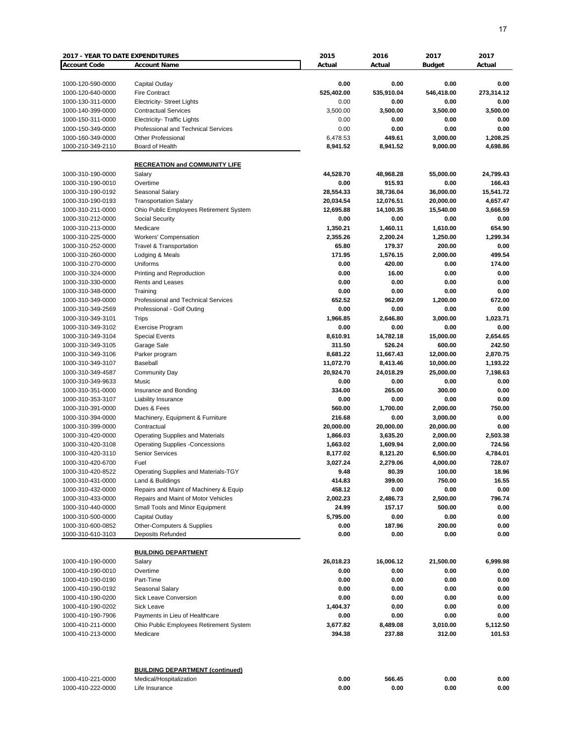| 2017 - YEAR TO DATE EXPENDITURES | | 2015 | 2016 | 2017 | 2017 |
|---|---|---|---|---|---|
| **Account Code** | **Account Name** | **Actual** | **Actual** | **Budget** | **Actual** |
| 1000-120-590-0000 | Capital Outlay | 0.00 | 0.00 | 0.00 | 0.00 |
| 1000-120-640-0000 | Fire Contract | 525,402.00 | 535,910.04 | 546,418.00 | 273,314.12 |
| 1000-130-311-0000 | Electricity- Street Lights | 0.00 | 0.00 | 0.00 | 0.00 |
| 1000-140-399-0000 | Contractual Services | 3,500.00 | 3,500.00 | 3,500.00 | 3,500.00 |
| 1000-150-311-0000 | Electricity- Traffic Lights | 0.00 | 0.00 | 0.00 | 0.00 |
| 1000-150-349-0000 | Professional and Technical Services | 0.00 | 0.00 | 0.00 | 0.00 |
| 1000-160-349-0000 | Other Professional | 6,478.53 | 449.61 | 3,000.00 | 1,208.25 |
| 1000-210-349-2110 | Board of Health | 8,941.52 | 8,941.52 | 9,000.00 | 4,698.86 |
| | **RECREATION and COMMUNITY LIFE** | | | | |
| 1000-310-190-0000 | Salary | 44,528.70 | 48,968.28 | 55,000.00 | 24,799.43 |
| 1000-310-190-0010 | Overtime | 0.00 | 915.93 | 0.00 | 166.43 |
| 1000-310-190-0192 | Seasonal Salary | 28,554.33 | 38,736.04 | 36,000.00 | 15,541.72 |
| 1000-310-190-0193 | Transportation Salary | 20,034.54 | 12,076.51 | 20,000.00 | 4,657.47 |
| 1000-310-211-0000 | Ohio Public Employees Retirement System | 12,695.88 | 14,100.35 | 15,540.00 | 3,666.59 |
| 1000-310-212-0000 | Social Security | 0.00 | 0.00 | 0.00 | 0.00 |
| 1000-310-213-0000 | Medicare | 1,350.21 | 1,460.11 | 1,610.00 | 654.90 |
| 1000-310-225-0000 | Workers' Compensation | 2,355.26 | 2,200.24 | 1,250.00 | 1,299.34 |
| 1000-310-252-0000 | Travel & Transportation | 65.80 | 179.37 | 200.00 | 0.00 |
| 1000-310-260-0000 | Lodging & Meals | 171.95 | 1,576.15 | 2,000.00 | 499.54 |
| 1000-310-270-0000 | Uniforms | 0.00 | 420.00 | 0.00 | 174.00 |
| 1000-310-324-0000 | Printing and Reproduction | 0.00 | 16.00 | 0.00 | 0.00 |
| 1000-310-330-0000 | Rents and Leases | 0.00 | 0.00 | 0.00 | 0.00 |
| 1000-310-348-0000 | Training | 0.00 | 0.00 | 0.00 | 0.00 |
| 1000-310-349-0000 | Professional and Technical Services | 652.52 | 962.09 | 1,200.00 | 672.00 |
| 1000-310-349-2569 | Professional - Golf Outing | 0.00 | 0.00 | 0.00 | 0.00 |
| 1000-310-349-3101 | Trips | 1,966.85 | 2,646.80 | 3,000.00 | 1,023.71 |
| 1000-310-349-3102 | Exercise Program | 0.00 | 0.00 | 0.00 | 0.00 |
| 1000-310-349-3104 | Special Events | 8,610.91 | 14,782.18 | 15,000.00 | 2,654.65 |
| 1000-310-349-3105 | Garage Sale | 311.50 | 526.24 | 600.00 | 242.50 |
| 1000-310-349-3106 | Parker program | 8,681.22 | 11,667.43 | 12,000.00 | 2,870.75 |
| 1000-310-349-3107 | Baseball | 11,072.70 | 8,413.46 | 10,000.00 | 1,193.22 |
| 1000-310-349-4587 | Community Day | 20,924.70 | 24,018.29 | 25,000.00 | 7,198.63 |
| 1000-310-349-9633 | Music | 0.00 | 0.00 | 0.00 | 0.00 |
| 1000-310-351-0000 | Insurance and Bonding | 334.00 | 265.00 | 300.00 | 0.00 |
| 1000-310-353-3107 | Liability Insurance | 0.00 | 0.00 | 0.00 | 0.00 |
| 1000-310-391-0000 | Dues & Fees | 560.00 | 1,700.00 | 2,000.00 | 750.00 |
| 1000-310-394-0000 | Machinery, Equipment & Furniture | 216.68 | 0.00 | 3,000.00 | 0.00 |
| 1000-310-399-0000 | Contractual | 20,000.00 | 20,000.00 | 20,000.00 | 0.00 |
| 1000-310-420-0000 | Operating Supplies and Materials | 1,866.03 | 3,635.20 | 2,000.00 | 2,503.38 |
| 1000-310-420-3108 | Operating Supplies -Concessions | 1,663.02 | 1,609.94 | 2,000.00 | 724.56 |
| 1000-310-420-3110 | Senior Services | 8,177.02 | 8,121.20 | 6,500.00 | 4,784.01 |
| 1000-310-420-6700 | Fuel | 3,027.24 | 2,279.06 | 4,000.00 | 728.07 |
| 1000-310-420-8522 | Operating Supplies and Materials-TGY | 9.48 | 80.39 | 100.00 | 18.96 |
| 1000-310-431-0000 | Land & Buildings | 414.83 | 399.00 | 750.00 | 16.55 |
| 1000-310-432-0000 | Repairs and Maint of Machinery & Equip | 458.12 | 0.00 | 0.00 | 0.00 |
| 1000-310-433-0000 | Repairs and Maint of Motor Vehicles | 2,002.23 | 2,486.73 | 2,500.00 | 796.74 |
| 1000-310-440-0000 | Small Tools and Minor Equipment | 24.99 | 157.17 | 500.00 | 0.00 |
| 1000-310-500-0000 | Capital Outlay | 5,795.00 | 0.00 | 0.00 | 0.00 |
| 1000-310-600-0852 | Other-Computers & Supplies | 0.00 | 187.96 | 200.00 | 0.00 |
| 1000-310-610-3103 | Deposits Refunded | 0.00 | 0.00 | 0.00 | 0.00 |
| | **BUILDING DEPARTMENT** | | | | |
| 1000-410-190-0000 | Salary | 26,018.23 | 16,006.12 | 21,500.00 | 6,999.98 |
| 1000-410-190-0010 | Overtime | 0.00 | 0.00 | 0.00 | 0.00 |
| 1000-410-190-0190 | Part-Time | 0.00 | 0.00 | 0.00 | 0.00 |
| 1000-410-190-0192 | Seasonal Salary | 0.00 | 0.00 | 0.00 | 0.00 |
| 1000-410-190-0200 | Sick Leave Conversion | 0.00 | 0.00 | 0.00 | 0.00 |
| 1000-410-190-0202 | Sick Leave | 1,404.37 | 0.00 | 0.00 | 0.00 |
| 1000-410-190-7906 | Payments in Lieu of Healthcare | 0.00 | 0.00 | 0.00 | 0.00 |
| 1000-410-211-0000 | Ohio Public Employees Retirement System | 3,677.82 | 8,489.08 | 3,010.00 | 5,112.50 |
| 1000-410-213-0000 | Medicare | 394.38 | 237.88 | 312.00 | 101.53 |
| | **BUILDING DEPARTMENT (continued)** | | | | |
| 1000-410-221-0000 | Medical/Hospitalization | 0.00 | 566.45 | 0.00 | 0.00 |
| 1000-410-222-0000 | Life Insurance | 0.00 | 0.00 | 0.00 | 0.00 |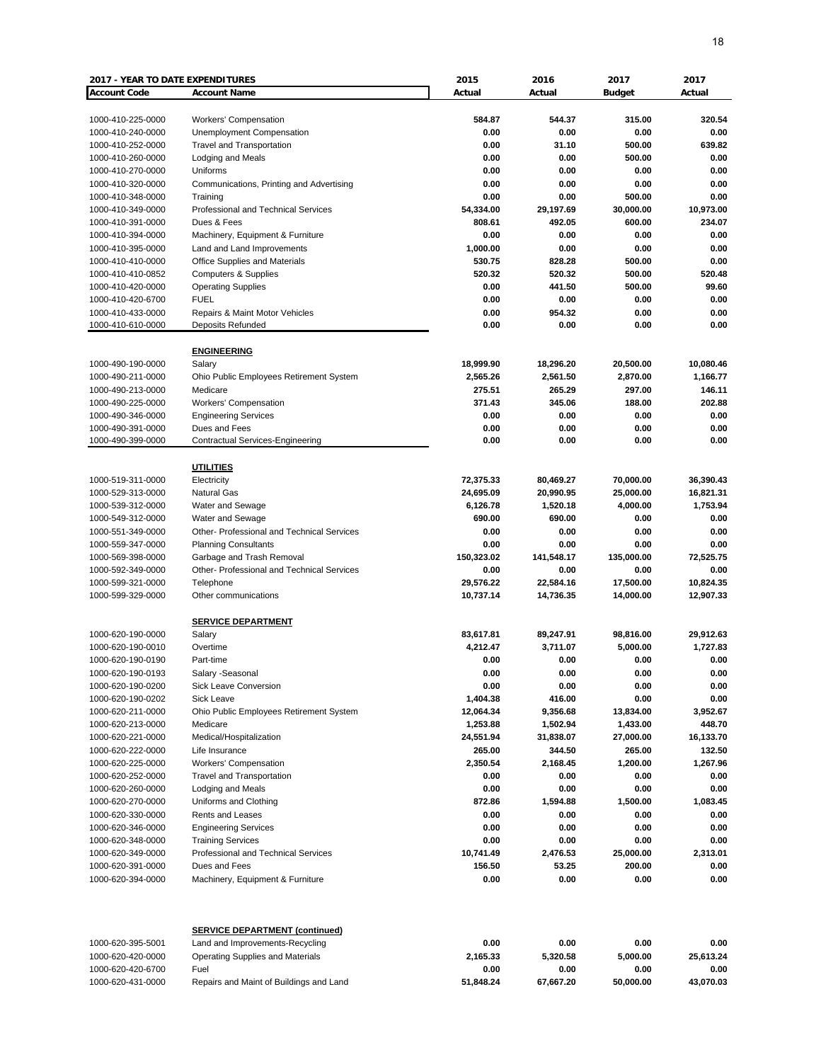| 2017 - YEAR TO DATE EXPENDITURES | | 2015 | 2016 | 2017 | 2017 |
|---|---|---|---|---|---|
| **Account Code** | **Account Name** | **Actual** | **Actual** | **Budget** | **Actual** |
| 1000-410-225-0000 | Workers' Compensation | 584.87 | 544.37 | 315.00 | 320.54 |
| 1000-410-240-0000 | Unemployment Compensation | 0.00 | 0.00 | 0.00 | 0.00 |
| 1000-410-252-0000 | Travel and Transportation | 0.00 | 31.10 | 500.00 | 639.82 |
| 1000-410-260-0000 | Lodging and Meals | 0.00 | 0.00 | 500.00 | 0.00 |
| 1000-410-270-0000 | Uniforms | 0.00 | 0.00 | 0.00 | 0.00 |
| 1000-410-320-0000 | Communications, Printing and Advertising | 0.00 | 0.00 | 0.00 | 0.00 |
| 1000-410-348-0000 | Training | 0.00 | 0.00 | 500.00 | 0.00 |
| 1000-410-349-0000 | Professional and Technical Services | 54,334.00 | 29,197.69 | 30,000.00 | 10,973.00 |
| 1000-410-391-0000 | Dues & Fees | 808.61 | 492.05 | 600.00 | 234.07 |
| 1000-410-394-0000 | Machinery, Equipment & Furniture | 0.00 | 0.00 | 0.00 | 0.00 |
| 1000-410-395-0000 | Land and Land Improvements | 1,000.00 | 0.00 | 0.00 | 0.00 |
| 1000-410-410-0000 | Office Supplies and Materials | 530.75 | 828.28 | 500.00 | 0.00 |
| 1000-410-410-0852 | Computers & Supplies | 520.32 | 520.32 | 500.00 | 520.48 |
| 1000-410-420-0000 | Operating Supplies | 0.00 | 441.50 | 500.00 | 99.60 |
| 1000-410-420-6700 | FUEL | 0.00 | 0.00 | 0.00 | 0.00 |
| 1000-410-433-0000 | Repairs & Maint Motor Vehicles | 0.00 | 954.32 | 0.00 | 0.00 |
| 1000-410-610-0000 | Deposits Refunded | 0.00 | 0.00 | 0.00 | 0.00 |
| | **ENGINEERING** | | | | |
| 1000-490-190-0000 | Salary | 18,999.90 | 18,296.20 | 20,500.00 | 10,080.46 |
| 1000-490-211-0000 | Ohio Public Employees Retirement System | 2,565.26 | 2,561.50 | 2,870.00 | 1,166.77 |
| 1000-490-213-0000 | Medicare | 275.51 | 265.29 | 297.00 | 146.11 |
| 1000-490-225-0000 | Workers' Compensation | 371.43 | 345.06 | 188.00 | 202.88 |
| 1000-490-346-0000 | Engineering Services | 0.00 | 0.00 | 0.00 | 0.00 |
| 1000-490-391-0000 | Dues and Fees | 0.00 | 0.00 | 0.00 | 0.00 |
| 1000-490-399-0000 | Contractual Services-Engineering | 0.00 | 0.00 | 0.00 | 0.00 |
| | **UTILITIES** | | | | |
| 1000-519-311-0000 | Electricity | 72,375.33 | 80,469.27 | 70,000.00 | 36,390.43 |
| 1000-529-313-0000 | Natural Gas | 24,695.09 | 20,990.95 | 25,000.00 | 16,821.31 |
| 1000-539-312-0000 | Water and Sewage | 6,126.78 | 1,520.18 | 4,000.00 | 1,753.94 |
| 1000-549-312-0000 | Water and Sewage | 690.00 | 690.00 | 0.00 | 0.00 |
| 1000-551-349-0000 | Other- Professional and Technical Services | 0.00 | 0.00 | 0.00 | 0.00 |
| 1000-559-347-0000 | Planning Consultants | 0.00 | 0.00 | 0.00 | 0.00 |
| 1000-569-398-0000 | Garbage and Trash Removal | 150,323.02 | 141,548.17 | 135,000.00 | 72,525.75 |
| 1000-592-349-0000 | Other- Professional and Technical Services | 0.00 | 0.00 | 0.00 | 0.00 |
| 1000-599-321-0000 | Telephone | 29,576.22 | 22,584.16 | 17,500.00 | 10,824.35 |
| 1000-599-329-0000 | Other communications | 10,737.14 | 14,736.35 | 14,000.00 | 12,907.33 |
| | **SERVICE DEPARTMENT** | | | | |
| 1000-620-190-0000 | Salary | 83,617.81 | 89,247.91 | 98,816.00 | 29,912.63 |
| 1000-620-190-0010 | Overtime | 4,212.47 | 3,711.07 | 5,000.00 | 1,727.83 |
| 1000-620-190-0190 | Part-time | 0.00 | 0.00 | 0.00 | 0.00 |
| 1000-620-190-0193 | Salary -Seasonal | 0.00 | 0.00 | 0.00 | 0.00 |
| 1000-620-190-0200 | Sick Leave Conversion | 0.00 | 0.00 | 0.00 | 0.00 |
| 1000-620-190-0202 | Sick Leave | 1,404.38 | 416.00 | 0.00 | 0.00 |
| 1000-620-211-0000 | Ohio Public Employees Retirement System | 12,064.34 | 9,356.68 | 13,834.00 | 3,952.67 |
| 1000-620-213-0000 | Medicare | 1,253.88 | 1,502.94 | 1,433.00 | 448.70 |
| 1000-620-221-0000 | Medical/Hospitalization | 24,551.94 | 31,838.07 | 27,000.00 | 16,133.70 |
| 1000-620-222-0000 | Life Insurance | 265.00 | 344.50 | 265.00 | 132.50 |
| 1000-620-225-0000 | Workers' Compensation | 2,350.54 | 2,168.45 | 1,200.00 | 1,267.96 |
| 1000-620-252-0000 | Travel and Transportation | 0.00 | 0.00 | 0.00 | 0.00 |
| 1000-620-260-0000 | Lodging and Meals | 0.00 | 0.00 | 0.00 | 0.00 |
| 1000-620-270-0000 | Uniforms and Clothing | 872.86 | 1,594.88 | 1,500.00 | 1,083.45 |
| 1000-620-330-0000 | Rents and Leases | 0.00 | 0.00 | 0.00 | 0.00 |
| 1000-620-346-0000 | Engineering Services | 0.00 | 0.00 | 0.00 | 0.00 |
| 1000-620-348-0000 | Training Services | 0.00 | 0.00 | 0.00 | 0.00 |
| 1000-620-349-0000 | Professional and Technical Services | 10,741.49 | 2,476.53 | 25,000.00 | 2,313.01 |
| 1000-620-391-0000 | Dues and Fees | 156.50 | 53.25 | 200.00 | 0.00 |
| 1000-620-394-0000 | Machinery, Equipment & Furniture | 0.00 | 0.00 | 0.00 | 0.00 |
| | **SERVICE DEPARTMENT (continued)** | | | | |
| 1000-620-395-5001 | Land and Improvements-Recycling | 0.00 | 0.00 | 0.00 | 0.00 |
| 1000-620-420-0000 | Operating Supplies and Materials | 2,165.33 | 5,320.58 | 5,000.00 | 25,613.24 |
| 1000-620-420-6700 | Fuel | 0.00 | 0.00 | 0.00 | 0.00 |
| 1000-620-431-0000 | Repairs and Maint of Buildings and Land | 51,848.24 | 67,667.20 | 50,000.00 | 43,070.03 |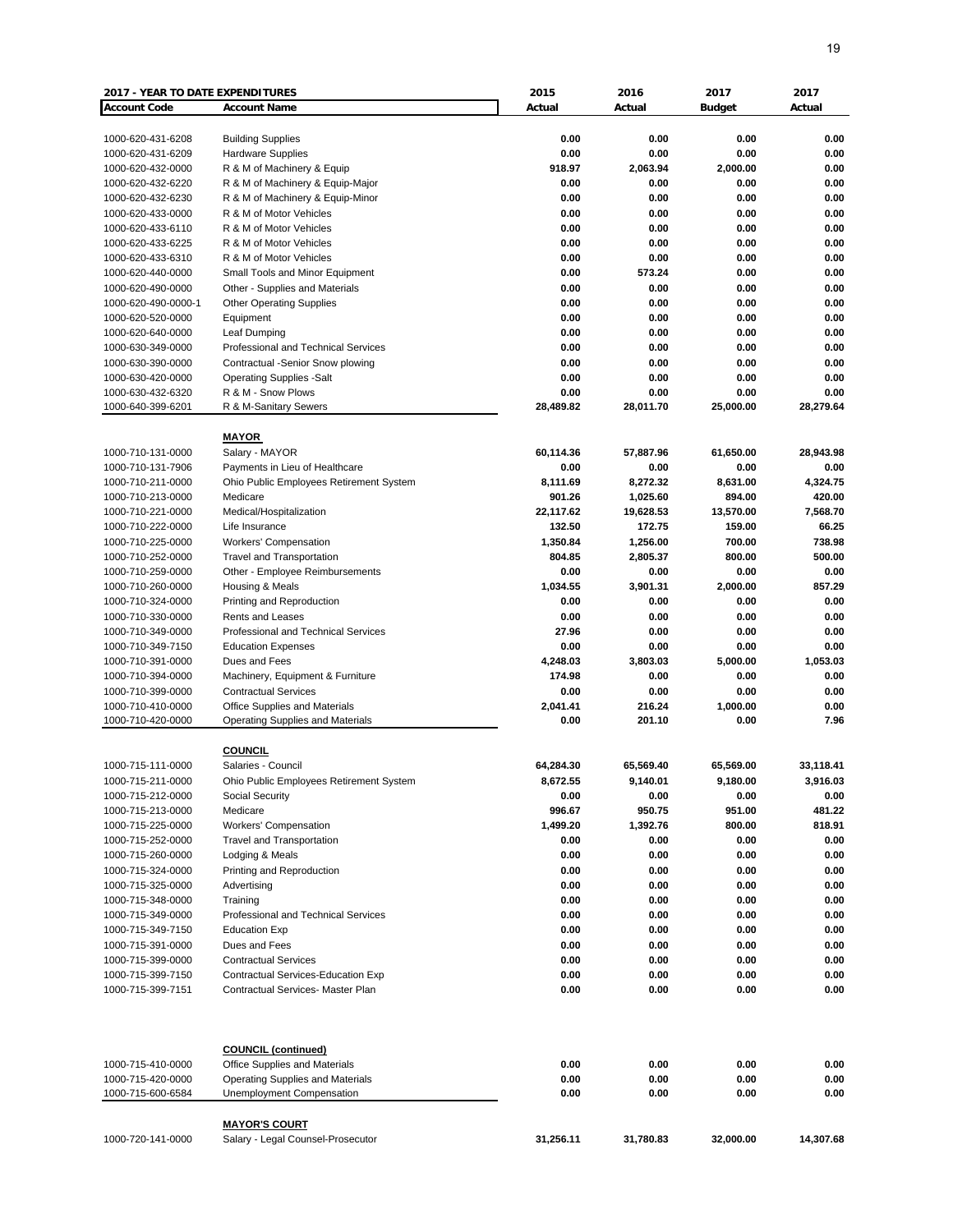**2017 - YEAR TO DATE EXPENDITURES**

| Account Code | Account Name | 2015 Actual | 2016 Actual | 2017 Budget | 2017 Actual |
|---|---|---|---|---|---|
| 1000-620-431-6208 | Building Supplies | 0.00 | 0.00 | 0.00 | 0.00 |
| 1000-620-431-6209 | Hardware Supplies | 0.00 | 0.00 | 0.00 | 0.00 |
| 1000-620-432-0000 | R & M of Machinery & Equip | 918.97 | 2,063.94 | 2,000.00 | 0.00 |
| 1000-620-432-6220 | R & M of Machinery & Equip-Major | 0.00 | 0.00 | 0.00 | 0.00 |
| 1000-620-432-6230 | R & M of Machinery & Equip-Minor | 0.00 | 0.00 | 0.00 | 0.00 |
| 1000-620-433-0000 | R & M of Motor Vehicles | 0.00 | 0.00 | 0.00 | 0.00 |
| 1000-620-433-6110 | R & M of Motor Vehicles | 0.00 | 0.00 | 0.00 | 0.00 |
| 1000-620-433-6225 | R & M of Motor Vehicles | 0.00 | 0.00 | 0.00 | 0.00 |
| 1000-620-433-6310 | R & M of Motor Vehicles | 0.00 | 0.00 | 0.00 | 0.00 |
| 1000-620-440-0000 | Small Tools and Minor Equipment | 0.00 | 573.24 | 0.00 | 0.00 |
| 1000-620-490-0000 | Other - Supplies and Materials | 0.00 | 0.00 | 0.00 | 0.00 |
| 1000-620-490-0000-1 | Other Operating Supplies | 0.00 | 0.00 | 0.00 | 0.00 |
| 1000-620-520-0000 | Equipment | 0.00 | 0.00 | 0.00 | 0.00 |
| 1000-620-640-0000 | Leaf Dumping | 0.00 | 0.00 | 0.00 | 0.00 |
| 1000-630-349-0000 | Professional and Technical Services | 0.00 | 0.00 | 0.00 | 0.00 |
| 1000-630-390-0000 | Contractual -Senior Snow plowing | 0.00 | 0.00 | 0.00 | 0.00 |
| 1000-630-420-0000 | Operating Supplies -Salt | 0.00 | 0.00 | 0.00 | 0.00 |
| 1000-630-432-6320 | R & M - Snow Plows | 0.00 | 0.00 | 0.00 | 0.00 |
| 1000-640-399-6201 | R & M-Sanitary Sewers | 28,489.82 | 28,011.70 | 25,000.00 | 28,279.64 |
| | **MAYOR** | | | | |
| 1000-710-131-0000 | Salary - MAYOR | 60,114.36 | 57,887.96 | 61,650.00 | 28,943.98 |
| 1000-710-131-7906 | Payments in Lieu of Healthcare | 0.00 | 0.00 | 0.00 | 0.00 |
| 1000-710-211-0000 | Ohio Public Employees Retirement System | 8,111.69 | 8,272.32 | 8,631.00 | 4,324.75 |
| 1000-710-213-0000 | Medicare | 901.26 | 1,025.60 | 894.00 | 420.00 |
| 1000-710-221-0000 | Medical/Hospitalization | 22,117.62 | 19,628.53 | 13,570.00 | 7,568.70 |
| 1000-710-222-0000 | Life Insurance | 132.50 | 172.75 | 159.00 | 66.25 |
| 1000-710-225-0000 | Workers' Compensation | 1,350.84 | 1,256.00 | 700.00 | 738.98 |
| 1000-710-252-0000 | Travel and Transportation | 804.85 | 2,805.37 | 800.00 | 500.00 |
| 1000-710-259-0000 | Other - Employee Reimbursements | 0.00 | 0.00 | 0.00 | 0.00 |
| 1000-710-260-0000 | Housing & Meals | 1,034.55 | 3,901.31 | 2,000.00 | 857.29 |
| 1000-710-324-0000 | Printing and Reproduction | 0.00 | 0.00 | 0.00 | 0.00 |
| 1000-710-330-0000 | Rents and Leases | 0.00 | 0.00 | 0.00 | 0.00 |
| 1000-710-349-0000 | Professional and Technical Services | 27.96 | 0.00 | 0.00 | 0.00 |
| 1000-710-349-7150 | Education Expenses | 0.00 | 0.00 | 0.00 | 0.00 |
| 1000-710-391-0000 | Dues and Fees | 4,248.03 | 3,803.03 | 5,000.00 | 1,053.03 |
| 1000-710-394-0000 | Machinery, Equipment & Furniture | 174.98 | 0.00 | 0.00 | 0.00 |
| 1000-710-399-0000 | Contractual Services | 0.00 | 0.00 | 0.00 | 0.00 |
| 1000-710-410-0000 | Office Supplies and Materials | 2,041.41 | 216.24 | 1,000.00 | 0.00 |
| 1000-710-420-0000 | Operating Supplies and Materials | 0.00 | 201.10 | 0.00 | 7.96 |
| | **COUNCIL** | | | | |
| 1000-715-111-0000 | Salaries - Council | 64,284.30 | 65,569.40 | 65,569.00 | 33,118.41 |
| 1000-715-211-0000 | Ohio Public Employees Retirement System | 8,672.55 | 9,140.01 | 9,180.00 | 3,916.03 |
| 1000-715-212-0000 | Social Security | 0.00 | 0.00 | 0.00 | 0.00 |
| 1000-715-213-0000 | Medicare | 996.67 | 950.75 | 951.00 | 481.22 |
| 1000-715-225-0000 | Workers' Compensation | 1,499.20 | 1,392.76 | 800.00 | 818.91 |
| 1000-715-252-0000 | Travel and Transportation | 0.00 | 0.00 | 0.00 | 0.00 |
| 1000-715-260-0000 | Lodging & Meals | 0.00 | 0.00 | 0.00 | 0.00 |
| 1000-715-324-0000 | Printing and Reproduction | 0.00 | 0.00 | 0.00 | 0.00 |
| 1000-715-325-0000 | Advertising | 0.00 | 0.00 | 0.00 | 0.00 |
| 1000-715-348-0000 | Training | 0.00 | 0.00 | 0.00 | 0.00 |
| 1000-715-349-0000 | Professional and Technical Services | 0.00 | 0.00 | 0.00 | 0.00 |
| 1000-715-349-7150 | Education Exp | 0.00 | 0.00 | 0.00 | 0.00 |
| 1000-715-391-0000 | Dues and Fees | 0.00 | 0.00 | 0.00 | 0.00 |
| 1000-715-399-0000 | Contractual Services | 0.00 | 0.00 | 0.00 | 0.00 |
| 1000-715-399-7150 | Contractual Services-Education Exp | 0.00 | 0.00 | 0.00 | 0.00 |
| 1000-715-399-7151 | Contractual Services- Master Plan | 0.00 | 0.00 | 0.00 | 0.00 |
| | **COUNCIL (continued)** | | | | |
| 1000-715-410-0000 | Office Supplies and Materials | 0.00 | 0.00 | 0.00 | 0.00 |
| 1000-715-420-0000 | Operating Supplies and Materials | 0.00 | 0.00 | 0.00 | 0.00 |
| 1000-715-600-6584 | Unemployment Compensation | 0.00 | 0.00 | 0.00 | 0.00 |
| | **MAYOR'S COURT** | | | | |
| 1000-720-141-0000 | Salary - Legal Counsel-Prosecutor | 31,256.11 | 31,780.83 | 32,000.00 | 14,307.68 |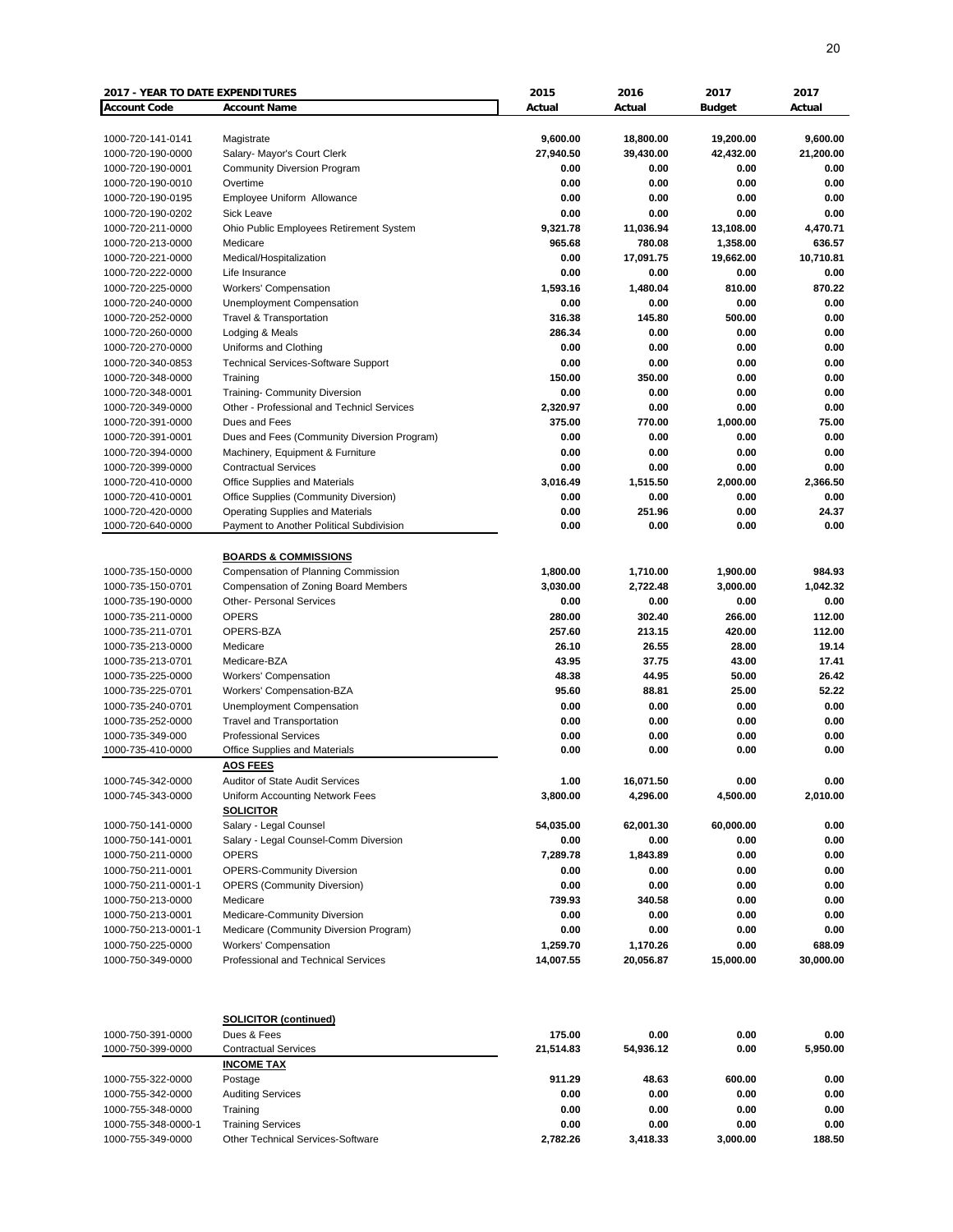| 2017 - YEAR TO DATE EXPENDITURES | | 2015 | 2016 | 2017 | 2017 |
|---|---|---|---|---|---|
| **Account Code** | **Account Name** | **Actual** | **Actual** | **Budget** | **Actual** |
| 1000-720-141-0141 | Magistrate | 9,600.00 | 18,800.00 | 19,200.00 | 9,600.00 |
| 1000-720-190-0000 | Salary- Mayor's Court Clerk | 27,940.50 | 39,430.00 | 42,432.00 | 21,200.00 |
| 1000-720-190-0001 | Community Diversion Program | 0.00 | 0.00 | 0.00 | 0.00 |
| 1000-720-190-0010 | Overtime | 0.00 | 0.00 | 0.00 | 0.00 |
| 1000-720-190-0195 | Employee Uniform Allowance | 0.00 | 0.00 | 0.00 | 0.00 |
| 1000-720-190-0202 | Sick Leave | 0.00 | 0.00 | 0.00 | 0.00 |
| 1000-720-211-0000 | Ohio Public Employees Retirement System | 9,321.78 | 11,036.94 | 13,108.00 | 4,470.71 |
| 1000-720-213-0000 | Medicare | 965.68 | 780.08 | 1,358.00 | 636.57 |
| 1000-720-221-0000 | Medical/Hospitalization | 0.00 | 17,091.75 | 19,662.00 | 10,710.81 |
| 1000-720-222-0000 | Life Insurance | 0.00 | 0.00 | 0.00 | 0.00 |
| 1000-720-225-0000 | Workers' Compensation | 1,593.16 | 1,480.04 | 810.00 | 870.22 |
| 1000-720-240-0000 | Unemployment Compensation | 0.00 | 0.00 | 0.00 | 0.00 |
| 1000-720-252-0000 | Travel & Transportation | 316.38 | 145.80 | 500.00 | 0.00 |
| 1000-720-260-0000 | Lodging & Meals | 286.34 | 0.00 | 0.00 | 0.00 |
| 1000-720-270-0000 | Uniforms and Clothing | 0.00 | 0.00 | 0.00 | 0.00 |
| 1000-720-340-0853 | Technical Services-Software Support | 0.00 | 0.00 | 0.00 | 0.00 |
| 1000-720-348-0000 | Training | 150.00 | 350.00 | 0.00 | 0.00 |
| 1000-720-348-0001 | Training- Community Diversion | 0.00 | 0.00 | 0.00 | 0.00 |
| 1000-720-349-0000 | Other - Professional and Technicl Services | 2,320.97 | 0.00 | 0.00 | 0.00 |
| 1000-720-391-0000 | Dues and Fees | 375.00 | 770.00 | 1,000.00 | 75.00 |
| 1000-720-391-0001 | Dues and Fees (Community Diversion Program) | 0.00 | 0.00 | 0.00 | 0.00 |
| 1000-720-394-0000 | Machinery, Equipment & Furniture | 0.00 | 0.00 | 0.00 | 0.00 |
| 1000-720-399-0000 | Contractual Services | 0.00 | 0.00 | 0.00 | 0.00 |
| 1000-720-410-0000 | Office Supplies and Materials | 3,016.49 | 1,515.50 | 2,000.00 | 2,366.50 |
| 1000-720-410-0001 | Office Supplies (Community Diversion) | 0.00 | 0.00 | 0.00 | 0.00 |
| 1000-720-420-0000 | Operating Supplies and Materials | 0.00 | 251.96 | 0.00 | 24.37 |
| 1000-720-640-0000 | Payment to Another Political Subdivision | 0.00 | 0.00 | 0.00 | 0.00 |
| | **BOARDS & COMMISSIONS** | | | | |
| 1000-735-150-0000 | Compensation of Planning Commission | 1,800.00 | 1,710.00 | 1,900.00 | 984.93 |
| 1000-735-150-0701 | Compensation of Zoning Board Members | 3,030.00 | 2,722.48 | 3,000.00 | 1,042.32 |
| 1000-735-190-0000 | Other- Personal Services | 0.00 | 0.00 | 0.00 | 0.00 |
| 1000-735-211-0000 | OPERS | 280.00 | 302.40 | 266.00 | 112.00 |
| 1000-735-211-0701 | OPERS-BZA | 257.60 | 213.15 | 420.00 | 112.00 |
| 1000-735-213-0000 | Medicare | 26.10 | 26.55 | 28.00 | 19.14 |
| 1000-735-213-0701 | Medicare-BZA | 43.95 | 37.75 | 43.00 | 17.41 |
| 1000-735-225-0000 | Workers' Compensation | 48.38 | 44.95 | 50.00 | 26.42 |
| 1000-735-225-0701 | Workers' Compensation-BZA | 95.60 | 88.81 | 25.00 | 52.22 |
| 1000-735-240-0701 | Unemployment Compensation | 0.00 | 0.00 | 0.00 | 0.00 |
| 1000-735-252-0000 | Travel and Transportation | 0.00 | 0.00 | 0.00 | 0.00 |
| 1000-735-349-000 | Professional Services | 0.00 | 0.00 | 0.00 | 0.00 |
| 1000-735-410-0000 | Office Supplies and Materials | 0.00 | 0.00 | 0.00 | 0.00 |
| | **AOS FEES** | | | | |
| 1000-745-342-0000 | Auditor of State Audit Services | 1.00 | 16,071.50 | 0.00 | 0.00 |
| 1000-745-343-0000 | Uniform Accounting Network Fees | 3,800.00 | 4,296.00 | 4,500.00 | 2,010.00 |
| | **SOLICITOR** | | | | |
| 1000-750-141-0000 | Salary - Legal Counsel | 54,035.00 | 62,001.30 | 60,000.00 | 0.00 |
| 1000-750-141-0001 | Salary - Legal Counsel-Comm Diversion | 0.00 | 0.00 | 0.00 | 0.00 |
| 1000-750-211-0000 | OPERS | 7,289.78 | 1,843.89 | 0.00 | 0.00 |
| 1000-750-211-0001 | OPERS-Community Diversion | 0.00 | 0.00 | 0.00 | 0.00 |
| 1000-750-211-0001-1 | OPERS (Community Diversion) | 0.00 | 0.00 | 0.00 | 0.00 |
| 1000-750-213-0000 | Medicare | 739.93 | 340.58 | 0.00 | 0.00 |
| 1000-750-213-0001 | Medicare-Community Diversion | 0.00 | 0.00 | 0.00 | 0.00 |
| 1000-750-213-0001-1 | Medicare (Community Diversion Program) | 0.00 | 0.00 | 0.00 | 0.00 |
| 1000-750-225-0000 | Workers' Compensation | 1,259.70 | 1,170.26 | 0.00 | 688.09 |
| 1000-750-349-0000 | Professional and Technical Services | 14,007.55 | 20,056.87 | 15,000.00 | 30,000.00 |
| | **SOLICITOR (continued)** | | | | |
| 1000-750-391-0000 | Dues & Fees | 175.00 | 0.00 | 0.00 | 0.00 |
| 1000-750-399-0000 | Contractual Services | 21,514.83 | 54,936.12 | 0.00 | 5,950.00 |
| | **INCOME TAX** | | | | |
| 1000-755-322-0000 | Postage | 911.29 | 48.63 | 600.00 | 0.00 |
| 1000-755-342-0000 | Auditing Services | 0.00 | 0.00 | 0.00 | 0.00 |
| 1000-755-348-0000 | Training | 0.00 | 0.00 | 0.00 | 0.00 |
| 1000-755-348-0000-1 | Training Services | 0.00 | 0.00 | 0.00 | 0.00 |
| 1000-755-349-0000 | Other Technical Services-Software | 2,782.26 | 3,418.33 | 3,000.00 | 188.50 |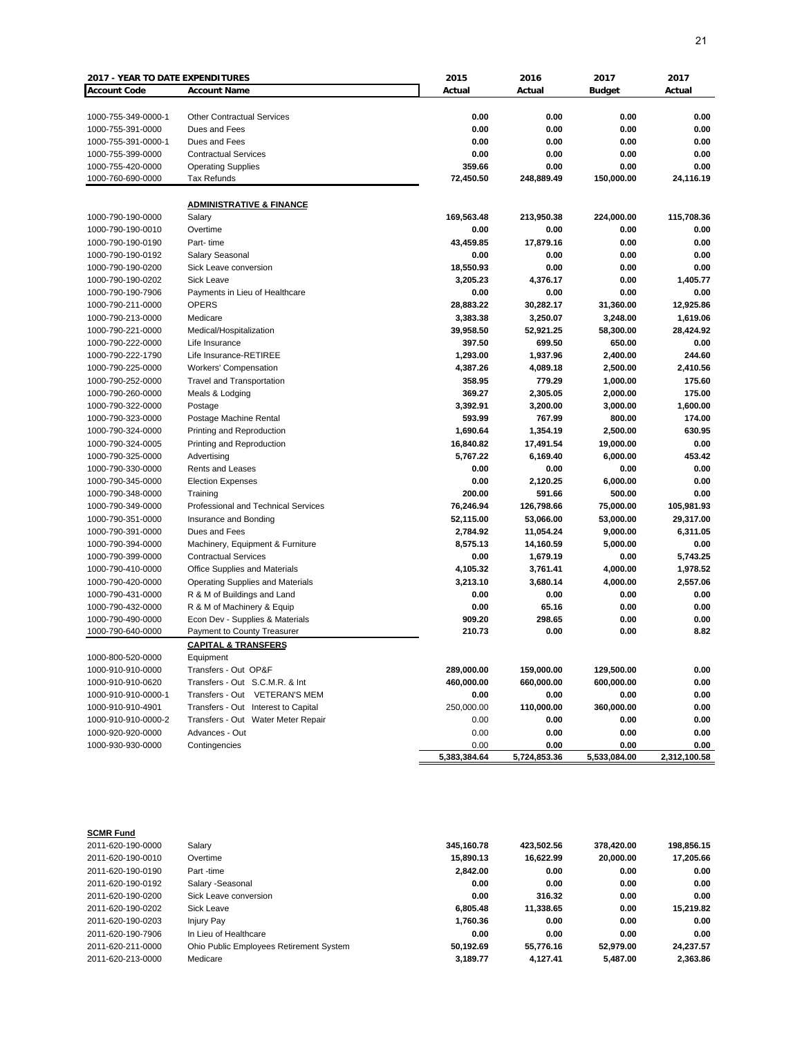| 2017 - YEAR TO DATE EXPENDITURES | | 2015 | 2016 | 2017 | 2017 |
|---|---|---|---|---|---|
| **Account Code** | **Account Name** | **Actual** | **Actual** | **Budget** | **Actual** |
| 1000-755-349-0000-1 | Other Contractual Services | 0.00 | 0.00 | 0.00 | 0.00 |
| 1000-755-391-0000 | Dues and Fees | 0.00 | 0.00 | 0.00 | 0.00 |
| 1000-755-391-0000-1 | Dues and Fees | 0.00 | 0.00 | 0.00 | 0.00 |
| 1000-755-399-0000 | Contractual Services | 0.00 | 0.00 | 0.00 | 0.00 |
| 1000-755-420-0000 | Operating Supplies | 359.66 | 0.00 | 0.00 | 0.00 |
| 1000-760-690-0000 | Tax Refunds | 72,450.50 | 248,889.49 | 150,000.00 | 24,116.19 |
| | **ADMINISTRATIVE & FINANCE** | | | | |
| 1000-790-190-0000 | Salary | 169,563.48 | 213,950.38 | 224,000.00 | 115,708.36 |
| 1000-790-190-0010 | Overtime | 0.00 | 0.00 | 0.00 | 0.00 |
| 1000-790-190-0190 | Part- time | 43,459.85 | 17,879.16 | 0.00 | 0.00 |
| 1000-790-190-0192 | Salary Seasonal | 0.00 | 0.00 | 0.00 | 0.00 |
| 1000-790-190-0200 | Sick Leave conversion | 18,550.93 | 0.00 | 0.00 | 0.00 |
| 1000-790-190-0202 | Sick Leave | 3,205.23 | 4,376.17 | 0.00 | 1,405.77 |
| 1000-790-190-7906 | Payments in Lieu of Healthcare | 0.00 | 0.00 | 0.00 | 0.00 |
| 1000-790-211-0000 | OPERS | 28,883.22 | 30,282.17 | 31,360.00 | 12,925.86 |
| 1000-790-213-0000 | Medicare | 3,383.38 | 3,250.07 | 3,248.00 | 1,619.06 |
| 1000-790-221-0000 | Medical/Hospitalization | 39,958.50 | 52,921.25 | 58,300.00 | 28,424.92 |
| 1000-790-222-0000 | Life Insurance | 397.50 | 699.50 | 650.00 | 0.00 |
| 1000-790-222-1790 | Life Insurance-RETIREE | 1,293.00 | 1,937.96 | 2,400.00 | 244.60 |
| 1000-790-225-0000 | Workers' Compensation | 4,387.26 | 4,089.18 | 2,500.00 | 2,410.56 |
| 1000-790-252-0000 | Travel and Transportation | 358.95 | 779.29 | 1,000.00 | 175.60 |
| 1000-790-260-0000 | Meals & Lodging | 369.27 | 2,305.05 | 2,000.00 | 175.00 |
| 1000-790-322-0000 | Postage | 3,392.91 | 3,200.00 | 3,000.00 | 1,600.00 |
| 1000-790-323-0000 | Postage Machine Rental | 593.99 | 767.99 | 800.00 | 174.00 |
| 1000-790-324-0000 | Printing and Reproduction | 1,690.64 | 1,354.19 | 2,500.00 | 630.95 |
| 1000-790-324-0005 | Printing and Reproduction | 16,840.82 | 17,491.54 | 19,000.00 | 0.00 |
| 1000-790-325-0000 | Advertising | 5,767.22 | 6,169.40 | 6,000.00 | 453.42 |
| 1000-790-330-0000 | Rents and Leases | 0.00 | 0.00 | 0.00 | 0.00 |
| 1000-790-345-0000 | Election Expenses | 0.00 | 2,120.25 | 6,000.00 | 0.00 |
| 1000-790-348-0000 | Training | 200.00 | 591.66 | 500.00 | 0.00 |
| 1000-790-349-0000 | Professional and Technical Services | 76,246.94 | 126,798.66 | 75,000.00 | 105,981.93 |
| 1000-790-351-0000 | Insurance and Bonding | 52,115.00 | 53,066.00 | 53,000.00 | 29,317.00 |
| 1000-790-391-0000 | Dues and Fees | 2,784.92 | 11,054.24 | 9,000.00 | 6,311.05 |
| 1000-790-394-0000 | Machinery, Equipment & Furniture | 8,575.13 | 14,160.59 | 5,000.00 | 0.00 |
| 1000-790-399-0000 | Contractual Services | 0.00 | 1,679.19 | 0.00 | 5,743.25 |
| 1000-790-410-0000 | Office Supplies and Materials | 4,105.32 | 3,761.41 | 4,000.00 | 1,978.52 |
| 1000-790-420-0000 | Operating Supplies and Materials | 3,213.10 | 3,680.14 | 4,000.00 | 2,557.06 |
| 1000-790-431-0000 | R & M of Buildings and Land | 0.00 | 0.00 | 0.00 | 0.00 |
| 1000-790-432-0000 | R & M of Machinery & Equip | 0.00 | 65.16 | 0.00 | 0.00 |
| 1000-790-490-0000 | Econ Dev - Supplies & Materials | 909.20 | 298.65 | 0.00 | 0.00 |
| 1000-790-640-0000 | Payment to County Treasurer | 210.73 | 0.00 | 0.00 | 8.82 |
| | **CAPITAL & TRANSFERS** | | | | |
| 1000-800-520-0000 | Equipment | | | | |
| 1000-910-910-0000 | Transfers - Out OP&F | 289,000.00 | 159,000.00 | 129,500.00 | 0.00 |
| 1000-910-910-0620 | Transfers - Out S.C.M.R. & Int | 460,000.00 | 660,000.00 | 600,000.00 | 0.00 |
| 1000-910-910-0000-1 | Transfers - Out VETERAN'S MEM | 0.00 | 0.00 | 0.00 | 0.00 |
| 1000-910-910-4901 | Transfers - Out Interest to Capital | 250,000.00 | 110,000.00 | 360,000.00 | 0.00 |
| 1000-910-910-0000-2 | Transfers - Out Water Meter Repair | 0.00 | 0.00 | 0.00 | 0.00 |
| 1000-920-920-0000 | Advances - Out | 0.00 | 0.00 | 0.00 | 0.00 |
| 1000-930-930-0000 | Contingencies | 0.00 | 0.00 | 0.00 | 0.00 |
| | | 5,383,384.64 | 5,724,853.36 | 5,533,084.00 | 2,312,100.58 |

| **SCMR Fund** | | | | | |
|---|---|---|---|---|---|
| 2011-620-190-0000 | Salary | 345,160.78 | 423,502.56 | 378,420.00 | 198,856.15 |
| 2011-620-190-0010 | Overtime | 15,890.13 | 16,622.99 | 20,000.00 | 17,205.66 |
| 2011-620-190-0190 | Part -time | 2,842.00 | 0.00 | 0.00 | 0.00 |
| 2011-620-190-0192 | Salary -Seasonal | 0.00 | 0.00 | 0.00 | 0.00 |
| 2011-620-190-0200 | Sick Leave conversion | 0.00 | 316.32 | 0.00 | 0.00 |
| 2011-620-190-0202 | Sick Leave | 6,805.48 | 11,338.65 | 0.00 | 15,219.82 |
| 2011-620-190-0203 | Injury Pay | 1,760.36 | 0.00 | 0.00 | 0.00 |
| 2011-620-190-7906 | In Lieu of Healthcare | 0.00 | 0.00 | 0.00 | 0.00 |
| 2011-620-211-0000 | Ohio Public Employees Retirement System | 50,192.69 | 55,776.16 | 52,979.00 | 24,237.57 |
| 2011-620-213-0000 | Medicare | 3,189.77 | 4,127.41 | 5,487.00 | 2,363.86 |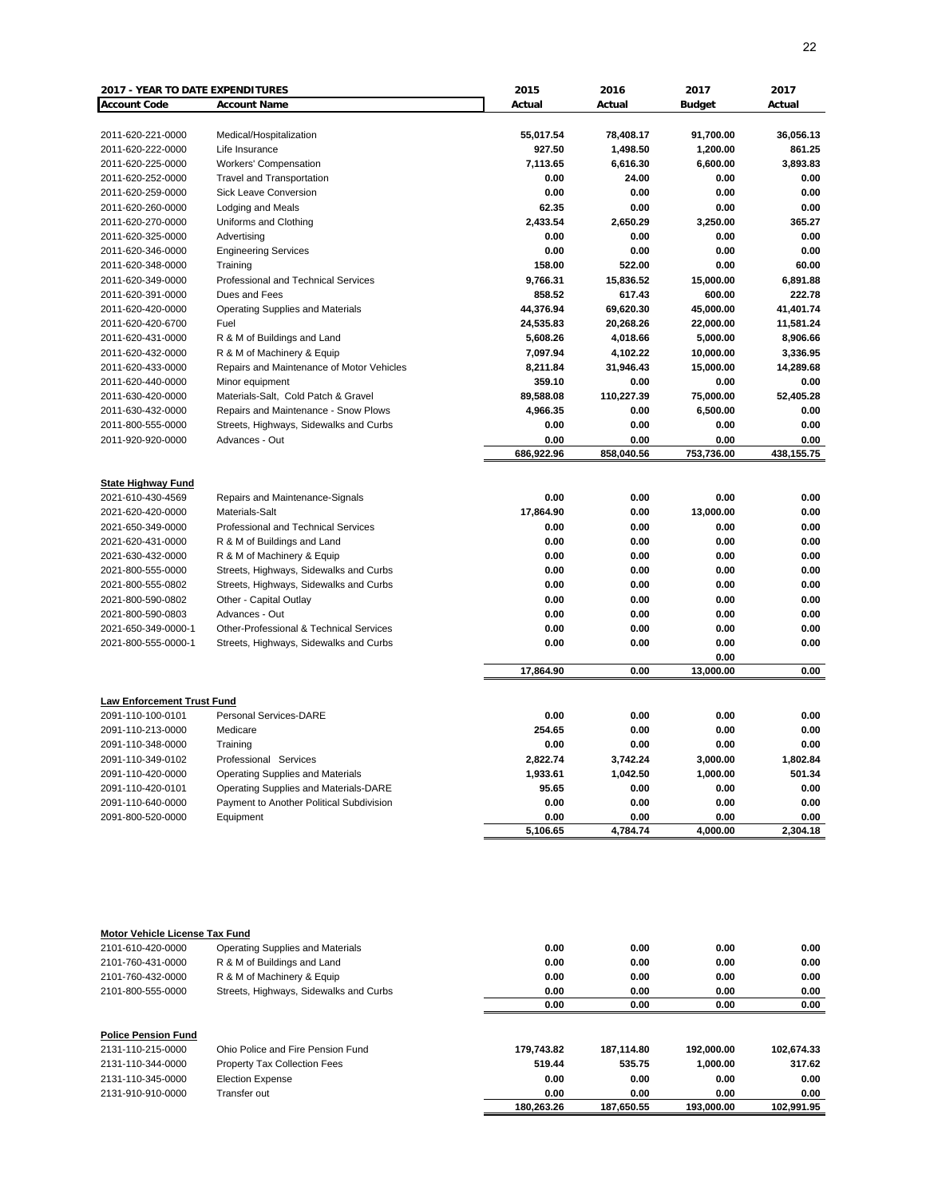**2017 - YEAR TO DATE EXPENDITURES**

| Account Code | Account Name | 2015 Actual | 2016 Actual | 2017 Budget | 2017 Actual |
|---|---|---|---|---|---|
| 2011-620-221-0000 | Medical/Hospitalization | 55,017.54 | 78,408.17 | 91,700.00 | 36,056.13 |
| 2011-620-222-0000 | Life Insurance | 927.50 | 1,498.50 | 1,200.00 | 861.25 |
| 2011-620-225-0000 | Workers' Compensation | 7,113.65 | 6,616.30 | 6,600.00 | 3,893.83 |
| 2011-620-252-0000 | Travel and Transportation | 0.00 | 24.00 | 0.00 | 0.00 |
| 2011-620-259-0000 | Sick Leave Conversion | 0.00 | 0.00 | 0.00 | 0.00 |
| 2011-620-260-0000 | Lodging and Meals | 62.35 | 0.00 | 0.00 | 0.00 |
| 2011-620-270-0000 | Uniforms and Clothing | 2,433.54 | 2,650.29 | 3,250.00 | 365.27 |
| 2011-620-325-0000 | Advertising | 0.00 | 0.00 | 0.00 | 0.00 |
| 2011-620-346-0000 | Engineering Services | 0.00 | 0.00 | 0.00 | 0.00 |
| 2011-620-348-0000 | Training | 158.00 | 522.00 | 0.00 | 60.00 |
| 2011-620-349-0000 | Professional and Technical Services | 9,766.31 | 15,836.52 | 15,000.00 | 6,891.88 |
| 2011-620-391-0000 | Dues and Fees | 858.52 | 617.43 | 600.00 | 222.78 |
| 2011-620-420-0000 | Operating Supplies and Materials | 44,376.94 | 69,620.30 | 45,000.00 | 41,401.74 |
| 2011-620-420-6700 | Fuel | 24,535.83 | 20,268.26 | 22,000.00 | 11,581.24 |
| 2011-620-431-0000 | R & M of Buildings and Land | 5,608.26 | 4,018.66 | 5,000.00 | 8,906.66 |
| 2011-620-432-0000 | R & M of Machinery & Equip | 7,097.94 | 4,102.22 | 10,000.00 | 3,336.95 |
| 2011-620-433-0000 | Repairs and Maintenance of Motor Vehicles | 8,211.84 | 31,946.43 | 15,000.00 | 14,289.68 |
| 2011-620-440-0000 | Minor equipment | 359.10 | 0.00 | 0.00 | 0.00 |
| 2011-630-420-0000 | Materials-Salt, Cold Patch & Gravel | 89,588.08 | 110,227.39 | 75,000.00 | 52,405.28 |
| 2011-630-432-0000 | Repairs and Maintenance - Snow Plows | 4,966.35 | 0.00 | 6,500.00 | 0.00 |
| 2011-800-555-0000 | Streets, Highways, Sidewalks and Curbs | 0.00 | 0.00 | 0.00 | 0.00 |
| 2011-920-920-0000 | Advances - Out | 0.00 | 0.00 | 0.00 | 0.00 |
| | | 686,922.96 | 858,040.56 | 753,736.00 | 438,155.75 |

**State Highway Fund**

| Account Code | Account Name | 2015 Actual | 2016 Actual | 2017 Budget | 2017 Actual |
|---|---|---|---|---|---|
| 2021-610-430-4569 | Repairs and Maintenance-Signals | 0.00 | 0.00 | 0.00 | 0.00 |
| 2021-620-420-0000 | Materials-Salt | 17,864.90 | 0.00 | 13,000.00 | 0.00 |
| 2021-650-349-0000 | Professional and Technical Services | 0.00 | 0.00 | 0.00 | 0.00 |
| 2021-620-431-0000 | R & M of Buildings and Land | 0.00 | 0.00 | 0.00 | 0.00 |
| 2021-630-432-0000 | R & M of Machinery & Equip | 0.00 | 0.00 | 0.00 | 0.00 |
| 2021-800-555-0000 | Streets, Highways, Sidewalks and Curbs | 0.00 | 0.00 | 0.00 | 0.00 |
| 2021-800-555-0802 | Streets, Highways, Sidewalks and Curbs | 0.00 | 0.00 | 0.00 | 0.00 |
| 2021-800-590-0802 | Other - Capital Outlay | 0.00 | 0.00 | 0.00 | 0.00 |
| 2021-800-590-0803 | Advances - Out | 0.00 | 0.00 | 0.00 | 0.00 |
| 2021-650-349-0000-1 | Other-Professional & Technical Services | 0.00 | 0.00 | 0.00 | 0.00 |
| 2021-800-555-0000-1 | Streets, Highways, Sidewalks and Curbs | 0.00 | 0.00 | 0.00 | 0.00 |
| | | | | 0.00 | |
| | | 17,864.90 | 0.00 | 13,000.00 | 0.00 |

**Law Enforcement Trust Fund**

| Account Code | Account Name | 2015 Actual | 2016 Actual | 2017 Budget | 2017 Actual |
|---|---|---|---|---|---|
| 2091-110-100-0101 | Personal Services-DARE | 0.00 | 0.00 | 0.00 | 0.00 |
| 2091-110-213-0000 | Medicare | 254.65 | 0.00 | 0.00 | 0.00 |
| 2091-110-348-0000 | Training | 0.00 | 0.00 | 0.00 | 0.00 |
| 2091-110-349-0102 | Professional Services | 2,822.74 | 3,742.24 | 3,000.00 | 1,802.84 |
| 2091-110-420-0000 | Operating Supplies and Materials | 1,933.61 | 1,042.50 | 1,000.00 | 501.34 |
| 2091-110-420-0101 | Operating Supplies and Materials-DARE | 95.65 | 0.00 | 0.00 | 0.00 |
| 2091-110-640-0000 | Payment to Another Political Subdivision | 0.00 | 0.00 | 0.00 | 0.00 |
| 2091-800-520-0000 | Equipment | 0.00 | 0.00 | 0.00 | 0.00 |
| | | 5,106.65 | 4,784.74 | 4,000.00 | 2,304.18 |

**Motor Vehicle License Tax Fund**

| Account Code | Account Name | 2015 Actual | 2016 Actual | 2017 Budget | 2017 Actual |
|---|---|---|---|---|---|
| 2101-610-420-0000 | Operating Supplies and Materials | 0.00 | 0.00 | 0.00 | 0.00 |
| 2101-760-431-0000 | R & M of Buildings and Land | 0.00 | 0.00 | 0.00 | 0.00 |
| 2101-760-432-0000 | R & M of Machinery & Equip | 0.00 | 0.00 | 0.00 | 0.00 |
| 2101-800-555-0000 | Streets, Highways, Sidewalks and Curbs | 0.00 | 0.00 | 0.00 | 0.00 |
| | | 0.00 | 0.00 | 0.00 | 0.00 |

**Police Pension Fund**

| Account Code | Account Name | 2015 Actual | 2016 Actual | 2017 Budget | 2017 Actual |
|---|---|---|---|---|---|
| 2131-110-215-0000 | Ohio Police and Fire Pension Fund | 179,743.82 | 187,114.80 | 192,000.00 | 102,674.33 |
| 2131-110-344-0000 | Property Tax Collection Fees | 519.44 | 535.75 | 1,000.00 | 317.62 |
| 2131-110-345-0000 | Election Expense | 0.00 | 0.00 | 0.00 | 0.00 |
| 2131-910-910-0000 | Transfer out | 0.00 | 0.00 | 0.00 | 0.00 |
| | | 180,263.26 | 187,650.55 | 193,000.00 | 102,991.95 |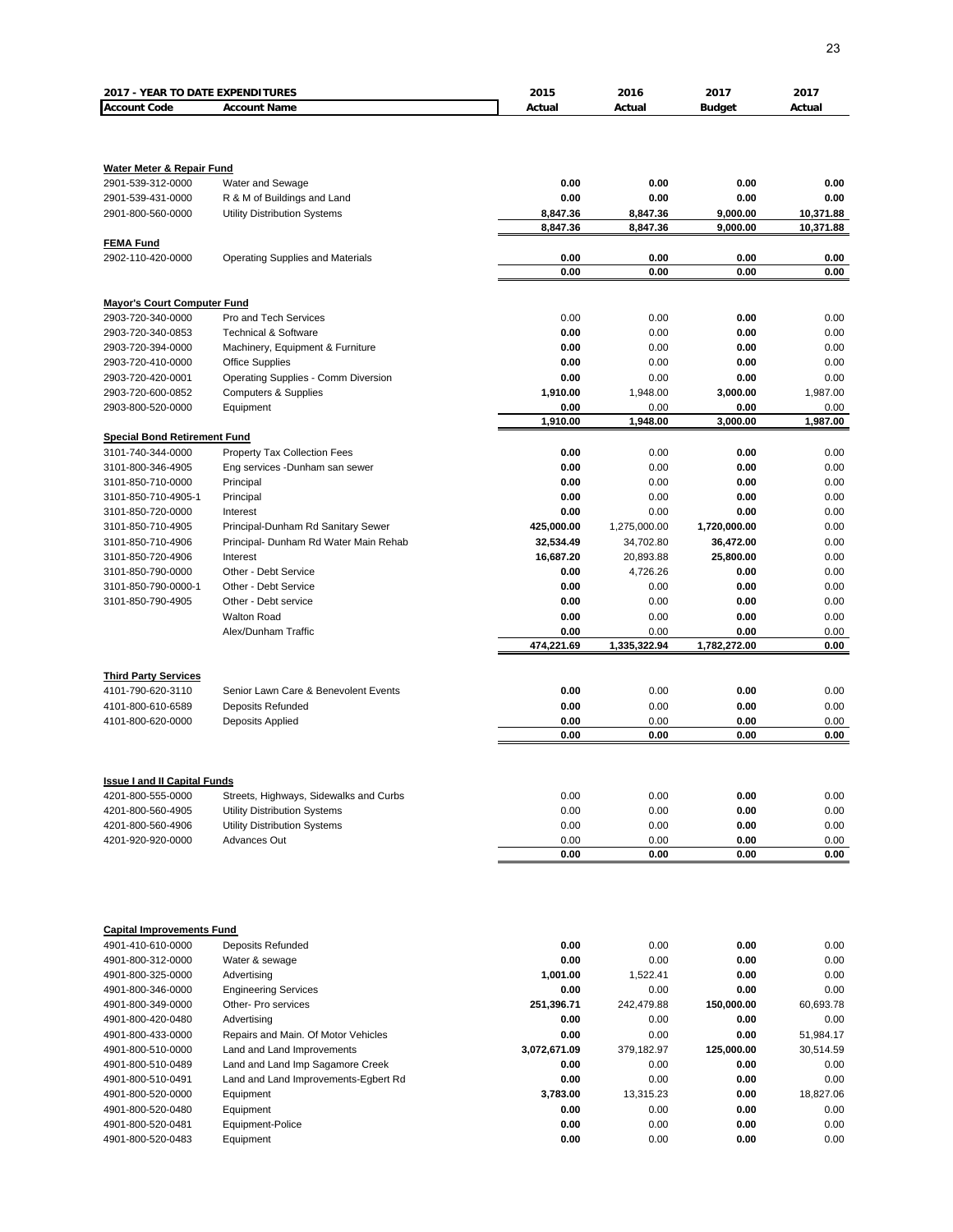**2017 - YEAR TO DATE EXPENDITURES**

| Account Code | Account Name | 2015 Actual | 2016 Actual | 2017 Budget | 2017 Actual |
|---|---|---|---|---|---|
| **Water Meter & Repair Fund** | | | | | |
| 2901-539-312-0000 | Water and Sewage | 0.00 | 0.00 | 0.00 | 0.00 |
| 2901-539-431-0000 | R & M of Buildings and Land | 0.00 | 0.00 | 0.00 | 0.00 |
| 2901-800-560-0000 | Utility Distribution Systems | 8,847.36 | 8,847.36 | 9,000.00 | 10,371.88 |
| | | 8,847.36 | 8,847.36 | 9,000.00 | 10,371.88 |
| **FEMA Fund** | | | | | |
| 2902-110-420-0000 | Operating Supplies and Materials | 0.00 | 0.00 | 0.00 | 0.00 |
| | | 0.00 | 0.00 | 0.00 | 0.00 |
| **Mayor's Court Computer Fund** | | | | | |
| 2903-720-340-0000 | Pro and Tech Services | 0.00 | 0.00 | 0.00 | 0.00 |
| 2903-720-340-0853 | Technical & Software | 0.00 | 0.00 | 0.00 | 0.00 |
| 2903-720-394-0000 | Machinery, Equipment & Furniture | 0.00 | 0.00 | 0.00 | 0.00 |
| 2903-720-410-0000 | Office Supplies | 0.00 | 0.00 | 0.00 | 0.00 |
| 2903-720-420-0001 | Operating Supplies - Comm Diversion | 0.00 | 0.00 | 0.00 | 0.00 |
| 2903-720-600-0852 | Computers & Supplies | 1,910.00 | 1,948.00 | 3,000.00 | 1,987.00 |
| 2903-800-520-0000 | Equipment | 0.00 | 0.00 | 0.00 | 0.00 |
| | | 1,910.00 | 1,948.00 | 3,000.00 | 1,987.00 |
| **Special Bond Retirement Fund** | | | | | |
| 3101-740-344-0000 | Property Tax Collection Fees | 0.00 | 0.00 | 0.00 | 0.00 |
| 3101-800-346-4905 | Eng services -Dunham san sewer | 0.00 | 0.00 | 0.00 | 0.00 |
| 3101-850-710-0000 | Principal | 0.00 | 0.00 | 0.00 | 0.00 |
| 3101-850-710-4905-1 | Principal | 0.00 | 0.00 | 0.00 | 0.00 |
| 3101-850-720-0000 | Interest | 0.00 | 0.00 | 0.00 | 0.00 |
| 3101-850-710-4905 | Principal-Dunham Rd Sanitary Sewer | 425,000.00 | 1,275,000.00 | 1,720,000.00 | 0.00 |
| 3101-850-710-4906 | Principal- Dunham Rd Water Main Rehab | 32,534.49 | 34,702.80 | 36,472.00 | 0.00 |
| 3101-850-720-4906 | Interest | 16,687.20 | 20,893.88 | 25,800.00 | 0.00 |
| 3101-850-790-0000 | Other - Debt Service | 0.00 | 4,726.26 | 0.00 | 0.00 |
| 3101-850-790-0000-1 | Other - Debt Service | 0.00 | 0.00 | 0.00 | 0.00 |
| 3101-850-790-4905 | Other - Debt service | 0.00 | 0.00 | 0.00 | 0.00 |
| | Walton Road | 0.00 | 0.00 | 0.00 | 0.00 |
| | Alex/Dunham Traffic | 0.00 | 0.00 | 0.00 | 0.00 |
| | | 474,221.69 | 1,335,322.94 | 1,782,272.00 | 0.00 |
| **Third Party Services** | | | | | |
| 4101-790-620-3110 | Senior Lawn Care & Benevolent Events | 0.00 | 0.00 | 0.00 | 0.00 |
| 4101-800-610-6589 | Deposits Refunded | 0.00 | 0.00 | 0.00 | 0.00 |
| 4101-800-620-0000 | Deposits Applied | 0.00 | 0.00 | 0.00 | 0.00 |
| | | 0.00 | 0.00 | 0.00 | 0.00 |
| **Issue I and II Capital Funds** | | | | | |
| 4201-800-555-0000 | Streets, Highways, Sidewalks and Curbs | 0.00 | 0.00 | 0.00 | 0.00 |
| 4201-800-560-4905 | Utility Distribution Systems | 0.00 | 0.00 | 0.00 | 0.00 |
| 4201-800-560-4906 | Utility Distribution Systems | 0.00 | 0.00 | 0.00 | 0.00 |
| 4201-920-920-0000 | Advances Out | 0.00 | 0.00 | 0.00 | 0.00 |
| | | 0.00 | 0.00 | 0.00 | 0.00 |
| **Capital Improvements Fund** | | | | | |
| 4901-410-610-0000 | Deposits Refunded | 0.00 | 0.00 | 0.00 | 0.00 |
| 4901-800-312-0000 | Water & sewage | 0.00 | 0.00 | 0.00 | 0.00 |
| 4901-800-325-0000 | Advertising | 1,001.00 | 1,522.41 | 0.00 | 0.00 |
| 4901-800-346-0000 | Engineering Services | 0.00 | 0.00 | 0.00 | 0.00 |
| 4901-800-349-0000 | Other- Pro services | 251,396.71 | 242,479.88 | 150,000.00 | 60,693.78 |
| 4901-800-420-0480 | Advertising | 0.00 | 0.00 | 0.00 | 0.00 |
| 4901-800-433-0000 | Repairs and Main. Of Motor Vehicles | 0.00 | 0.00 | 0.00 | 51,984.17 |
| 4901-800-510-0000 | Land and Land Improvements | 3,072,671.09 | 379,182.97 | 125,000.00 | 30,514.59 |
| 4901-800-510-0489 | Land and Land Imp Sagamore Creek | 0.00 | 0.00 | 0.00 | 0.00 |
| 4901-800-510-0491 | Land and Land Improvements-Egbert Rd | 0.00 | 0.00 | 0.00 | 0.00 |
| 4901-800-520-0000 | Equipment | 3,783.00 | 13,315.23 | 0.00 | 18,827.06 |
| 4901-800-520-0480 | Equipment | 0.00 | 0.00 | 0.00 | 0.00 |
| 4901-800-520-0481 | Equipment-Police | 0.00 | 0.00 | 0.00 | 0.00 |
| 4901-800-520-0483 | Equipment | 0.00 | 0.00 | 0.00 | 0.00 |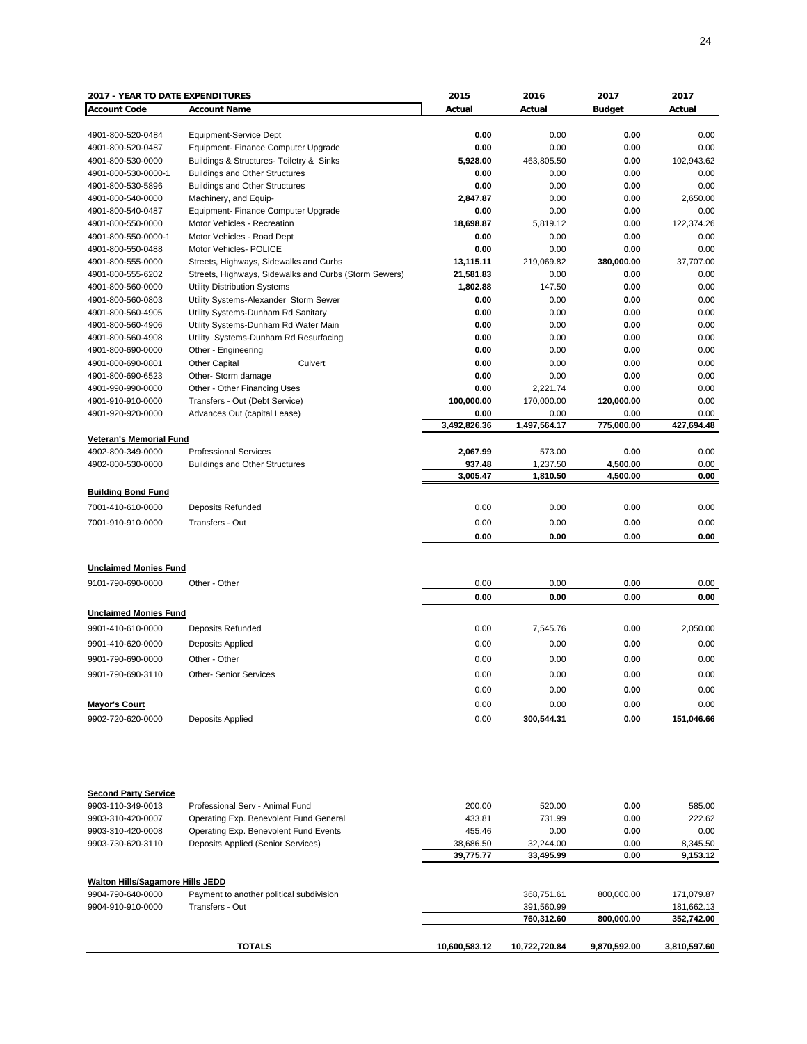| **2017 - YEAR TO DATE EXPENDITURES** | | **2015** | **2016** | **2017** | **2017** |
|---|---|---|---|---|---|
| **Account Code** | **Account Name** | **Actual** | **Actual** | **Budget** | **Actual** |
| 4901-800-520-0484 | Equipment-Service Dept | **0.00** | 0.00 | **0.00** | 0.00 |
| 4901-800-520-0487 | Equipment- Finance Computer Upgrade | **0.00** | 0.00 | **0.00** | 0.00 |
| 4901-800-530-0000 | Buildings & Structures- Toiletry & Sinks | **5,928.00** | 463,805.50 | **0.00** | 102,943.62 |
| 4901-800-530-0000-1 | Buildings and Other Structures | **0.00** | 0.00 | **0.00** | 0.00 |
| 4901-800-530-5896 | Buildings and Other Structures | **0.00** | 0.00 | **0.00** | 0.00 |
| 4901-800-540-0000 | Machinery, and Equip- | **2,847.87** | 0.00 | **0.00** | 2,650.00 |
| 4901-800-540-0487 | Equipment- Finance Computer Upgrade | **0.00** | 0.00 | **0.00** | 0.00 |
| 4901-800-550-0000 | Motor Vehicles - Recreation | **18,698.87** | 5,819.12 | **0.00** | 122,374.26 |
| 4901-800-550-0000-1 | Motor Vehicles - Road Dept | **0.00** | 0.00 | **0.00** | 0.00 |
| 4901-800-550-0488 | Motor Vehicles- POLICE | **0.00** | 0.00 | **0.00** | 0.00 |
| 4901-800-555-0000 | Streets, Highways, Sidewalks and Curbs | **13,115.11** | 219,069.82 | **380,000.00** | 37,707.00 |
| 4901-800-555-6202 | Streets, Highways, Sidewalks and Curbs (Storm Sewers) | **21,581.83** | 0.00 | **0.00** | 0.00 |
| 4901-800-560-0000 | Utility Distribution Systems | **1,802.88** | 147.50 | **0.00** | 0.00 |
| 4901-800-560-0803 | Utility Systems-Alexander Storm Sewer | **0.00** | 0.00 | **0.00** | 0.00 |
| 4901-800-560-4905 | Utility Systems-Dunham Rd Sanitary | **0.00** | 0.00 | **0.00** | 0.00 |
| 4901-800-560-4906 | Utility Systems-Dunham Rd Water Main | **0.00** | 0.00 | **0.00** | 0.00 |
| 4901-800-560-4908 | Utility Systems-Dunham Rd Resurfacing | **0.00** | 0.00 | **0.00** | 0.00 |
| 4901-800-690-0000 | Other - Engineering | **0.00** | 0.00 | **0.00** | 0.00 |
| 4901-800-690-0801 | Other Capital Culvert | **0.00** | 0.00 | **0.00** | 0.00 |
| 4901-800-690-6523 | Other- Storm damage | **0.00** | 0.00 | **0.00** | 0.00 |
| 4901-990-990-0000 | Other - Other Financing Uses | **0.00** | 2,221.74 | **0.00** | 0.00 |
| 4901-910-910-0000 | Transfers - Out (Debt Service) | **100,000.00** | 170,000.00 | **120,000.00** | 0.00 |
| 4901-920-920-0000 | Advances Out (capital Lease) | **0.00** | 0.00 | **0.00** | 0.00 |
| | | **3,492,826.36** | **1,497,564.17** | **775,000.00** | **427,694.48** |
| **Veteran's Memorial Fund** | | | | | |
| 4902-800-349-0000 | Professional Services | **2,067.99** | 573.00 | **0.00** | 0.00 |
| 4902-800-530-0000 | Buildings and Other Structures | **937.48** | 1,237.50 | **4,500.00** | 0.00 |
| | | **3,005.47** | **1,810.50** | **4,500.00** | **0.00** |
| **Building Bond Fund** | | | | | |
| 7001-410-610-0000 | Deposits Refunded | 0.00 | 0.00 | **0.00** | 0.00 |
| 7001-910-910-0000 | Transfers - Out | 0.00 | 0.00 | **0.00** | 0.00 |
| | | **0.00** | **0.00** | **0.00** | **0.00** |
| **Unclaimed Monies Fund** | | | | | |
| 9101-790-690-0000 | Other - Other | 0.00 | 0.00 | **0.00** | 0.00 |
| | | **0.00** | **0.00** | **0.00** | **0.00** |
| **Unclaimed Monies Fund** | | | | | |
| 9901-410-610-0000 | Deposits Refunded | 0.00 | 7,545.76 | **0.00** | 2,050.00 |
| 9901-410-620-0000 | Deposits Applied | 0.00 | 0.00 | **0.00** | 0.00 |
| 9901-790-690-0000 | Other - Other | 0.00 | 0.00 | **0.00** | 0.00 |
| 9901-790-690-3110 | Other- Senior Services | 0.00 | 0.00 | **0.00** | 0.00 |
| | | 0.00 | 0.00 | **0.00** | 0.00 |
| **Mayor's Court** | | 0.00 | 0.00 | **0.00** | 0.00 |
| 9902-720-620-0000 | Deposits Applied | 0.00 | **300,544.31** | **0.00** | **151,046.66** |
| **Second Party Service** | | | | | |
| 9903-110-349-0013 | Professional Serv - Animal Fund | 200.00 | 520.00 | **0.00** | 585.00 |
| 9903-310-420-0007 | Operating Exp. Benevolent Fund General | 433.81 | 731.99 | **0.00** | 222.62 |
| 9903-310-420-0008 | Operating Exp. Benevolent Fund Events | 455.46 | 0.00 | **0.00** | 0.00 |
| 9903-730-620-3110 | Deposits Applied (Senior Services) | 38,686.50 | 32,244.00 | **0.00** | 8,345.50 |
| | | **39,775.77** | **33,495.99** | **0.00** | **9,153.12** |
| **Walton Hills/Sagamore Hills JEDD** | | | | | |
| 9904-790-640-0000 | Payment to another political subdivision | | 368,751.61 | 800,000.00 | 171,079.87 |
| 9904-910-910-0000 | Transfers - Out | | 391,560.99 | | 181,662.13 |
| | | | **760,312.60** | **800,000.00** | **352,742.00** |
| | **TOTALS** | **10,600,583.12** | **10,722,720.84** | **9,870,592.00** | **3,810,597.60** |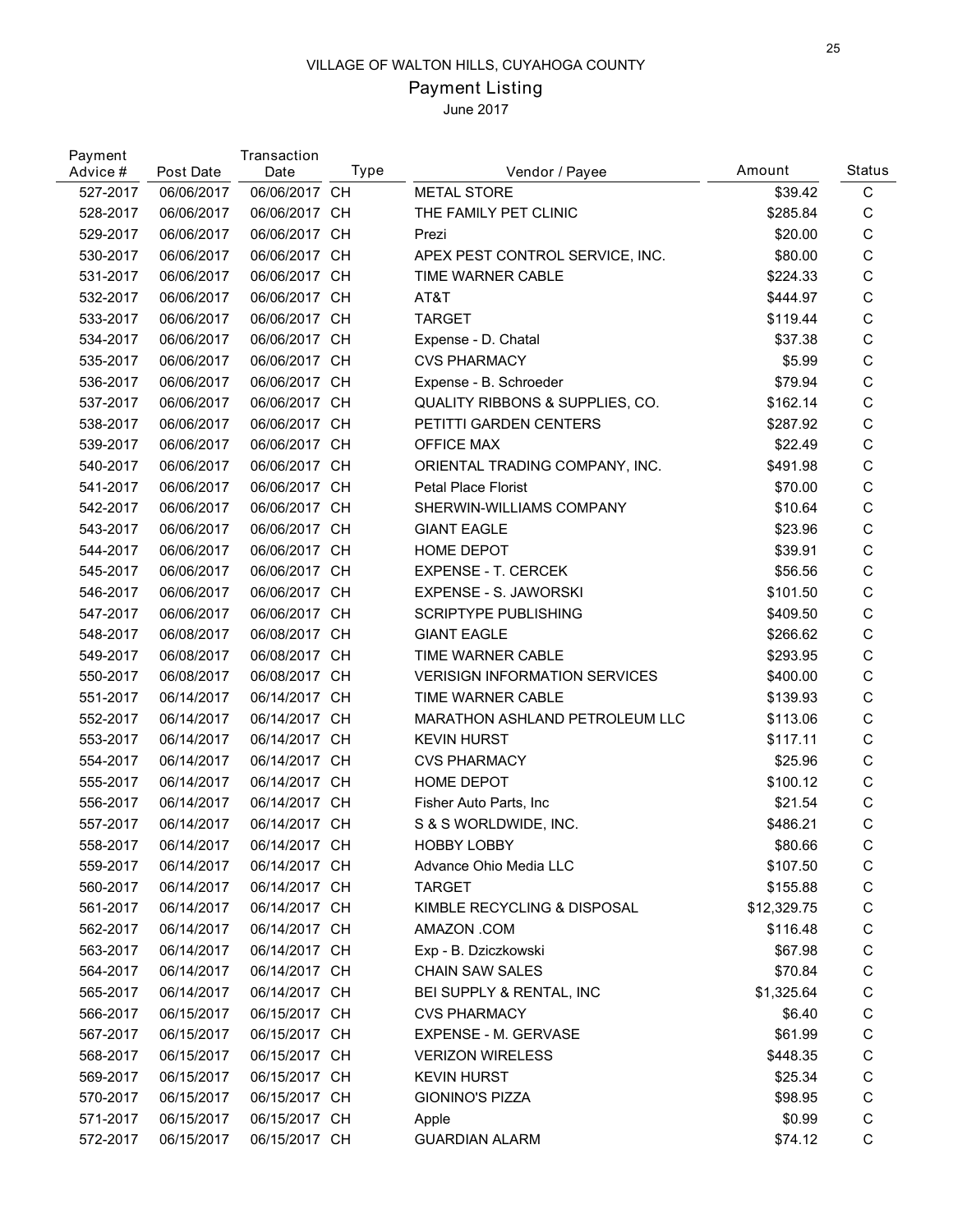VILLAGE OF WALTON HILLS, CUYAHOGA COUNTY

Payment Listing

June 2017

| Payment Advice # | Post Date | Transaction Date | Type | Vendor / Payee | Amount | Status |
|---|---|---|---|---|---|---|
| 527-2017 | 06/06/2017 | 06/06/2017 | CH | METAL STORE | $39.42 | C |
| 528-2017 | 06/06/2017 | 06/06/2017 | CH | THE FAMILY PET CLINIC | $285.84 | C |
| 529-2017 | 06/06/2017 | 06/06/2017 | CH | Prezi | $20.00 | C |
| 530-2017 | 06/06/2017 | 06/06/2017 | CH | APEX PEST CONTROL SERVICE, INC. | $80.00 | C |
| 531-2017 | 06/06/2017 | 06/06/2017 | CH | TIME WARNER CABLE | $224.33 | C |
| 532-2017 | 06/06/2017 | 06/06/2017 | CH | AT&T | $444.97 | C |
| 533-2017 | 06/06/2017 | 06/06/2017 | CH | TARGET | $119.44 | C |
| 534-2017 | 06/06/2017 | 06/06/2017 | CH | Expense - D. Chatal | $37.38 | C |
| 535-2017 | 06/06/2017 | 06/06/2017 | CH | CVS PHARMACY | $5.99 | C |
| 536-2017 | 06/06/2017 | 06/06/2017 | CH | Expense - B. Schroeder | $79.94 | C |
| 537-2017 | 06/06/2017 | 06/06/2017 | CH | QUALITY RIBBONS & SUPPLIES, CO. | $162.14 | C |
| 538-2017 | 06/06/2017 | 06/06/2017 | CH | PETITTI GARDEN CENTERS | $287.92 | C |
| 539-2017 | 06/06/2017 | 06/06/2017 | CH | OFFICE MAX | $22.49 | C |
| 540-2017 | 06/06/2017 | 06/06/2017 | CH | ORIENTAL TRADING COMPANY, INC. | $491.98 | C |
| 541-2017 | 06/06/2017 | 06/06/2017 | CH | Petal Place Florist | $70.00 | C |
| 542-2017 | 06/06/2017 | 06/06/2017 | CH | SHERWIN-WILLIAMS COMPANY | $10.64 | C |
| 543-2017 | 06/06/2017 | 06/06/2017 | CH | GIANT EAGLE | $23.96 | C |
| 544-2017 | 06/06/2017 | 06/06/2017 | CH | HOME DEPOT | $39.91 | C |
| 545-2017 | 06/06/2017 | 06/06/2017 | CH | EXPENSE - T. CERCEK | $56.56 | C |
| 546-2017 | 06/06/2017 | 06/06/2017 | CH | EXPENSE - S. JAWORSKI | $101.50 | C |
| 547-2017 | 06/06/2017 | 06/06/2017 | CH | SCRIPTYPE PUBLISHING | $409.50 | C |
| 548-2017 | 06/08/2017 | 06/08/2017 | CH | GIANT EAGLE | $266.62 | C |
| 549-2017 | 06/08/2017 | 06/08/2017 | CH | TIME WARNER CABLE | $293.95 | C |
| 550-2017 | 06/08/2017 | 06/08/2017 | CH | VERISIGN INFORMATION SERVICES | $400.00 | C |
| 551-2017 | 06/14/2017 | 06/14/2017 | CH | TIME WARNER CABLE | $139.93 | C |
| 552-2017 | 06/14/2017 | 06/14/2017 | CH | MARATHON ASHLAND PETROLEUM LLC | $113.06 | C |
| 553-2017 | 06/14/2017 | 06/14/2017 | CH | KEVIN HURST | $117.11 | C |
| 554-2017 | 06/14/2017 | 06/14/2017 | CH | CVS PHARMACY | $25.96 | C |
| 555-2017 | 06/14/2017 | 06/14/2017 | CH | HOME DEPOT | $100.12 | C |
| 556-2017 | 06/14/2017 | 06/14/2017 | CH | Fisher Auto Parts, Inc | $21.54 | C |
| 557-2017 | 06/14/2017 | 06/14/2017 | CH | S & S WORLDWIDE, INC. | $486.21 | C |
| 558-2017 | 06/14/2017 | 06/14/2017 | CH | HOBBY LOBBY | $80.66 | C |
| 559-2017 | 06/14/2017 | 06/14/2017 | CH | Advance Ohio Media LLC | $107.50 | C |
| 560-2017 | 06/14/2017 | 06/14/2017 | CH | TARGET | $155.88 | C |
| 561-2017 | 06/14/2017 | 06/14/2017 | CH | KIMBLE RECYCLING & DISPOSAL | $12,329.75 | C |
| 562-2017 | 06/14/2017 | 06/14/2017 | CH | AMAZON .COM | $116.48 | C |
| 563-2017 | 06/14/2017 | 06/14/2017 | CH | Exp - B. Dziczkowski | $67.98 | C |
| 564-2017 | 06/14/2017 | 06/14/2017 | CH | CHAIN SAW SALES | $70.84 | C |
| 565-2017 | 06/14/2017 | 06/14/2017 | CH | BEI SUPPLY & RENTAL, INC | $1,325.64 | C |
| 566-2017 | 06/15/2017 | 06/15/2017 | CH | CVS PHARMACY | $6.40 | C |
| 567-2017 | 06/15/2017 | 06/15/2017 | CH | EXPENSE - M. GERVASE | $61.99 | C |
| 568-2017 | 06/15/2017 | 06/15/2017 | CH | VERIZON WIRELESS | $448.35 | C |
| 569-2017 | 06/15/2017 | 06/15/2017 | CH | KEVIN HURST | $25.34 | C |
| 570-2017 | 06/15/2017 | 06/15/2017 | CH | GIONINO'S PIZZA | $98.95 | C |
| 571-2017 | 06/15/2017 | 06/15/2017 | CH | Apple | $0.99 | C |
| 572-2017 | 06/15/2017 | 06/15/2017 | CH | GUARDIAN ALARM | $74.12 | C |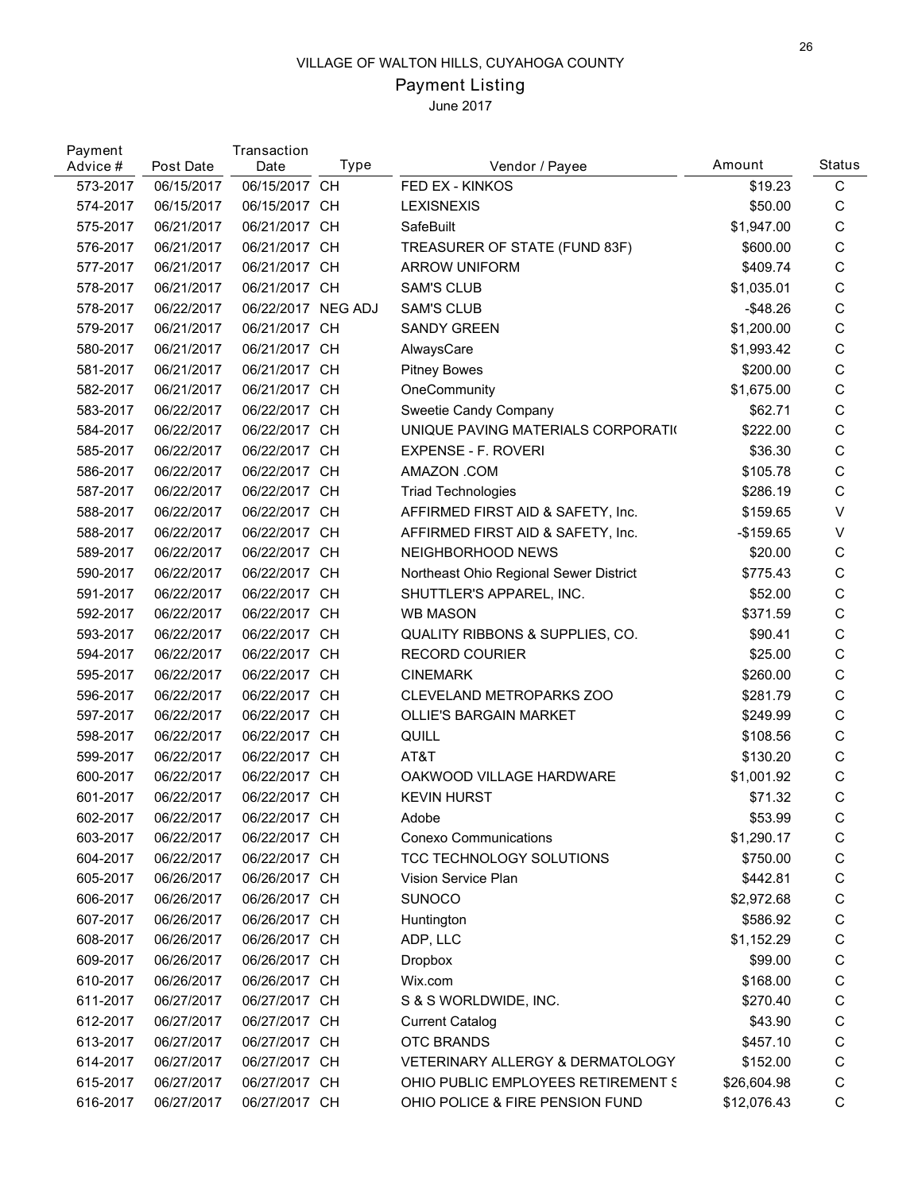VILLAGE OF WALTON HILLS, CUYAHOGA COUNTY

# Payment Listing

June 2017

| Payment Advice # | Post Date | Transaction Date | Type | Vendor / Payee | Amount | Status |
|---|---|---|---|---|---|---|
| 573-2017 | 06/15/2017 | 06/15/2017 | CH | FED EX - KINKOS | $19.23 | C |
| 574-2017 | 06/15/2017 | 06/15/2017 | CH | LEXISNEXIS | $50.00 | C |
| 575-2017 | 06/21/2017 | 06/21/2017 | CH | SafeBuilt | $1,947.00 | C |
| 576-2017 | 06/21/2017 | 06/21/2017 | CH | TREASURER OF STATE (FUND 83F) | $600.00 | C |
| 577-2017 | 06/21/2017 | 06/21/2017 | CH | ARROW UNIFORM | $409.74 | C |
| 578-2017 | 06/21/2017 | 06/21/2017 | CH | SAM'S CLUB | $1,035.01 | C |
| 578-2017 | 06/22/2017 | 06/22/2017 | NEG ADJ | SAM'S CLUB | -$48.26 | C |
| 579-2017 | 06/21/2017 | 06/21/2017 | CH | SANDY GREEN | $1,200.00 | C |
| 580-2017 | 06/21/2017 | 06/21/2017 | CH | AlwaysCare | $1,993.42 | C |
| 581-2017 | 06/21/2017 | 06/21/2017 | CH | Pitney Bowes | $200.00 | C |
| 582-2017 | 06/21/2017 | 06/21/2017 | CH | OneCommunity | $1,675.00 | C |
| 583-2017 | 06/22/2017 | 06/22/2017 | CH | Sweetie Candy Company | $62.71 | C |
| 584-2017 | 06/22/2017 | 06/22/2017 | CH | UNIQUE PAVING MATERIALS CORPORATI( | $222.00 | C |
| 585-2017 | 06/22/2017 | 06/22/2017 | CH | EXPENSE - F. ROVERI | $36.30 | C |
| 586-2017 | 06/22/2017 | 06/22/2017 | CH | AMAZON .COM | $105.78 | C |
| 587-2017 | 06/22/2017 | 06/22/2017 | CH | Triad Technologies | $286.19 | C |
| 588-2017 | 06/22/2017 | 06/22/2017 | CH | AFFIRMED FIRST AID & SAFETY, Inc. | $159.65 | V |
| 588-2017 | 06/22/2017 | 06/22/2017 | CH | AFFIRMED FIRST AID & SAFETY, Inc. | -$159.65 | V |
| 589-2017 | 06/22/2017 | 06/22/2017 | CH | NEIGHBORHOOD NEWS | $20.00 | C |
| 590-2017 | 06/22/2017 | 06/22/2017 | CH | Northeast Ohio Regional Sewer District | $775.43 | C |
| 591-2017 | 06/22/2017 | 06/22/2017 | CH | SHUTTLER'S APPAREL, INC. | $52.00 | C |
| 592-2017 | 06/22/2017 | 06/22/2017 | CH | WB MASON | $371.59 | C |
| 593-2017 | 06/22/2017 | 06/22/2017 | CH | QUALITY RIBBONS & SUPPLIES, CO. | $90.41 | C |
| 594-2017 | 06/22/2017 | 06/22/2017 | CH | RECORD COURIER | $25.00 | C |
| 595-2017 | 06/22/2017 | 06/22/2017 | CH | CINEMARK | $260.00 | C |
| 596-2017 | 06/22/2017 | 06/22/2017 | CH | CLEVELAND METROPARKS ZOO | $281.79 | C |
| 597-2017 | 06/22/2017 | 06/22/2017 | CH | OLLIE'S BARGAIN MARKET | $249.99 | C |
| 598-2017 | 06/22/2017 | 06/22/2017 | CH | QUILL | $108.56 | C |
| 599-2017 | 06/22/2017 | 06/22/2017 | CH | AT&T | $130.20 | C |
| 600-2017 | 06/22/2017 | 06/22/2017 | CH | OAKWOOD VILLAGE HARDWARE | $1,001.92 | C |
| 601-2017 | 06/22/2017 | 06/22/2017 | CH | KEVIN HURST | $71.32 | C |
| 602-2017 | 06/22/2017 | 06/22/2017 | CH | Adobe | $53.99 | C |
| 603-2017 | 06/22/2017 | 06/22/2017 | CH | Conexo Communications | $1,290.17 | C |
| 604-2017 | 06/22/2017 | 06/22/2017 | CH | TCC TECHNOLOGY SOLUTIONS | $750.00 | C |
| 605-2017 | 06/26/2017 | 06/26/2017 | CH | Vision Service Plan | $442.81 | C |
| 606-2017 | 06/26/2017 | 06/26/2017 | CH | SUNOCO | $2,972.68 | C |
| 607-2017 | 06/26/2017 | 06/26/2017 | CH | Huntington | $586.92 | C |
| 608-2017 | 06/26/2017 | 06/26/2017 | CH | ADP, LLC | $1,152.29 | C |
| 609-2017 | 06/26/2017 | 06/26/2017 | CH | Dropbox | $99.00 | C |
| 610-2017 | 06/26/2017 | 06/26/2017 | CH | Wix.com | $168.00 | C |
| 611-2017 | 06/27/2017 | 06/27/2017 | CH | S & S WORLDWIDE, INC. | $270.40 | C |
| 612-2017 | 06/27/2017 | 06/27/2017 | CH | Current Catalog | $43.90 | C |
| 613-2017 | 06/27/2017 | 06/27/2017 | CH | OTC BRANDS | $457.10 | C |
| 614-2017 | 06/27/2017 | 06/27/2017 | CH | VETERINARY ALLERGY & DERMATOLOGY | $152.00 | C |
| 615-2017 | 06/27/2017 | 06/27/2017 | CH | OHIO PUBLIC EMPLOYEES RETIREMENT S | $26,604.98 | C |
| 616-2017 | 06/27/2017 | 06/27/2017 | CH | OHIO POLICE & FIRE PENSION FUND | $12,076.43 | C |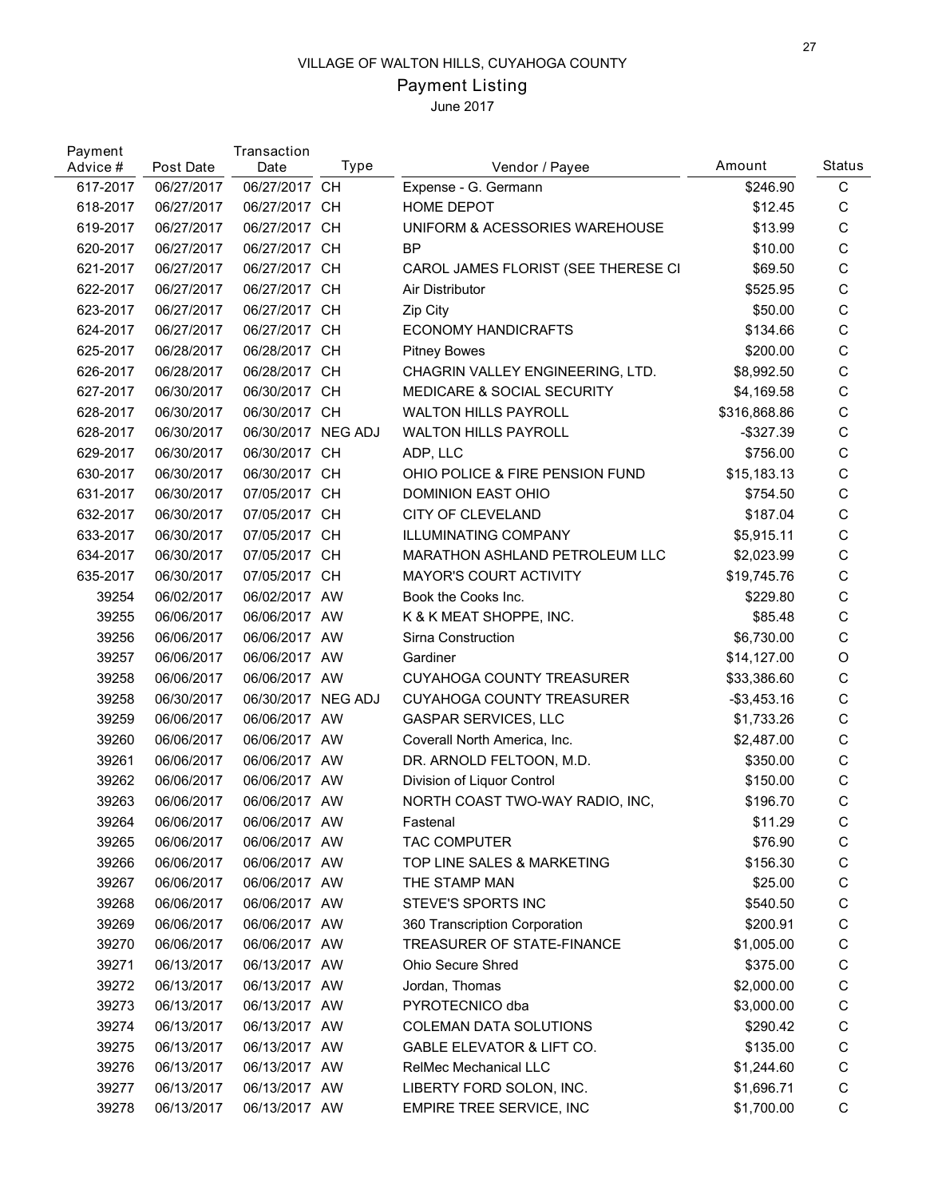VILLAGE OF WALTON HILLS, CUYAHOGA COUNTY

Payment Listing

June 2017

| Payment Advice # | Post Date | Transaction Date | Type | Vendor / Payee | Amount | Status |
|---|---|---|---|---|---|---|
| 617-2017 | 06/27/2017 | 06/27/2017 | CH | Expense - G. Germann | $246.90 | C |
| 618-2017 | 06/27/2017 | 06/27/2017 | CH | HOME DEPOT | $12.45 | C |
| 619-2017 | 06/27/2017 | 06/27/2017 | CH | UNIFORM & ACESSORIES WAREHOUSE | $13.99 | C |
| 620-2017 | 06/27/2017 | 06/27/2017 | CH | BP | $10.00 | C |
| 621-2017 | 06/27/2017 | 06/27/2017 | CH | CAROL JAMES FLORIST (SEE THERESE CI | $69.50 | C |
| 622-2017 | 06/27/2017 | 06/27/2017 | CH | Air Distributor | $525.95 | C |
| 623-2017 | 06/27/2017 | 06/27/2017 | CH | Zip City | $50.00 | C |
| 624-2017 | 06/27/2017 | 06/27/2017 | CH | ECONOMY HANDICRAFTS | $134.66 | C |
| 625-2017 | 06/28/2017 | 06/28/2017 | CH | Pitney Bowes | $200.00 | C |
| 626-2017 | 06/28/2017 | 06/28/2017 | CH | CHAGRIN VALLEY ENGINEERING, LTD. | $8,992.50 | C |
| 627-2017 | 06/30/2017 | 06/30/2017 | CH | MEDICARE & SOCIAL SECURITY | $4,169.58 | C |
| 628-2017 | 06/30/2017 | 06/30/2017 | CH | WALTON HILLS PAYROLL | $316,868.86 | C |
| 628-2017 | 06/30/2017 | 06/30/2017 | NEG ADJ | WALTON HILLS PAYROLL | -$327.39 | C |
| 629-2017 | 06/30/2017 | 06/30/2017 | CH | ADP, LLC | $756.00 | C |
| 630-2017 | 06/30/2017 | 06/30/2017 | CH | OHIO POLICE & FIRE PENSION FUND | $15,183.13 | C |
| 631-2017 | 06/30/2017 | 07/05/2017 | CH | DOMINION EAST OHIO | $754.50 | C |
| 632-2017 | 06/30/2017 | 07/05/2017 | CH | CITY OF CLEVELAND | $187.04 | C |
| 633-2017 | 06/30/2017 | 07/05/2017 | CH | ILLUMINATING COMPANY | $5,915.11 | C |
| 634-2017 | 06/30/2017 | 07/05/2017 | CH | MARATHON ASHLAND PETROLEUM LLC | $2,023.99 | C |
| 635-2017 | 06/30/2017 | 07/05/2017 | CH | MAYOR'S COURT ACTIVITY | $19,745.76 | C |
| 39254 | 06/02/2017 | 06/02/2017 | AW | Book the Cooks Inc. | $229.80 | C |
| 39255 | 06/06/2017 | 06/06/2017 | AW | K & K MEAT SHOPPE, INC. | $85.48 | C |
| 39256 | 06/06/2017 | 06/06/2017 | AW | Sirna Construction | $6,730.00 | C |
| 39257 | 06/06/2017 | 06/06/2017 | AW | Gardiner | $14,127.00 | O |
| 39258 | 06/06/2017 | 06/06/2017 | AW | CUYAHOGA COUNTY TREASURER | $33,386.60 | C |
| 39258 | 06/30/2017 | 06/30/2017 | NEG ADJ | CUYAHOGA COUNTY TREASURER | -$3,453.16 | C |
| 39259 | 06/06/2017 | 06/06/2017 | AW | GASPAR SERVICES, LLC | $1,733.26 | C |
| 39260 | 06/06/2017 | 06/06/2017 | AW | Coverall North America, Inc. | $2,487.00 | C |
| 39261 | 06/06/2017 | 06/06/2017 | AW | DR. ARNOLD FELTOON, M.D. | $350.00 | C |
| 39262 | 06/06/2017 | 06/06/2017 | AW | Division of Liquor Control | $150.00 | C |
| 39263 | 06/06/2017 | 06/06/2017 | AW | NORTH COAST TWO-WAY RADIO, INC, | $196.70 | C |
| 39264 | 06/06/2017 | 06/06/2017 | AW | Fastenal | $11.29 | C |
| 39265 | 06/06/2017 | 06/06/2017 | AW | TAC COMPUTER | $76.90 | C |
| 39266 | 06/06/2017 | 06/06/2017 | AW | TOP LINE SALES & MARKETING | $156.30 | C |
| 39267 | 06/06/2017 | 06/06/2017 | AW | THE STAMP MAN | $25.00 | C |
| 39268 | 06/06/2017 | 06/06/2017 | AW | STEVE'S SPORTS INC | $540.50 | C |
| 39269 | 06/06/2017 | 06/06/2017 | AW | 360 Transcription Corporation | $200.91 | C |
| 39270 | 06/06/2017 | 06/06/2017 | AW | TREASURER OF STATE-FINANCE | $1,005.00 | C |
| 39271 | 06/13/2017 | 06/13/2017 | AW | Ohio Secure Shred | $375.00 | C |
| 39272 | 06/13/2017 | 06/13/2017 | AW | Jordan, Thomas | $2,000.00 | C |
| 39273 | 06/13/2017 | 06/13/2017 | AW | PYROTECNICO dba | $3,000.00 | C |
| 39274 | 06/13/2017 | 06/13/2017 | AW | COLEMAN DATA SOLUTIONS | $290.42 | C |
| 39275 | 06/13/2017 | 06/13/2017 | AW | GABLE ELEVATOR & LIFT CO. | $135.00 | C |
| 39276 | 06/13/2017 | 06/13/2017 | AW | RelMec Mechanical LLC | $1,244.60 | C |
| 39277 | 06/13/2017 | 06/13/2017 | AW | LIBERTY FORD SOLON, INC. | $1,696.71 | C |
| 39278 | 06/13/2017 | 06/13/2017 | AW | EMPIRE TREE SERVICE, INC | $1,700.00 | C |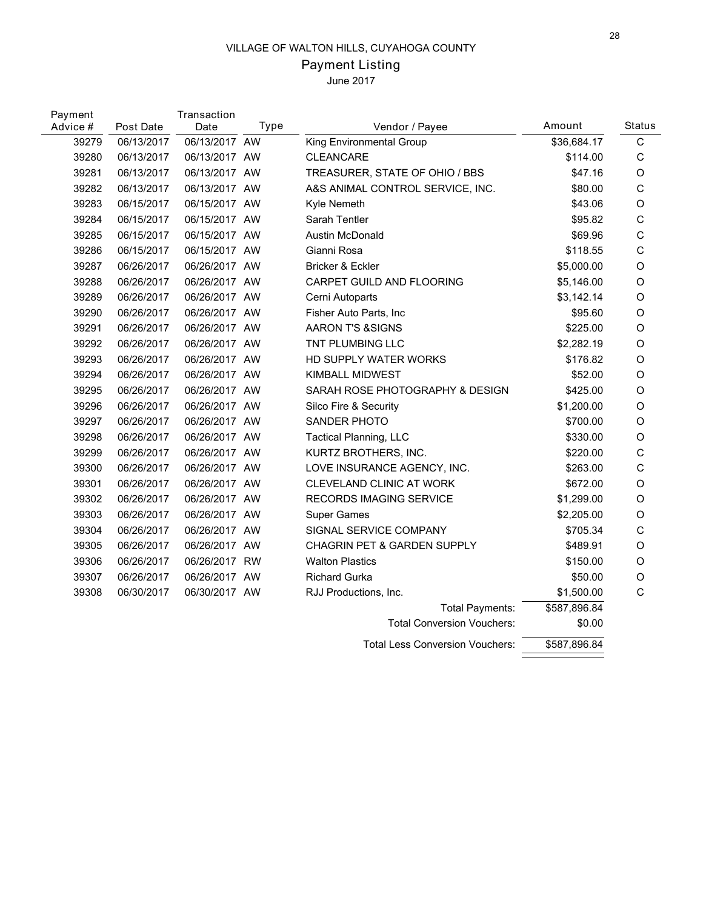VILLAGE OF WALTON HILLS, CUYAHOGA COUNTY

## Payment Listing

June 2017

| Payment Advice # | Post Date | Transaction Date | Type | Vendor / Payee | Amount | Status |
|---|---|---|---|---|---|---|
| 39279 | 06/13/2017 | 06/13/2017 | AW | King Environmental Group | $36,684.17 | C |
| 39280 | 06/13/2017 | 06/13/2017 | AW | CLEANCARE | $114.00 | C |
| 39281 | 06/13/2017 | 06/13/2017 | AW | TREASURER, STATE OF OHIO / BBS | $47.16 | O |
| 39282 | 06/13/2017 | 06/13/2017 | AW | A&S ANIMAL CONTROL SERVICE, INC. | $80.00 | C |
| 39283 | 06/15/2017 | 06/15/2017 | AW | Kyle Nemeth | $43.06 | O |
| 39284 | 06/15/2017 | 06/15/2017 | AW | Sarah Tentler | $95.82 | C |
| 39285 | 06/15/2017 | 06/15/2017 | AW | Austin McDonald | $69.96 | C |
| 39286 | 06/15/2017 | 06/15/2017 | AW | Gianni Rosa | $118.55 | C |
| 39287 | 06/26/2017 | 06/26/2017 | AW | Bricker & Eckler | $5,000.00 | O |
| 39288 | 06/26/2017 | 06/26/2017 | AW | CARPET GUILD AND FLOORING | $5,146.00 | O |
| 39289 | 06/26/2017 | 06/26/2017 | AW | Cerni Autoparts | $3,142.14 | O |
| 39290 | 06/26/2017 | 06/26/2017 | AW | Fisher Auto Parts, Inc | $95.60 | O |
| 39291 | 06/26/2017 | 06/26/2017 | AW | AARON T'S &SIGNS | $225.00 | O |
| 39292 | 06/26/2017 | 06/26/2017 | AW | TNT PLUMBING LLC | $2,282.19 | O |
| 39293 | 06/26/2017 | 06/26/2017 | AW | HD SUPPLY WATER WORKS | $176.82 | O |
| 39294 | 06/26/2017 | 06/26/2017 | AW | KIMBALL MIDWEST | $52.00 | O |
| 39295 | 06/26/2017 | 06/26/2017 | AW | SARAH ROSE PHOTOGRAPHY & DESIGN | $425.00 | O |
| 39296 | 06/26/2017 | 06/26/2017 | AW | Silco Fire & Security | $1,200.00 | O |
| 39297 | 06/26/2017 | 06/26/2017 | AW | SANDER PHOTO | $700.00 | O |
| 39298 | 06/26/2017 | 06/26/2017 | AW | Tactical Planning, LLC | $330.00 | O |
| 39299 | 06/26/2017 | 06/26/2017 | AW | KURTZ BROTHERS, INC. | $220.00 | C |
| 39300 | 06/26/2017 | 06/26/2017 | AW | LOVE INSURANCE AGENCY, INC. | $263.00 | C |
| 39301 | 06/26/2017 | 06/26/2017 | AW | CLEVELAND CLINIC AT WORK | $672.00 | O |
| 39302 | 06/26/2017 | 06/26/2017 | AW | RECORDS IMAGING SERVICE | $1,299.00 | O |
| 39303 | 06/26/2017 | 06/26/2017 | AW | Super Games | $2,205.00 | O |
| 39304 | 06/26/2017 | 06/26/2017 | AW | SIGNAL SERVICE COMPANY | $705.34 | C |
| 39305 | 06/26/2017 | 06/26/2017 | AW | CHAGRIN PET & GARDEN SUPPLY | $489.91 | O |
| 39306 | 06/26/2017 | 06/26/2017 | RW | Walton Plastics | $150.00 | O |
| 39307 | 06/26/2017 | 06/26/2017 | AW | Richard Gurka | $50.00 | O |
| 39308 | 06/30/2017 | 06/30/2017 | AW | RJJ Productions, Inc. | $1,500.00 | C |
| | | | | Total Payments: | $587,896.84 | |
| | | | | Total Conversion Vouchers: | $0.00 | |
| | | | | Total Less Conversion Vouchers: | $587,896.84 | |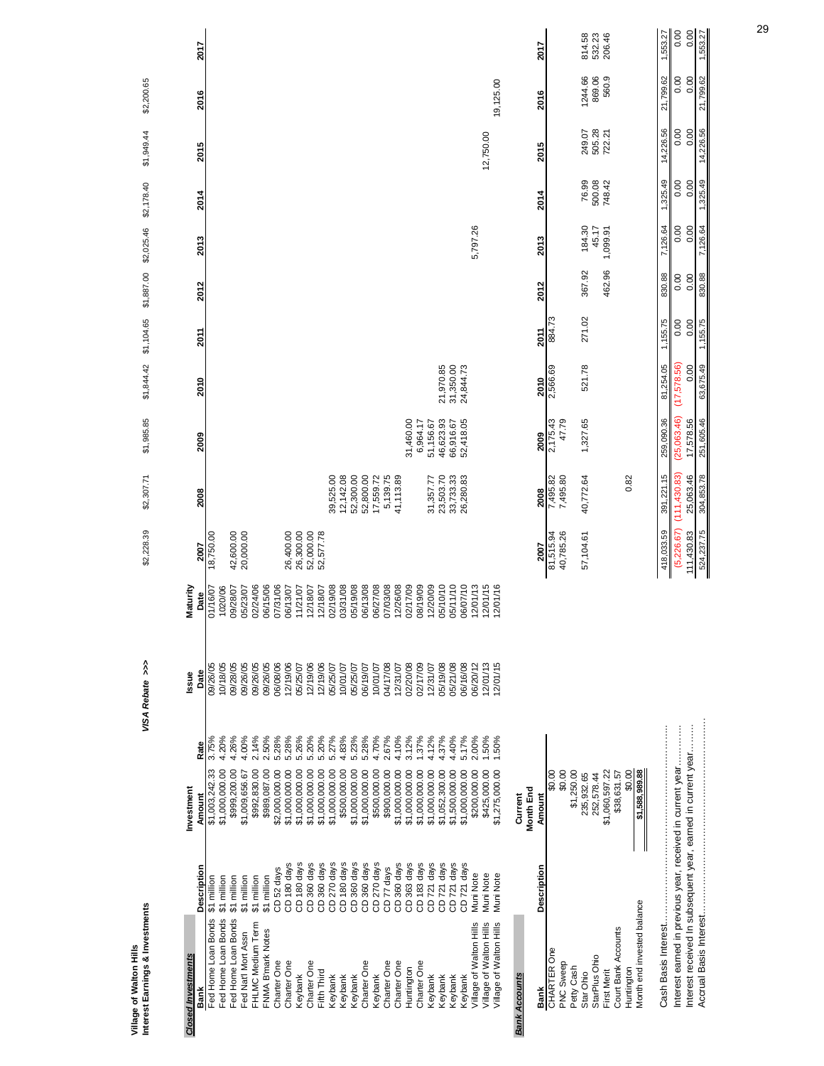**Village of Walton Hills**
**Interest Earnings & Investments**

| | | | | | VISA Rebate >>> | $2,228.39 | $2,307.71 | $1,985.85 | $1,844.42 | $1,104.65 | $1,887.00 | $2,025.46 | $2,178.40 | $1,949.44 | $2,200.65 | |
|---|---|---|---|---|---|---|---|---|---|---|---|---|---|---|---|---|
| ***Closed Investments*** | | | | | | | | | | | | | | | | |
| **Bank** | **Description** | **Investment Amount** | **Rate** | **Issue Date** | **Maturity Date** | **2007** | **2008** | **2009** | **2010** | **2011** | **2012** | **2013** | **2014** | **2015** | **2016** | **2017** |
| Fed Home Loan Bonds | $1 million | $1,003,242.33 | 3.75% | 09/26/05 | 01/16/07 | 18,750.00 | | | | | | | | | | |
| Fed Home Loan Bonds | $1 million | $1,000,000.00 | 4.20% | 10/18/05 | 1020/06 | | | | | | | | | | | |
| Fed Home Loan Bonds | $1 million | $999,200.00 | 4.26% | 09/28/05 | 09/28/07 | 42,600.00 | | | | | | | | | | |
| Fed Natl Mort Assn | $1 million | $1,009,656.67 | 4.00% | 09/26/05 | 05/23/07 | 20,000.00 | | | | | | | | | | |
| FHLMC Medium Term | $1 million | $992,830.00 | 2.14% | 09/26/05 | 02/24/06 | | | | | | | | | | | |
| FNMA B'mark Notes | $1 million | $989,087.00 | 2.50% | 09/26/05 | 06/15/06 | | | | | | | | | | | |
| Charter One | CD 52 days | $2,000,000.00 | 5.28% | 06/08/06 | 07/31/06 | | | | | | | | | | | |
| Charter One | CD 180 days | $1,000,000.00 | 5.28% | 12/19/06 | 06/13/07 | 26,400.00 | | | | | | | | | | |
| Keybank | CD 180 days | $1,000,000.00 | 5.26% | 05/25/07 | 11/21/07 | 26,300.00 | | | | | | | | | | |
| Charter One | CD 360 days | $1,000,000.00 | 5.20% | 12/19/06 | 12/18/07 | 52,000.00 | | | | | | | | | | |
| Fifth Third | CD 360 days | $1,000,000.00 | 5.20% | 12/19/06 | 12/18/07 | 52,577.78 | | | | | | | | | | |
| Keybank | CD 270 days | $1,000,000.00 | 5.27% | 05/25/07 | 02/19/08 | | 39,525.00 | | | | | | | | | |
| Keybank | CD 180 days | $500,000.00 | 4.83% | 10/01/07 | 03/31/08 | | 12,142.08 | | | | | | | | | |
| Keybank | CD 360 days | $1,000,000.00 | 5.23% | 05/25/07 | 05/19/08 | | 52,300.00 | | | | | | | | | |
| Charter One | CD 360 days | $1,000,000.00 | 5.28% | 06/19/07 | 06/13/08 | | 52,800.00 | | | | | | | | | |
| Keybank | CD 270 days | $500,000.00 | 4.70% | 10/01/07 | 06/27/08 | | 17,559.72 | | | | | | | | | |
| Charter One | CD 77 days | $900,000.00 | 2.67% | 04/17/08 | 07/03/08 | | 5,139.75 | | | | | | | | | |
| Charter One | CD 360 days | $1,000,000.00 | 4.10% | 12/31/07 | 12/26/08 | | 41,113.89 | | | | | | | | | |
| Huntington | CD 363 days | $1,000,000.00 | 3.12% | 02/20/08 | 02/17/09 | | | 31,460.00 | | | | | | | | |
| Charter One | CD 183 days | $1,000,000.00 | 1.37% | 02/17/09 | 08/19/09 | | | 6,964.17 | | | | | | | | |
| Keybank | CD 721 days | $1,000,000.00 | 4.12% | 12/31/07 | 12/20/09 | | 31,357.77 | 51,156.67 | | | | | | | | |
| Keybank | CD 721 days | $1,052,300.00 | 4.37% | 05/19/08 | 05/10/10 | | 23,503.70 | 46,623.93 | 21,970.85 | | | | | | | |
| Keybank | CD 721 days | $1,500,000.00 | 4.40% | 05/21/08 | 05/11/10 | | 33,733.33 | 66,916.67 | 31,350.00 | | | | | | | |
| Keybank | CD 721 days | $1,000,000.00 | 5.17% | 06/16/08 | 06/07/10 | | 26,280.83 | 52,418.05 | 24,844.73 | | | | | | | |
| Village of Walton Hills | Muni Note | $200,000.00 | 2.00% | 06/20/12 | 12/01/13 | | | | | | | 5,797.26 | | | | |
| Village of Walton Hills | Muni Note | $425,000.00 | 1.50% | 12/01/13 | 12/01/15 | | | | | | | | | 12,750.00 | | |
| Village of Walton Hills | Muni Note | $1,275,000.00 | 1.50% | 12/01/15 | 12/01/16 | | | | | | | | | | 19,125.00 | |

***Bank Accounts***

| **Bank** | **Description** | **Current Month End Amount** | **2007** | **2008** | **2009** | **2010** | **2011** | **2012** | **2013** | **2014** | **2015** | **2016** | **2017** |
|---|---|---|---|---|---|---|---|---|---|---|---|---|---|
| CHARTER One | | $0.00 | 81,515.94 | 7,495.82 | 2,175.43 | 2,566.69 | 884.73 | | | | | | |
| PNC Sweep | | $0.00 | 40,785.26 | 7,495.80 | 47.79 | | | | | | | | |
| Petty Cash | | $1,250.00 | | | | | | | | | | | |
| Star Ohio | | 235,932.65 | 57,104.61 | 40,772.64 | 1,327.65 | 521.78 | 271.02 | 367.92 | 184.30 | 76.99 | 249.07 | 1244.66 | 814.58 |
| StarPlus Ohio | | 252,578.44 | | | | | | | 45.17 | 500.08 | 505.28 | 869.06 | 532.23 |
| First Merit | | $1,060,597.22 | | | | | | 462.96 | 1,099.91 | 748.42 | 722.21 | 560.9 | 206.46 |
| Court Bank Accounts | | $38,631.57 | | | | | | | | | | | |
| Huntington | | $0.00 | | 0.82 | | | | | | | | | |
| Month end invested balance | | $1,588,989.88 | | | | | | | | | | | |
| Cash Basis Interest | | | 418,033.59 | 391,221.15 | 259,090.36 | 81,254.05 | 1,155.75 | 830.88 | 7,126.64 | 1,325.49 | 14,226.56 | 21,799.62 | 1,553.27 |
| Interest earned in previous year, received in current year | | | (5,226.67) | (111,430.83) | (25,063.46) | (17,578.56) | 0.00 | 0.00 | 0.00 | 0.00 | 0.00 | 0.00 | 0.00 |
| Interest received In subsequent year, earned in current year | | | 111,430.83 | 25,063.46 | 17,578.56 | 0.00 | 0.00 | 0.00 | 0.00 | 0.00 | 0.00 | 0.00 | 0.00 |
| Accrual Basis Interest | | | 524,237.75 | 304,853.78 | 251,605.46 | 63,675.49 | 1,155.75 | 830.88 | 7,126.64 | 1,325.49 | 14,226.56 | 21,799.62 | 1,553.27 |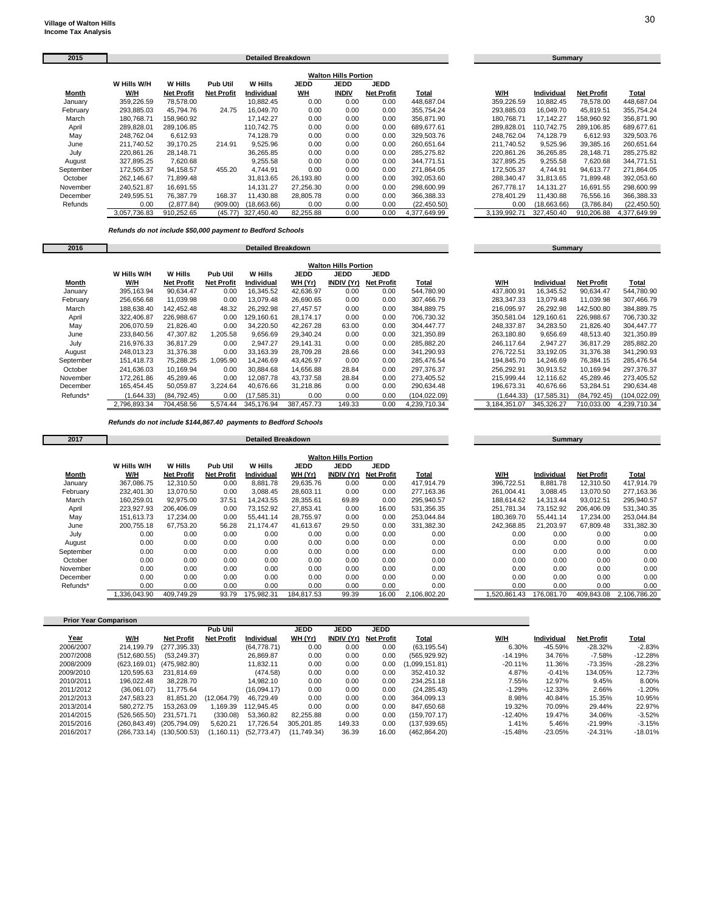**Village of Walton Hills**
**Income Tax Analysis**

## 2015

| Month | W Hills W/H W/H | W Hills Net Profit | Pub Util Net Profit | W Hills Individual | JEDD WH | JEDD INDIV | JEDD Net Profit | Total | | W/H | Individual | Net Profit | Total |
|---|---|---|---|---|---|---|---|---|---|---|---|---|---|
| | Detailed Breakdown | | | | Walton Hills Portion | | | | | Summary | | | |
| January | 359,226.59 | 78,578.00 | | 10,882.45 | 0.00 | 0.00 | 0.00 | 448,687.04 | | 359,226.59 | 10,882.45 | 78,578.00 | 448,687.04 |
| February | 293,885.03 | 45,794.76 | 24.75 | 16,049.70 | 0.00 | 0.00 | 0.00 | 355,754.24 | | 293,885.03 | 16,049.70 | 45,819.51 | 355,754.24 |
| March | 180,768.71 | 158,960.92 | | 17,142.27 | 0.00 | 0.00 | 0.00 | 356,871.90 | | 180,768.71 | 17,142.27 | 158,960.92 | 356,871.90 |
| April | 289,828.01 | 289,106.85 | | 110,742.75 | 0.00 | 0.00 | 0.00 | 689,677.61 | | 289,828.01 | 110,742.75 | 289,106.85 | 689,677.61 |
| May | 248,762.04 | 6,612.93 | | 74,128.79 | 0.00 | 0.00 | 0.00 | 329,503.76 | | 248,762.04 | 74,128.79 | 6,612.93 | 329,503.76 |
| June | 211,740.52 | 39,170.25 | 214.91 | 9,525.96 | 0.00 | 0.00 | 0.00 | 260,651.64 | | 211,740.52 | 9,525.96 | 39,385.16 | 260,651.64 |
| July | 220,861.26 | 28,148.71 | | 36,265.85 | 0.00 | 0.00 | 0.00 | 285,275.82 | | 220,861.26 | 36,265.85 | 28,148.71 | 285,275.82 |
| August | 327,895.25 | 7,620.68 | | 9,255.58 | 0.00 | 0.00 | 0.00 | 344,771.51 | | 327,895.25 | 9,255.58 | 7,620.68 | 344,771.51 |
| September | 172,505.37 | 94,158.57 | 455.20 | 4,744.91 | 0.00 | 0.00 | 0.00 | 271,864.05 | | 172,505.37 | 4,744.91 | 94,613.77 | 271,864.05 |
| October | 262,146.67 | 71,899.48 | | 31,813.65 | 26,193.80 | 0.00 | 0.00 | 392,053.60 | | 288,340.47 | 31,813.65 | 71,899.48 | 392,053.60 |
| November | 240,521.87 | 16,691.55 | | 14,131.27 | 27,256.30 | 0.00 | 0.00 | 298,600.99 | | 267,778.17 | 14,131.27 | 16,691.55 | 298,600.99 |
| December | 249,595.51 | 76,387.79 | 168.37 | 11,430.88 | 28,805.78 | 0.00 | 0.00 | 366,388.33 | | 278,401.29 | 11,430.88 | 76,556.16 | 366,388.33 |
| Refunds | 0.00 | (2,877.84) | (909.00) | (18,663.66) | 0.00 | 0.00 | 0.00 | (22,450.50) | | 0.00 | (18,663.66) | (3,786.84) | (22,450.50) |
| | 3,057,736.83 | 910,252.65 | (45.77) | 327,450.40 | 82,255.88 | 0.00 | 0.00 | 4,377,649.99 | | 3,139,992.71 | 327,450.40 | 910,206.88 | 4,377,649.99 |

*Refunds do not include $50,000 payment to Bedford Schools*

## 2016

| Month | W Hills W/H W/H | W Hills Net Profit | Pub Util Net Profit | W Hills Individual | JEDD WH (Yr) | JEDD INDIV (Yr) | JEDD Net Profit | Total | | W/H | Individual | Net Profit | Total |
|---|---|---|---|---|---|---|---|---|---|---|---|---|---|
| | Detailed Breakdown | | | | Walton Hills Portion | | | | | Summary | | | |
| January | 395,163.94 | 90,634.47 | 0.00 | 16,345.52 | 42,636.97 | 0.00 | 0.00 | 544,780.90 | | 437,800.91 | 16,345.52 | 90,634.47 | 544,780.90 |
| February | 256,656.68 | 11,039.98 | 0.00 | 13,079.48 | 26,690.65 | 0.00 | 0.00 | 307,466.79 | | 283,347.33 | 13,079.48 | 11,039.98 | 307,466.79 |
| March | 188,638.40 | 142,452.48 | 48.32 | 26,292.98 | 27,457.57 | 0.00 | 0.00 | 384,889.75 | | 216,095.97 | 26,292.98 | 142,500.80 | 384,889.75 |
| April | 322,406.87 | 226,988.67 | 0.00 | 129,160.61 | 28,174.17 | 0.00 | 0.00 | 706,730.32 | | 350,581.04 | 129,160.61 | 226,988.67 | 706,730.32 |
| May | 206,070.59 | 21,826.40 | 0.00 | 34,220.50 | 42,267.28 | 63.00 | 0.00 | 304,447.77 | | 248,337.87 | 34,283.50 | 21,826.40 | 304,447.77 |
| June | 233,840.56 | 47,307.82 | 1,205.58 | 9,656.69 | 29,340.24 | 0.00 | 0.00 | 321,350.89 | | 263,180.80 | 9,656.69 | 48,513.40 | 321,350.89 |
| July | 216,976.33 | 36,817.29 | 0.00 | 2,947.27 | 29,141.31 | 0.00 | 0.00 | 285,882.20 | | 246,117.64 | 2,947.27 | 36,817.29 | 285,882.20 |
| August | 248,013.23 | 31,376.38 | 0.00 | 33,163.39 | 28,709.28 | 28.66 | 0.00 | 341,290.93 | | 276,722.51 | 33,192.05 | 31,376.38 | 341,290.93 |
| September | 151,418.73 | 75,288.25 | 1,095.90 | 14,246.69 | 43,426.97 | 0.00 | 0.00 | 285,476.54 | | 194,845.70 | 14,246.69 | 76,384.15 | 285,476.54 |
| October | 241,636.03 | 10,169.94 | 0.00 | 30,884.68 | 14,656.88 | 28.84 | 0.00 | 297,376.37 | | 256,292.91 | 30,913.52 | 10,169.94 | 297,376.37 |
| November | 172,261.86 | 45,289.46 | 0.00 | 12,087.78 | 43,737.58 | 28.84 | 0.00 | 273,405.52 | | 215,999.44 | 12,116.62 | 45,289.46 | 273,405.52 |
| December | 165,454.45 | 50,059.87 | 3,224.64 | 40,676.66 | 31,218.86 | 0.00 | 0.00 | 290,634.48 | | 196,673.31 | 40,676.66 | 53,284.51 | 290,634.48 |
| Refunds* | (1,644.33) | (84,792.45) | 0.00 | (17,585.31) | 0.00 | 0.00 | 0.00 | (104,022.09) | | (1,644.33) | (17,585.31) | (84,792.45) | (104,022.09) |
| | 2,796,893.34 | 704,458.56 | 5,574.44 | 345,176.94 | 387,457.73 | 149.33 | 0.00 | 4,239,710.34 | | 3,184,351.07 | 345,326.27 | 710,033.00 | 4,239,710.34 |

*Refunds do not include $144,867.40 payments to Bedford Schools*

## 2017

| Month | W Hills W/H W/H | W Hills Net Profit | Pub Util Net Profit | W Hills Individual | JEDD WH (Yr) | JEDD INDIV (Yr) | JEDD Net Profit | Total | | W/H | Individual | Net Profit | Total |
|---|---|---|---|---|---|---|---|---|---|---|---|---|---|
| | Detailed Breakdown | | | | Walton Hills Portion | | | | | Summary | | | |
| January | 367,086.75 | 12,310.50 | 0.00 | 8,881.78 | 29,635.76 | 0.00 | 0.00 | 417,914.79 | | 396,722.51 | 8,881.78 | 12,310.50 | 417,914.79 |
| February | 232,401.30 | 13,070.50 | 0.00 | 3,088.45 | 28,603.11 | 0.00 | 0.00 | 277,163.36 | | 261,004.41 | 3,088.45 | 13,070.50 | 277,163.36 |
| March | 160,259.01 | 92,975.00 | 37.51 | 14,243.55 | 28,355.61 | 69.89 | 0.00 | 295,940.57 | | 188,614.62 | 14,313.44 | 93,012.51 | 295,940.57 |
| April | 223,927.93 | 206,406.09 | 0.00 | 73,152.92 | 27,853.41 | 0.00 | 16.00 | 531,356.35 | | 251,781.34 | 73,152.92 | 206,406.09 | 531,340.35 |
| May | 151,613.73 | 17,234.00 | 0.00 | 55,441.14 | 28,755.97 | 0.00 | 0.00 | 253,044.84 | | 180,369.70 | 55,441.14 | 17,234.00 | 253,044.84 |
| June | 200,755.18 | 67,753.20 | 56.28 | 21,174.47 | 41,613.67 | 29.50 | 0.00 | 331,382.30 | | 242,368.85 | 21,203.97 | 67,809.48 | 331,382.30 |
| July | 0.00 | 0.00 | 0.00 | 0.00 | 0.00 | 0.00 | 0.00 | 0.00 | | 0.00 | 0.00 | 0.00 | 0.00 |
| August | 0.00 | 0.00 | 0.00 | 0.00 | 0.00 | 0.00 | 0.00 | 0.00 | | 0.00 | 0.00 | 0.00 | 0.00 |
| September | 0.00 | 0.00 | 0.00 | 0.00 | 0.00 | 0.00 | 0.00 | 0.00 | | 0.00 | 0.00 | 0.00 | 0.00 |
| October | 0.00 | 0.00 | 0.00 | 0.00 | 0.00 | 0.00 | 0.00 | 0.00 | | 0.00 | 0.00 | 0.00 | 0.00 |
| November | 0.00 | 0.00 | 0.00 | 0.00 | 0.00 | 0.00 | 0.00 | 0.00 | | 0.00 | 0.00 | 0.00 | 0.00 |
| December | 0.00 | 0.00 | 0.00 | 0.00 | 0.00 | 0.00 | 0.00 | 0.00 | | 0.00 | 0.00 | 0.00 | 0.00 |
| Refunds* | 0.00 | 0.00 | 0.00 | 0.00 | 0.00 | 0.00 | 0.00 | 0.00 | | 0.00 | 0.00 | 0.00 | 0.00 |
| | 1,336,043.90 | 409,749.29 | 93.79 | 175,982.31 | 184,817.53 | 99.39 | 16.00 | 2,106,802.20 | | 1,520,861.43 | 176,081.70 | 409,843.08 | 2,106,786.20 |

## Prior Year Comparison

| Year | W/H | Net Profit | Pub Util Net Profit | Individual | JEDD WH (Yr) | JEDD INDIV (Yr) | JEDD Net Profit | Total | W/H | Individual | Net Profit | Total |
|---|---|---|---|---|---|---|---|---|---|---|---|---|
| 2006/2007 | 214,199.79 | (277,395.33) | | (64,778.71) | 0.00 | 0.00 | 0.00 | (63,195.54) | 6.30% | -45.59% | -28.32% | -2.83% |
| 2007/2008 | (512,680.55) | (53,249.37) | | 26,869.87 | 0.00 | 0.00 | 0.00 | (565,929.92) | -14.19% | 34.76% | -7.58% | -12.28% |
| 2008/2009 | (623,169.01) | (475,982.80) | | 11,832.11 | 0.00 | 0.00 | 0.00 | (1,099,151.81) | -20.11% | 11.36% | -73.35% | -28.23% |
| 2009/2010 | 120,595.63 | 231,814.69 | | (474.58) | 0.00 | 0.00 | 0.00 | 352,410.32 | 4.87% | -0.41% | 134.05% | 12.73% |
| 2010/2011 | 196,022.48 | 38,228.70 | | 14,982.10 | 0.00 | 0.00 | 0.00 | 234,251.18 | 7.55% | 12.97% | 9.45% | 8.00% |
| 2011/2012 | (36,061.07) | 11,775.64 | | (16,094.17) | 0.00 | 0.00 | 0.00 | (24,285.43) | -1.29% | -12.33% | 2.66% | -1.20% |
| 2012/2013 | 247,583.23 | 81,851.20 | (12,064.79) | 46,729.49 | 0.00 | 0.00 | 0.00 | 364,099.13 | 8.98% | 40.84% | 15.35% | 10.95% |
| 2013/2014 | 580,272.75 | 153,263.09 | 1,169.39 | 112,945.45 | 0.00 | 0.00 | 0.00 | 847,650.68 | 19.32% | 70.09% | 29.44% | 22.97% |
| 2014/2015 | (526,565.50) | 231,571.71 | (330.08) | 53,360.82 | 82,255.88 | 0.00 | 0.00 | (159,707.17) | -12.40% | 19.47% | 34.06% | -3.52% |
| 2015/2016 | (260,843.49) | (205,794.09) | 5,620.21 | 17,726.54 | 305,201.85 | 149.33 | 0.00 | (137,939.65) | 1.41% | 5.46% | -21.99% | -3.15% |
| 2016/2017 | (266,733.14) | (130,500.53) | (1,160.11) | (52,773.47) | (11,749.34) | 36.39 | 16.00 | (462,864.20) | -15.48% | -23.05% | -24.31% | -18.01% |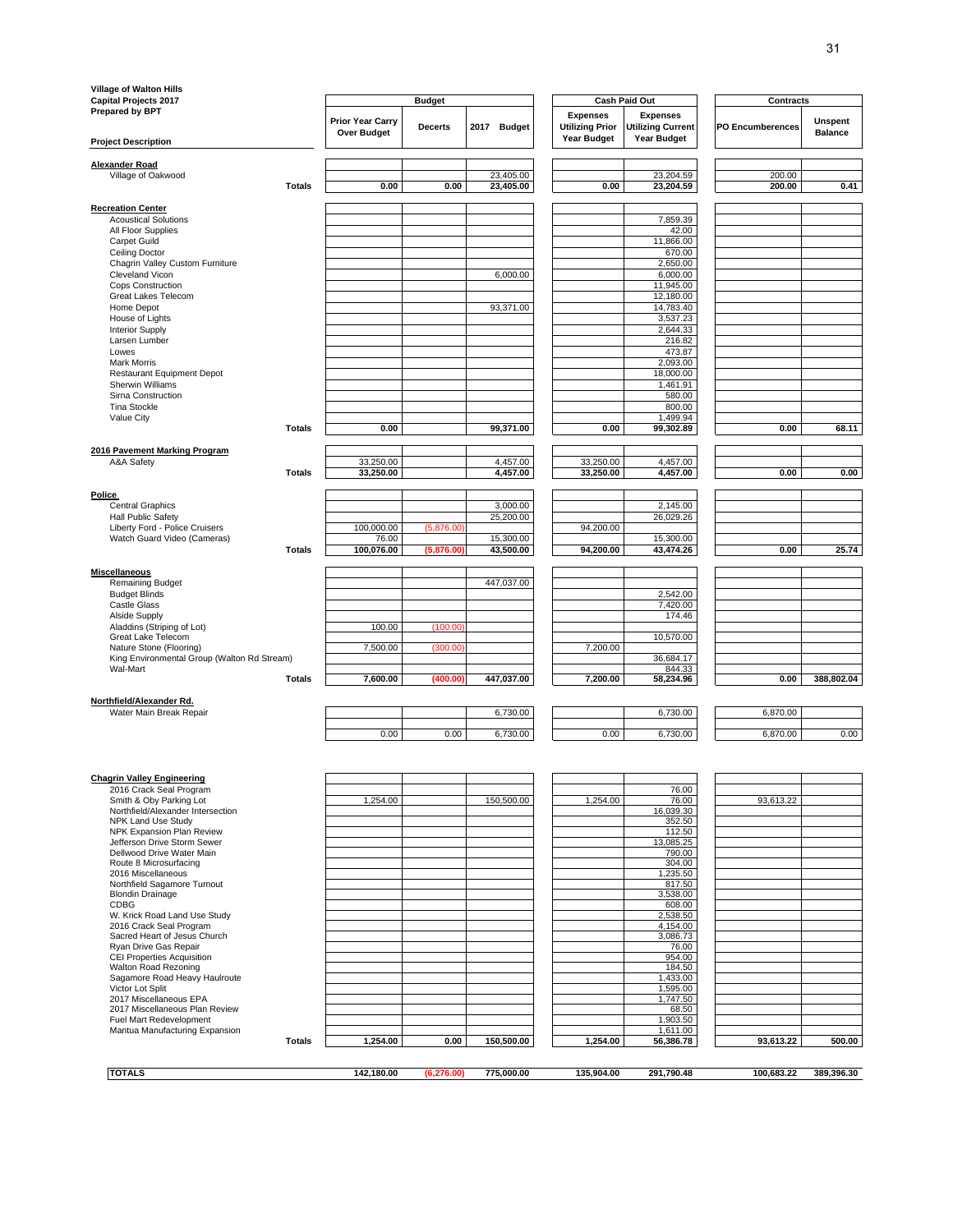**Village of Walton Hills**
**Capital Projects 2017**
**Prepared by BPT**

| Project Description | | Budget | | | Cash Paid Out | | Contracts | |
|---|---|---|---|---|---|---|---|---|
| | | Prior Year Carry Over Budget | Decerts | 2017 Budget | Expenses Utilizing Prior Year Budget | Expenses Utilizing Current Year Budget | PO Encumberences | Unspent Balance |
| **Alexander Road** | | | | | | | | |
| Village of Oakwood | | | | 23,405.00 | | 23,204.59 | 200.00 | |
| | **Totals** | **0.00** | **0.00** | **23,405.00** | **0.00** | **23,204.59** | **200.00** | **0.41** |
| **Recreation Center** | | | | | | | | |
| Acoustical Solutions | | | | | | 7,859.39 | | |
| All Floor Supplies | | | | | | 42.00 | | |
| Carpet Guild | | | | | | 11,866.00 | | |
| Ceiling Doctor | | | | | | 670.00 | | |
| Chagrin Valley Custom Furniture | | | | | | 2,650.00 | | |
| Cleveland Vicon | | | | 6,000.00 | | 6,000.00 | | |
| Cops Construction | | | | | | 11,945.00 | | |
| Great Lakes Telecom | | | | | | 12,180.00 | | |
| Home Depot | | | | 93,371.00 | | 14,783.40 | | |
| House of Lights | | | | | | 3,537.23 | | |
| Interior Supply | | | | | | 2,644.33 | | |
| Larsen Lumber | | | | | | 216.82 | | |
| Lowes | | | | | | 473.87 | | |
| Mark Morris | | | | | | 2,093.00 | | |
| Restaurant Equipment Depot | | | | | | 18,000.00 | | |
| Sherwin Williams | | | | | | 1,461.91 | | |
| Sirna Construction | | | | | | 580.00 | | |
| Tina Stockle | | | | | | 800.00 | | |
| Value City | | | | | | 1,499.94 | | |
| | **Totals** | **0.00** | | **99,371.00** | **0.00** | **99,302.89** | **0.00** | **68.11** |
| **2016 Pavement Marking Program** | | | | | | | | |
| A&A Safety | | 33,250.00 | | 4,457.00 | 33,250.00 | 4,457.00 | | |
| | **Totals** | **33,250.00** | | **4,457.00** | **33,250.00** | **4,457.00** | **0.00** | **0.00** |
| **Police** | | | | | | | | |
| Central Graphics | | | | 3,000.00 | | 2,145.00 | | |
| Hall Public Safety | | | | 25,200.00 | | 26,029.26 | | |
| Liberty Ford - Police Cruisers | | 100,000.00 | (5,876.00) | | 94,200.00 | | | |
| Watch Guard Video (Cameras) | | 76.00 | | 15,300.00 | | 15,300.00 | | |
| | **Totals** | **100,076.00** | **(5,876.00)** | **43,500.00** | **94,200.00** | **43,474.26** | **0.00** | **25.74** |
| **Miscellaneous** | | | | | | | | |
| Remaining Budget | | | | 447,037.00 | | | | |
| Budget Blinds | | | | | | 2,542.00 | | |
| Castle Glass | | | | | | 7,420.00 | | |
| Alside Supply | | | | | | 174.46 | | |
| Aladdins (Striping of Lot) | | 100.00 | (100.00) | | | | | |
| Great Lake Telecom | | | | | | 10,570.00 | | |
| Nature Stone (Flooring) | | 7,500.00 | (300.00) | | 7,200.00 | | | |
| King Environmental Group (Walton Rd Stream) | | | | | | 36,684.17 | | |
| Wal-Mart | | | | | | 844.33 | | |
| | **Totals** | **7,600.00** | **(400.00)** | **447,037.00** | **7,200.00** | **58,234.96** | **0.00** | **388,802.04** |
| **Northfield/Alexander Rd.** | | | | | | | | |
| Water Main Break Repair | | | | 6,730.00 | | 6,730.00 | 6,870.00 | |
| | | 0.00 | 0.00 | 6,730.00 | 0.00 | 6,730.00 | 6,870.00 | 0.00 |
| **Chagrin Valley Engineering** | | | | | | | | |
| 2016 Crack Seal Program | | | | | | 76.00 | | |
| Smith & Oby Parking Lot | | 1,254.00 | | 150,500.00 | 1,254.00 | 76.00 | 93,613.22 | |
| Northfield/Alexander Intersection | | | | | | 16,039.30 | | |
| NPK Land Use Study | | | | | | 352.50 | | |
| NPK Expansion Plan Review | | | | | | 112.50 | | |
| Jefferson Drive Storm Sewer | | | | | | 13,085.25 | | |
| Dellwood Drive Water Main | | | | | | 790.00 | | |
| Route 8 Microsurfacing | | | | | | 304.00 | | |
| 2016 Miscellaneous | | | | | | 1,235.50 | | |
| Northfield Sagamore Turnout | | | | | | 817.50 | | |
| Blondin Drainage | | | | | | 3,538.00 | | |
| CDBG | | | | | | 608.00 | | |
| W. Krick Road Land Use Study | | | | | | 2,538.50 | | |
| 2016 Crack Seal Program | | | | | | 4,154.00 | | |
| Sacred Heart of Jesus Church | | | | | | 3,086.73 | | |
| Ryan Drive Gas Repair | | | | | | 76.00 | | |
| CEI Properties Acquisition | | | | | | 954.00 | | |
| Walton Road Rezoning | | | | | | 184.50 | | |
| Sagamore Road Heavy Haulroute | | | | | | 1,433.00 | | |
| Victor Lot Split | | | | | | 1,595.00 | | |
| 2017 Miscellaneous EPA | | | | | | 1,747.50 | | |
| 2017 Miscellaneous Plan Review | | | | | | 68.50 | | |
| Fuel Mart Redevelopment | | | | | | 1,903.50 | | |
| Mantua Manufacturing Expansion | | | | | | 1,611.00 | | |
| | **Totals** | **1,254.00** | **0.00** | **150,500.00** | **1,254.00** | **56,386.78** | **93,613.22** | **500.00** |
| **TOTALS** | | **142,180.00** | **(6,276.00)** | **775,000.00** | **135,904.00** | **291,790.48** | **100,683.22** | **389,396.30** |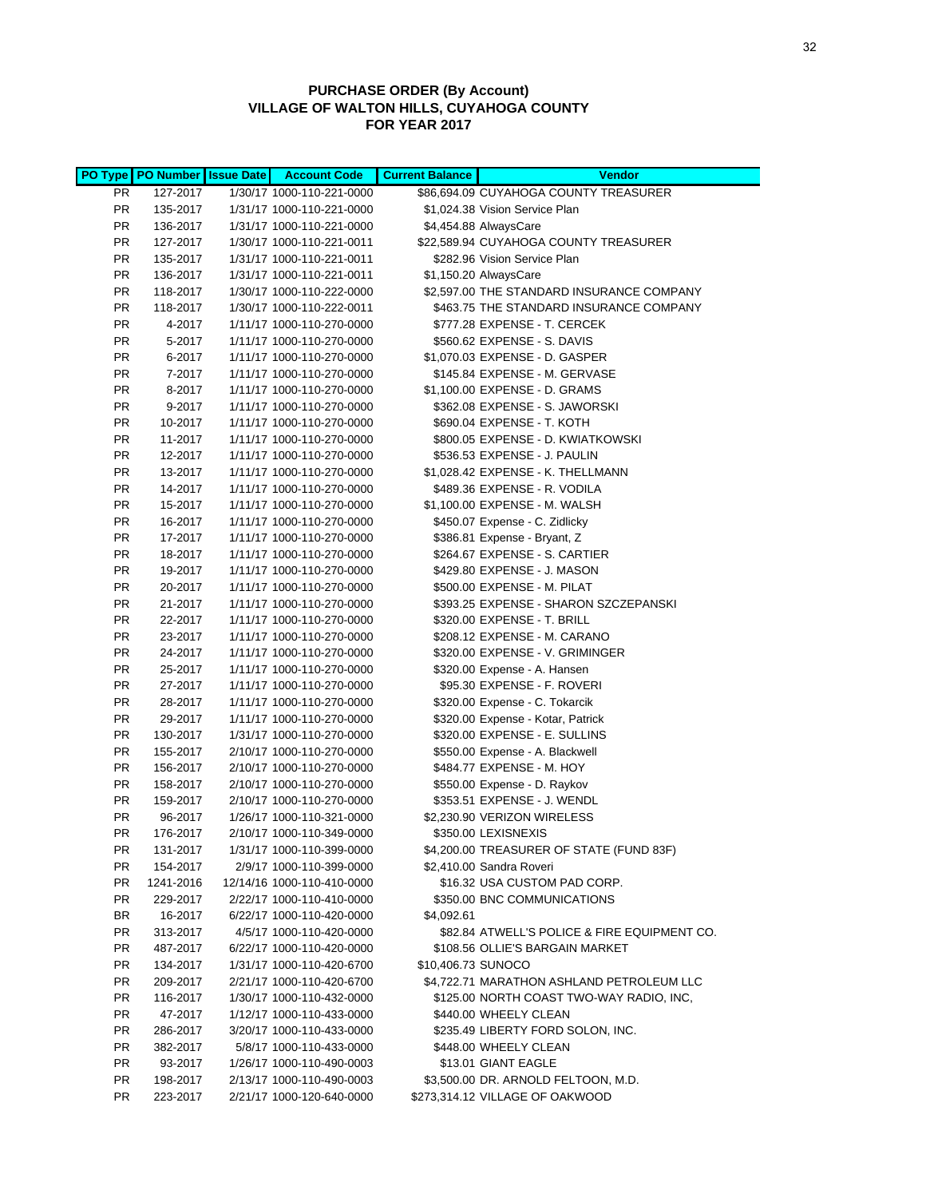**PURCHASE ORDER (By Account)**
**VILLAGE OF WALTON HILLS, CUYAHOGA COUNTY**
**FOR YEAR 2017**

| PO Type | PO Number | Issue Date | Account Code | Current Balance | Vendor |
|---|---|---|---|---|---|
| PR | 127-2017 | 1/30/17 | 1000-110-221-0000 | $86,694.09 | CUYAHOGA COUNTY TREASURER |
| PR | 135-2017 | 1/31/17 | 1000-110-221-0000 | $1,024.38 | Vision Service Plan |
| PR | 136-2017 | 1/31/17 | 1000-110-221-0000 | $4,454.88 | AlwaysCare |
| PR | 127-2017 | 1/30/17 | 1000-110-221-0011 | $22,589.94 | CUYAHOGA COUNTY TREASURER |
| PR | 135-2017 | 1/31/17 | 1000-110-221-0011 | $282.96 | Vision Service Plan |
| PR | 136-2017 | 1/31/17 | 1000-110-221-0011 | $1,150.20 | AlwaysCare |
| PR | 118-2017 | 1/30/17 | 1000-110-222-0000 | $2,597.00 | THE STANDARD INSURANCE COMPANY |
| PR | 118-2017 | 1/30/17 | 1000-110-222-0011 | $463.75 | THE STANDARD INSURANCE COMPANY |
| PR | 4-2017 | 1/11/17 | 1000-110-270-0000 | $777.28 | EXPENSE - T. CERCEK |
| PR | 5-2017 | 1/11/17 | 1000-110-270-0000 | $560.62 | EXPENSE - S. DAVIS |
| PR | 6-2017 | 1/11/17 | 1000-110-270-0000 | $1,070.03 | EXPENSE - D. GASPER |
| PR | 7-2017 | 1/11/17 | 1000-110-270-0000 | $145.84 | EXPENSE - M. GERVASE |
| PR | 8-2017 | 1/11/17 | 1000-110-270-0000 | $1,100.00 | EXPENSE - D. GRAMS |
| PR | 9-2017 | 1/11/17 | 1000-110-270-0000 | $362.08 | EXPENSE - S. JAWORSKI |
| PR | 10-2017 | 1/11/17 | 1000-110-270-0000 | $690.04 | EXPENSE - T. KOTH |
| PR | 11-2017 | 1/11/17 | 1000-110-270-0000 | $800.05 | EXPENSE - D. KWIATKOWSKI |
| PR | 12-2017 | 1/11/17 | 1000-110-270-0000 | $536.53 | EXPENSE - J. PAULIN |
| PR | 13-2017 | 1/11/17 | 1000-110-270-0000 | $1,028.42 | EXPENSE - K. THELLMANN |
| PR | 14-2017 | 1/11/17 | 1000-110-270-0000 | $489.36 | EXPENSE - R. VODILA |
| PR | 15-2017 | 1/11/17 | 1000-110-270-0000 | $1,100.00 | EXPENSE - M. WALSH |
| PR | 16-2017 | 1/11/17 | 1000-110-270-0000 | $450.07 | Expense - C. Zidlicky |
| PR | 17-2017 | 1/11/17 | 1000-110-270-0000 | $386.81 | Expense - Bryant, Z |
| PR | 18-2017 | 1/11/17 | 1000-110-270-0000 | $264.67 | EXPENSE - S. CARTIER |
| PR | 19-2017 | 1/11/17 | 1000-110-270-0000 | $429.80 | EXPENSE - J. MASON |
| PR | 20-2017 | 1/11/17 | 1000-110-270-0000 | $500.00 | EXPENSE - M. PILAT |
| PR | 21-2017 | 1/11/17 | 1000-110-270-0000 | $393.25 | EXPENSE - SHARON SZCZEPANSKI |
| PR | 22-2017 | 1/11/17 | 1000-110-270-0000 | $320.00 | EXPENSE - T. BRILL |
| PR | 23-2017 | 1/11/17 | 1000-110-270-0000 | $208.12 | EXPENSE - M. CARANO |
| PR | 24-2017 | 1/11/17 | 1000-110-270-0000 | $320.00 | EXPENSE - V. GRIMINGER |
| PR | 25-2017 | 1/11/17 | 1000-110-270-0000 | $320.00 | Expense - A. Hansen |
| PR | 27-2017 | 1/11/17 | 1000-110-270-0000 | $95.30 | EXPENSE - F. ROVERI |
| PR | 28-2017 | 1/11/17 | 1000-110-270-0000 | $320.00 | Expense - C. Tokarcik |
| PR | 29-2017 | 1/11/17 | 1000-110-270-0000 | $320.00 | Expense - Kotar, Patrick |
| PR | 130-2017 | 1/31/17 | 1000-110-270-0000 | $320.00 | EXPENSE - E. SULLINS |
| PR | 155-2017 | 2/10/17 | 1000-110-270-0000 | $550.00 | Expense - A. Blackwell |
| PR | 156-2017 | 2/10/17 | 1000-110-270-0000 | $484.77 | EXPENSE - M. HOY |
| PR | 158-2017 | 2/10/17 | 1000-110-270-0000 | $550.00 | Expense - D. Raykov |
| PR | 159-2017 | 2/10/17 | 1000-110-270-0000 | $353.51 | EXPENSE - J. WENDL |
| PR | 96-2017 | 1/26/17 | 1000-110-321-0000 | $2,230.90 | VERIZON WIRELESS |
| PR | 176-2017 | 2/10/17 | 1000-110-349-0000 | $350.00 | LEXISNEXIS |
| PR | 131-2017 | 1/31/17 | 1000-110-399-0000 | $4,200.00 | TREASURER OF STATE (FUND 83F) |
| PR | 154-2017 | 2/9/17 | 1000-110-399-0000 | $2,410.00 | Sandra Roveri |
| PR | 1241-2016 | 12/14/16 | 1000-110-410-0000 | $16.32 | USA CUSTOM PAD CORP. |
| PR | 229-2017 | 2/22/17 | 1000-110-410-0000 | $350.00 | BNC COMMUNICATIONS |
| BR | 16-2017 | 6/22/17 | 1000-110-420-0000 | $4,092.61 | |
| PR | 313-2017 | 4/5/17 | 1000-110-420-0000 | $82.84 | ATWELL'S POLICE & FIRE EQUIPMENT CO. |
| PR | 487-2017 | 6/22/17 | 1000-110-420-0000 | $108.56 | OLLIE'S BARGAIN MARKET |
| PR | 134-2017 | 1/31/17 | 1000-110-420-6700 | $10,406.73 | SUNOCO |
| PR | 209-2017 | 2/21/17 | 1000-110-420-6700 | $4,722.71 | MARATHON ASHLAND PETROLEUM LLC |
| PR | 116-2017 | 1/30/17 | 1000-110-432-0000 | $125.00 | NORTH COAST TWO-WAY RADIO, INC, |
| PR | 47-2017 | 1/12/17 | 1000-110-433-0000 | $440.00 | WHEELY CLEAN |
| PR | 286-2017 | 3/20/17 | 1000-110-433-0000 | $235.49 | LIBERTY FORD SOLON, INC. |
| PR | 382-2017 | 5/8/17 | 1000-110-433-0000 | $448.00 | WHEELY CLEAN |
| PR | 93-2017 | 1/26/17 | 1000-110-490-0003 | $13.01 | GIANT EAGLE |
| PR | 198-2017 | 2/13/17 | 1000-110-490-0003 | $3,500.00 | DR. ARNOLD FELTOON, M.D. |
| PR | 223-2017 | 2/21/17 | 1000-120-640-0000 | $273,314.12 | VILLAGE OF OAKWOOD |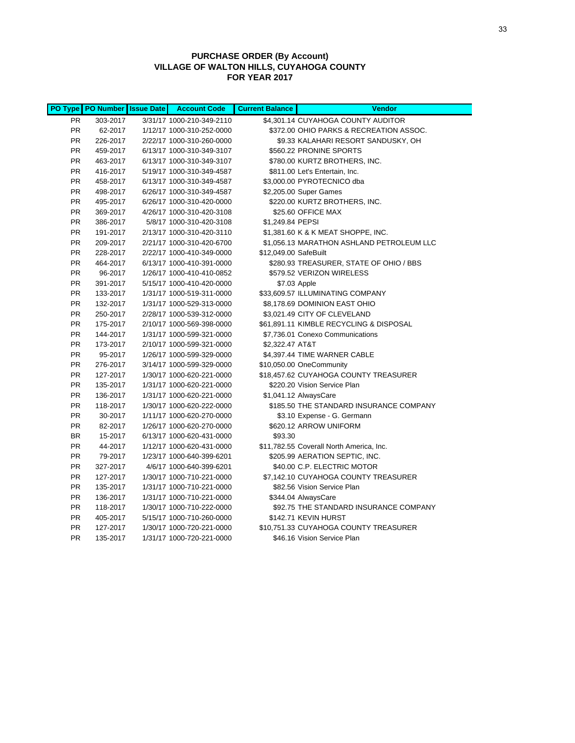**PURCHASE ORDER (By Account)**
**VILLAGE OF WALTON HILLS, CUYAHOGA COUNTY**
**FOR YEAR 2017**

| PO Type | PO Number | Issue Date | Account Code | Current Balance | Vendor |
|---|---|---|---|---|---|
| PR | 303-2017 | 3/31/17 | 1000-210-349-2110 | $4,301.14 | CUYAHOGA COUNTY AUDITOR |
| PR | 62-2017 | 1/12/17 | 1000-310-252-0000 | $372.00 | OHIO PARKS & RECREATION ASSOC. |
| PR | 226-2017 | 2/22/17 | 1000-310-260-0000 | $9.33 | KALAHARI RESORT SANDUSKY, OH |
| PR | 459-2017 | 6/13/17 | 1000-310-349-3107 | $560.22 | PRONINE SPORTS |
| PR | 463-2017 | 6/13/17 | 1000-310-349-3107 | $780.00 | KURTZ BROTHERS, INC. |
| PR | 416-2017 | 5/19/17 | 1000-310-349-4587 | $811.00 | Let's Entertain, Inc. |
| PR | 458-2017 | 6/13/17 | 1000-310-349-4587 | $3,000.00 | PYROTECNICO dba |
| PR | 498-2017 | 6/26/17 | 1000-310-349-4587 | $2,205.00 | Super Games |
| PR | 495-2017 | 6/26/17 | 1000-310-420-0000 | $220.00 | KURTZ BROTHERS, INC. |
| PR | 369-2017 | 4/26/17 | 1000-310-420-3108 | $25.60 | OFFICE MAX |
| PR | 386-2017 | 5/8/17 | 1000-310-420-3108 | $1,249.84 | PEPSI |
| PR | 191-2017 | 2/13/17 | 1000-310-420-3110 | $1,381.60 | K & K MEAT SHOPPE, INC. |
| PR | 209-2017 | 2/21/17 | 1000-310-420-6700 | $1,056.13 | MARATHON ASHLAND PETROLEUM LLC |
| PR | 228-2017 | 2/22/17 | 1000-410-349-0000 | $12,049.00 | SafeBuilt |
| PR | 464-2017 | 6/13/17 | 1000-410-391-0000 | $280.93 | TREASURER, STATE OF OHIO / BBS |
| PR | 96-2017 | 1/26/17 | 1000-410-410-0852 | $579.52 | VERIZON WIRELESS |
| PR | 391-2017 | 5/15/17 | 1000-410-420-0000 | $7.03 | Apple |
| PR | 133-2017 | 1/31/17 | 1000-519-311-0000 | $33,609.57 | ILLUMINATING COMPANY |
| PR | 132-2017 | 1/31/17 | 1000-529-313-0000 | $8,178.69 | DOMINION EAST OHIO |
| PR | 250-2017 | 2/28/17 | 1000-539-312-0000 | $3,021.49 | CITY OF CLEVELAND |
| PR | 175-2017 | 2/10/17 | 1000-569-398-0000 | $61,891.11 | KIMBLE RECYCLING & DISPOSAL |
| PR | 144-2017 | 1/31/17 | 1000-599-321-0000 | $7,736.01 | Conexo Communications |
| PR | 173-2017 | 2/10/17 | 1000-599-321-0000 | $2,322.47 | AT&T |
| PR | 95-2017 | 1/26/17 | 1000-599-329-0000 | $4,397.44 | TIME WARNER CABLE |
| PR | 276-2017 | 3/14/17 | 1000-599-329-0000 | $10,050.00 | OneCommunity |
| PR | 127-2017 | 1/30/17 | 1000-620-221-0000 | $18,457.62 | CUYAHOGA COUNTY TREASURER |
| PR | 135-2017 | 1/31/17 | 1000-620-221-0000 | $220.20 | Vision Service Plan |
| PR | 136-2017 | 1/31/17 | 1000-620-221-0000 | $1,041.12 | AlwaysCare |
| PR | 118-2017 | 1/30/17 | 1000-620-222-0000 | $185.50 | THE STANDARD INSURANCE COMPANY |
| PR | 30-2017 | 1/11/17 | 1000-620-270-0000 | $3.10 | Expense - G. Germann |
| PR | 82-2017 | 1/26/17 | 1000-620-270-0000 | $620.12 | ARROW UNIFORM |
| BR | 15-2017 | 6/13/17 | 1000-620-431-0000 | $93.30 | |
| PR | 44-2017 | 1/12/17 | 1000-620-431-0000 | $11,782.55 | Coverall North America, Inc. |
| PR | 79-2017 | 1/23/17 | 1000-640-399-6201 | $205.99 | AERATION SEPTIC, INC. |
| PR | 327-2017 | 4/6/17 | 1000-640-399-6201 | $40.00 | C.P. ELECTRIC MOTOR |
| PR | 127-2017 | 1/30/17 | 1000-710-221-0000 | $7,142.10 | CUYAHOGA COUNTY TREASURER |
| PR | 135-2017 | 1/31/17 | 1000-710-221-0000 | $82.56 | Vision Service Plan |
| PR | 136-2017 | 1/31/17 | 1000-710-221-0000 | $344.04 | AlwaysCare |
| PR | 118-2017 | 1/30/17 | 1000-710-222-0000 | $92.75 | THE STANDARD INSURANCE COMPANY |
| PR | 405-2017 | 5/15/17 | 1000-710-260-0000 | $142.71 | KEVIN HURST |
| PR | 127-2017 | 1/30/17 | 1000-720-221-0000 | $10,751.33 | CUYAHOGA COUNTY TREASURER |
| PR | 135-2017 | 1/31/17 | 1000-720-221-0000 | $46.16 | Vision Service Plan |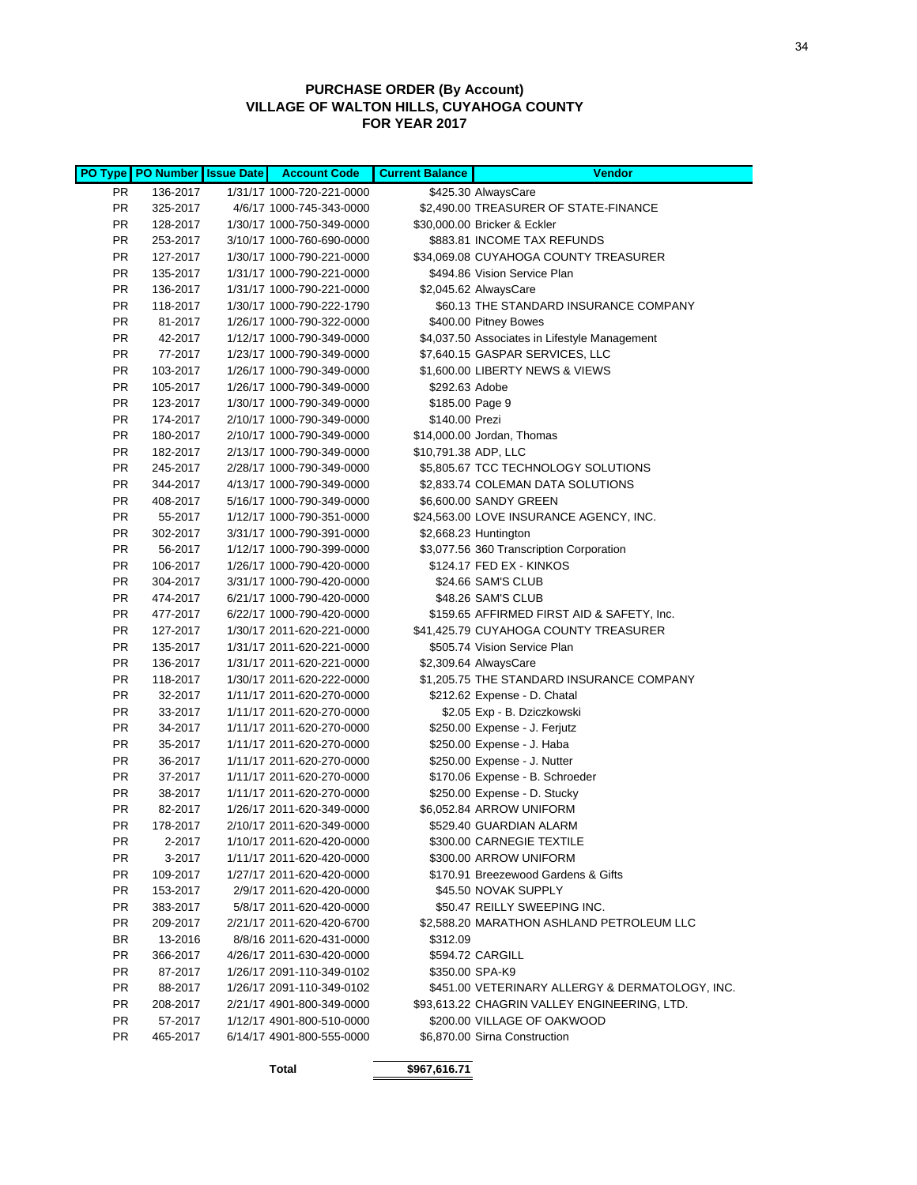## PURCHASE ORDER (By Account)
## VILLAGE OF WALTON HILLS, CUYAHOGA COUNTY
## FOR YEAR 2017

| PO Type | PO Number | Issue Date | Account Code | Current Balance | Vendor |
|---|---|---|---|---|---|
| PR | 136-2017 | 1/31/17 | 1000-720-221-0000 | $425.30 | AlwaysCare |
| PR | 325-2017 | 4/6/17 | 1000-745-343-0000 | $2,490.00 | TREASURER OF STATE-FINANCE |
| PR | 128-2017 | 1/30/17 | 1000-750-349-0000 | $30,000.00 | Bricker & Eckler |
| PR | 253-2017 | 3/10/17 | 1000-760-690-0000 | $883.81 | INCOME TAX REFUNDS |
| PR | 127-2017 | 1/30/17 | 1000-790-221-0000 | $34,069.08 | CUYAHOGA COUNTY TREASURER |
| PR | 135-2017 | 1/31/17 | 1000-790-221-0000 | $494.86 | Vision Service Plan |
| PR | 136-2017 | 1/31/17 | 1000-790-221-0000 | $2,045.62 | AlwaysCare |
| PR | 118-2017 | 1/30/17 | 1000-790-222-1790 | $60.13 | THE STANDARD INSURANCE COMPANY |
| PR | 81-2017 | 1/26/17 | 1000-790-322-0000 | $400.00 | Pitney Bowes |
| PR | 42-2017 | 1/12/17 | 1000-790-349-0000 | $4,037.50 | Associates in Lifestyle Management |
| PR | 77-2017 | 1/23/17 | 1000-790-349-0000 | $7,640.15 | GASPAR SERVICES, LLC |
| PR | 103-2017 | 1/26/17 | 1000-790-349-0000 | $1,600.00 | LIBERTY NEWS & VIEWS |
| PR | 105-2017 | 1/26/17 | 1000-790-349-0000 | $292.63 | Adobe |
| PR | 123-2017 | 1/30/17 | 1000-790-349-0000 | $185.00 | Page 9 |
| PR | 174-2017 | 2/10/17 | 1000-790-349-0000 | $140.00 | Prezi |
| PR | 180-2017 | 2/10/17 | 1000-790-349-0000 | $14,000.00 | Jordan, Thomas |
| PR | 182-2017 | 2/13/17 | 1000-790-349-0000 | $10,791.38 | ADP, LLC |
| PR | 245-2017 | 2/28/17 | 1000-790-349-0000 | $5,805.67 | TCC TECHNOLOGY SOLUTIONS |
| PR | 344-2017 | 4/13/17 | 1000-790-349-0000 | $2,833.74 | COLEMAN DATA SOLUTIONS |
| PR | 408-2017 | 5/16/17 | 1000-790-349-0000 | $6,600.00 | SANDY GREEN |
| PR | 55-2017 | 1/12/17 | 1000-790-351-0000 | $24,563.00 | LOVE INSURANCE AGENCY, INC. |
| PR | 302-2017 | 3/31/17 | 1000-790-391-0000 | $2,668.23 | Huntington |
| PR | 56-2017 | 1/12/17 | 1000-790-399-0000 | $3,077.56 | 360 Transcription Corporation |
| PR | 106-2017 | 1/26/17 | 1000-790-420-0000 | $124.17 | FED EX - KINKOS |
| PR | 304-2017 | 3/31/17 | 1000-790-420-0000 | $24.66 | SAM'S CLUB |
| PR | 474-2017 | 6/21/17 | 1000-790-420-0000 | $48.26 | SAM'S CLUB |
| PR | 477-2017 | 6/22/17 | 1000-790-420-0000 | $159.65 | AFFIRMED FIRST AID & SAFETY, Inc. |
| PR | 127-2017 | 1/30/17 | 2011-620-221-0000 | $41,425.79 | CUYAHOGA COUNTY TREASURER |
| PR | 135-2017 | 1/31/17 | 2011-620-221-0000 | $505.74 | Vision Service Plan |
| PR | 136-2017 | 1/31/17 | 2011-620-221-0000 | $2,309.64 | AlwaysCare |
| PR | 118-2017 | 1/30/17 | 2011-620-222-0000 | $1,205.75 | THE STANDARD INSURANCE COMPANY |
| PR | 32-2017 | 1/11/17 | 2011-620-270-0000 | $212.62 | Expense - D. Chatal |
| PR | 33-2017 | 1/11/17 | 2011-620-270-0000 | $2.05 | Exp - B. Dziczkowski |
| PR | 34-2017 | 1/11/17 | 2011-620-270-0000 | $250.00 | Expense - J. Ferjutz |
| PR | 35-2017 | 1/11/17 | 2011-620-270-0000 | $250.00 | Expense - J. Haba |
| PR | 36-2017 | 1/11/17 | 2011-620-270-0000 | $250.00 | Expense - J. Nutter |
| PR | 37-2017 | 1/11/17 | 2011-620-270-0000 | $170.06 | Expense - B. Schroeder |
| PR | 38-2017 | 1/11/17 | 2011-620-270-0000 | $250.00 | Expense - D. Stucky |
| PR | 82-2017 | 1/26/17 | 2011-620-349-0000 | $6,052.84 | ARROW UNIFORM |
| PR | 178-2017 | 2/10/17 | 2011-620-349-0000 | $529.40 | GUARDIAN ALARM |
| PR | 2-2017 | 1/10/17 | 2011-620-420-0000 | $300.00 | CARNEGIE TEXTILE |
| PR | 3-2017 | 1/11/17 | 2011-620-420-0000 | $300.00 | ARROW UNIFORM |
| PR | 109-2017 | 1/27/17 | 2011-620-420-0000 | $170.91 | Breezewood Gardens & Gifts |
| PR | 153-2017 | 2/9/17 | 2011-620-420-0000 | $45.50 | NOVAK SUPPLY |
| PR | 383-2017 | 5/8/17 | 2011-620-420-0000 | $50.47 | REILLY SWEEPING INC. |
| PR | 209-2017 | 2/21/17 | 2011-620-420-6700 | $2,588.20 | MARATHON ASHLAND PETROLEUM LLC |
| BR | 13-2016 | 8/8/16 | 2011-620-431-0000 | $312.09 | |
| PR | 366-2017 | 4/26/17 | 2011-630-420-0000 | $594.72 | CARGILL |
| PR | 87-2017 | 1/26/17 | 2091-110-349-0102 | $350.00 | SPA-K9 |
| PR | 88-2017 | 1/26/17 | 2091-110-349-0102 | $451.00 | VETERINARY ALLERGY & DERMATOLOGY, INC. |
| PR | 208-2017 | 2/21/17 | 4901-800-349-0000 | $93,613.22 | CHAGRIN VALLEY ENGINEERING, LTD. |
| PR | 57-2017 | 1/12/17 | 4901-800-510-0000 | $200.00 | VILLAGE OF OAKWOOD |
| PR | 465-2017 | 6/14/17 | 4901-800-555-0000 | $6,870.00 | Sirna Construction |
| | | | **Total** | **$967,616.71** | |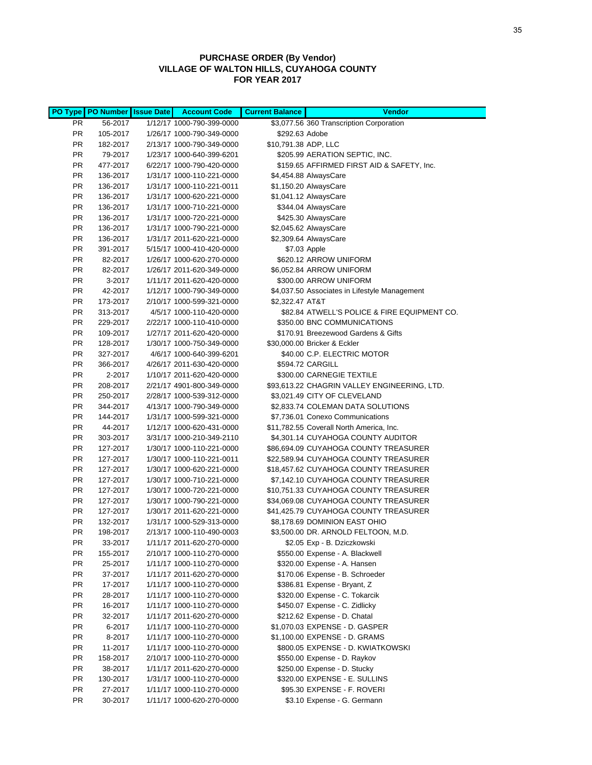# PURCHASE ORDER (By Vendor)
## VILLAGE OF WALTON HILLS, CUYAHOGA COUNTY
## FOR YEAR 2017

| PO Type | PO Number | Issue Date | Account Code | Current Balance | Vendor |
|---|---|---|---|---|---|
| PR | 56-2017 | 1/12/17 | 1000-790-399-0000 | $3,077.56 | 360 Transcription Corporation |
| PR | 105-2017 | 1/26/17 | 1000-790-349-0000 | $292.63 | Adobe |
| PR | 182-2017 | 2/13/17 | 1000-790-349-0000 | $10,791.38 | ADP, LLC |
| PR | 79-2017 | 1/23/17 | 1000-640-399-6201 | $205.99 | AERATION SEPTIC, INC. |
| PR | 477-2017 | 6/22/17 | 1000-790-420-0000 | $159.65 | AFFIRMED FIRST AID & SAFETY, Inc. |
| PR | 136-2017 | 1/31/17 | 1000-110-221-0000 | $4,454.88 | AlwaysCare |
| PR | 136-2017 | 1/31/17 | 1000-110-221-0011 | $1,150.20 | AlwaysCare |
| PR | 136-2017 | 1/31/17 | 1000-620-221-0000 | $1,041.12 | AlwaysCare |
| PR | 136-2017 | 1/31/17 | 1000-710-221-0000 | $344.04 | AlwaysCare |
| PR | 136-2017 | 1/31/17 | 1000-720-221-0000 | $425.30 | AlwaysCare |
| PR | 136-2017 | 1/31/17 | 1000-790-221-0000 | $2,045.62 | AlwaysCare |
| PR | 136-2017 | 1/31/17 | 2011-620-221-0000 | $2,309.64 | AlwaysCare |
| PR | 391-2017 | 5/15/17 | 1000-410-420-0000 | $7.03 | Apple |
| PR | 82-2017 | 1/26/17 | 1000-620-270-0000 | $620.12 | ARROW UNIFORM |
| PR | 82-2017 | 1/26/17 | 2011-620-349-0000 | $6,052.84 | ARROW UNIFORM |
| PR | 3-2017 | 1/11/17 | 2011-620-420-0000 | $300.00 | ARROW UNIFORM |
| PR | 42-2017 | 1/12/17 | 1000-790-349-0000 | $4,037.50 | Associates in Lifestyle Management |
| PR | 173-2017 | 2/10/17 | 1000-599-321-0000 | $2,322.47 | AT&T |
| PR | 313-2017 | 4/5/17 | 1000-110-420-0000 | $82.84 | ATWELL'S POLICE & FIRE EQUIPMENT CO. |
| PR | 229-2017 | 2/22/17 | 1000-110-410-0000 | $350.00 | BNC COMMUNICATIONS |
| PR | 109-2017 | 1/27/17 | 2011-620-420-0000 | $170.91 | Breezewood Gardens & Gifts |
| PR | 128-2017 | 1/30/17 | 1000-750-349-0000 | $30,000.00 | Bricker & Eckler |
| PR | 327-2017 | 4/6/17 | 1000-640-399-6201 | $40.00 | C.P. ELECTRIC MOTOR |
| PR | 366-2017 | 4/26/17 | 2011-630-420-0000 | $594.72 | CARGILL |
| PR | 2-2017 | 1/10/17 | 2011-620-420-0000 | $300.00 | CARNEGIE TEXTILE |
| PR | 208-2017 | 2/21/17 | 4901-800-349-0000 | $93,613.22 | CHAGRIN VALLEY ENGINEERING, LTD. |
| PR | 250-2017 | 2/28/17 | 1000-539-312-0000 | $3,021.49 | CITY OF CLEVELAND |
| PR | 344-2017 | 4/13/17 | 1000-790-349-0000 | $2,833.74 | COLEMAN DATA SOLUTIONS |
| PR | 144-2017 | 1/31/17 | 1000-599-321-0000 | $7,736.01 | Conexo Communications |
| PR | 44-2017 | 1/12/17 | 1000-620-431-0000 | $11,782.55 | Coverall North America, Inc. |
| PR | 303-2017 | 3/31/17 | 1000-210-349-2110 | $4,301.14 | CUYAHOGA COUNTY AUDITOR |
| PR | 127-2017 | 1/30/17 | 1000-110-221-0000 | $86,694.09 | CUYAHOGA COUNTY TREASURER |
| PR | 127-2017 | 1/30/17 | 1000-110-221-0011 | $22,589.94 | CUYAHOGA COUNTY TREASURER |
| PR | 127-2017 | 1/30/17 | 1000-620-221-0000 | $18,457.62 | CUYAHOGA COUNTY TREASURER |
| PR | 127-2017 | 1/30/17 | 1000-710-221-0000 | $7,142.10 | CUYAHOGA COUNTY TREASURER |
| PR | 127-2017 | 1/30/17 | 1000-720-221-0000 | $10,751.33 | CUYAHOGA COUNTY TREASURER |
| PR | 127-2017 | 1/30/17 | 1000-790-221-0000 | $34,069.08 | CUYAHOGA COUNTY TREASURER |
| PR | 127-2017 | 1/30/17 | 2011-620-221-0000 | $41,425.79 | CUYAHOGA COUNTY TREASURER |
| PR | 132-2017 | 1/31/17 | 1000-529-313-0000 | $8,178.69 | DOMINION EAST OHIO |
| PR | 198-2017 | 2/13/17 | 1000-110-490-0003 | $3,500.00 | DR. ARNOLD FELTOON, M.D. |
| PR | 33-2017 | 1/11/17 | 2011-620-270-0000 | $2.05 | Exp - B. Dziczkowski |
| PR | 155-2017 | 2/10/17 | 1000-110-270-0000 | $550.00 | Expense - A. Blackwell |
| PR | 25-2017 | 1/11/17 | 1000-110-270-0000 | $320.00 | Expense - A. Hansen |
| PR | 37-2017 | 1/11/17 | 2011-620-270-0000 | $170.06 | Expense - B. Schroeder |
| PR | 17-2017 | 1/11/17 | 1000-110-270-0000 | $386.81 | Expense - Bryant, Z |
| PR | 28-2017 | 1/11/17 | 1000-110-270-0000 | $320.00 | Expense - C. Tokarcik |
| PR | 16-2017 | 1/11/17 | 1000-110-270-0000 | $450.07 | Expense - C. Zidlicky |
| PR | 32-2017 | 1/11/17 | 2011-620-270-0000 | $212.62 | Expense - D. Chatal |
| PR | 6-2017 | 1/11/17 | 1000-110-270-0000 | $1,070.03 | EXPENSE - D. GASPER |
| PR | 8-2017 | 1/11/17 | 1000-110-270-0000 | $1,100.00 | EXPENSE - D. GRAMS |
| PR | 11-2017 | 1/11/17 | 1000-110-270-0000 | $800.05 | EXPENSE - D. KWIATKOWSKI |
| PR | 158-2017 | 2/10/17 | 1000-110-270-0000 | $550.00 | Expense - D. Raykov |
| PR | 38-2017 | 1/11/17 | 2011-620-270-0000 | $250.00 | Expense - D. Stucky |
| PR | 130-2017 | 1/31/17 | 1000-110-270-0000 | $320.00 | EXPENSE - E. SULLINS |
| PR | 27-2017 | 1/11/17 | 1000-110-270-0000 | $95.30 | EXPENSE - F. ROVERI |
| PR | 30-2017 | 1/11/17 | 1000-620-270-0000 | $3.10 | Expense - G. Germann |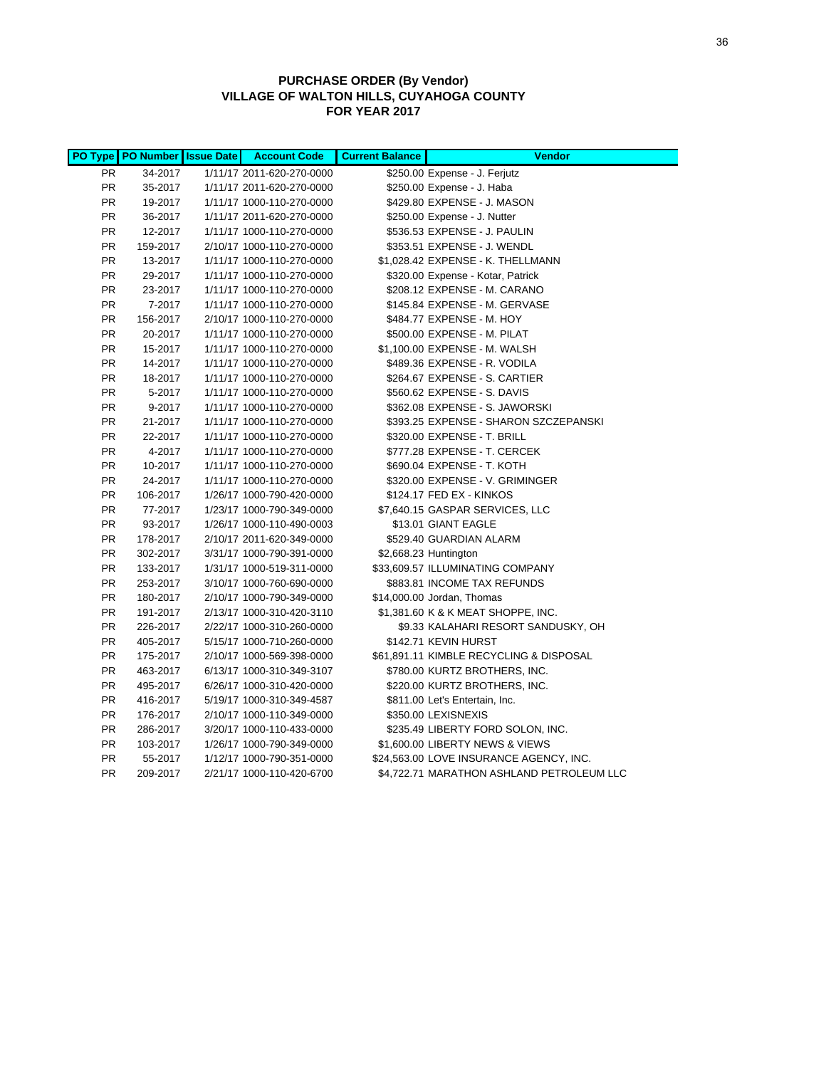**PURCHASE ORDER (By Vendor)**
**VILLAGE OF WALTON HILLS, CUYAHOGA COUNTY**
**FOR YEAR 2017**

| PO Type | PO Number | Issue Date | Account Code | Current Balance | Vendor |
|---|---|---|---|---|---|
| PR | 34-2017 | 1/11/17 | 2011-620-270-0000 | $250.00 | Expense - J. Ferjutz |
| PR | 35-2017 | 1/11/17 | 2011-620-270-0000 | $250.00 | Expense - J. Haba |
| PR | 19-2017 | 1/11/17 | 1000-110-270-0000 | $429.80 | EXPENSE - J. MASON |
| PR | 36-2017 | 1/11/17 | 2011-620-270-0000 | $250.00 | Expense - J. Nutter |
| PR | 12-2017 | 1/11/17 | 1000-110-270-0000 | $536.53 | EXPENSE - J. PAULIN |
| PR | 159-2017 | 2/10/17 | 1000-110-270-0000 | $353.51 | EXPENSE - J. WENDL |
| PR | 13-2017 | 1/11/17 | 1000-110-270-0000 | $1,028.42 | EXPENSE - K. THELLMANN |
| PR | 29-2017 | 1/11/17 | 1000-110-270-0000 | $320.00 | Expense - Kotar, Patrick |
| PR | 23-2017 | 1/11/17 | 1000-110-270-0000 | $208.12 | EXPENSE - M. CARANO |
| PR | 7-2017 | 1/11/17 | 1000-110-270-0000 | $145.84 | EXPENSE - M. GERVASE |
| PR | 156-2017 | 2/10/17 | 1000-110-270-0000 | $484.77 | EXPENSE - M. HOY |
| PR | 20-2017 | 1/11/17 | 1000-110-270-0000 | $500.00 | EXPENSE - M. PILAT |
| PR | 15-2017 | 1/11/17 | 1000-110-270-0000 | $1,100.00 | EXPENSE - M. WALSH |
| PR | 14-2017 | 1/11/17 | 1000-110-270-0000 | $489.36 | EXPENSE - R. VODILA |
| PR | 18-2017 | 1/11/17 | 1000-110-270-0000 | $264.67 | EXPENSE - S. CARTIER |
| PR | 5-2017 | 1/11/17 | 1000-110-270-0000 | $560.62 | EXPENSE - S. DAVIS |
| PR | 9-2017 | 1/11/17 | 1000-110-270-0000 | $362.08 | EXPENSE - S. JAWORSKI |
| PR | 21-2017 | 1/11/17 | 1000-110-270-0000 | $393.25 | EXPENSE - SHARON SZCZEPANSKI |
| PR | 22-2017 | 1/11/17 | 1000-110-270-0000 | $320.00 | EXPENSE - T. BRILL |
| PR | 4-2017 | 1/11/17 | 1000-110-270-0000 | $777.28 | EXPENSE - T. CERCEK |
| PR | 10-2017 | 1/11/17 | 1000-110-270-0000 | $690.04 | EXPENSE - T. KOTH |
| PR | 24-2017 | 1/11/17 | 1000-110-270-0000 | $320.00 | EXPENSE - V. GRIMINGER |
| PR | 106-2017 | 1/26/17 | 1000-790-420-0000 | $124.17 | FED EX - KINKOS |
| PR | 77-2017 | 1/23/17 | 1000-790-349-0000 | $7,640.15 | GASPAR SERVICES, LLC |
| PR | 93-2017 | 1/26/17 | 1000-110-490-0003 | $13.01 | GIANT EAGLE |
| PR | 178-2017 | 2/10/17 | 2011-620-349-0000 | $529.40 | GUARDIAN ALARM |
| PR | 302-2017 | 3/31/17 | 1000-790-391-0000 | $2,668.23 | Huntington |
| PR | 133-2017 | 1/31/17 | 1000-519-311-0000 | $33,609.57 | ILLUMINATING COMPANY |
| PR | 253-2017 | 3/10/17 | 1000-760-690-0000 | $883.81 | INCOME TAX REFUNDS |
| PR | 180-2017 | 2/10/17 | 1000-790-349-0000 | $14,000.00 | Jordan, Thomas |
| PR | 191-2017 | 2/13/17 | 1000-310-420-3110 | $1,381.60 | K & K MEAT SHOPPE, INC. |
| PR | 226-2017 | 2/22/17 | 1000-310-260-0000 | $9.33 | KALAHARI RESORT SANDUSKY, OH |
| PR | 405-2017 | 5/15/17 | 1000-710-260-0000 | $142.71 | KEVIN HURST |
| PR | 175-2017 | 2/10/17 | 1000-569-398-0000 | $61,891.11 | KIMBLE RECYCLING & DISPOSAL |
| PR | 463-2017 | 6/13/17 | 1000-310-349-3107 | $780.00 | KURTZ BROTHERS, INC. |
| PR | 495-2017 | 6/26/17 | 1000-310-420-0000 | $220.00 | KURTZ BROTHERS, INC. |
| PR | 416-2017 | 5/19/17 | 1000-310-349-4587 | $811.00 | Let's Entertain, Inc. |
| PR | 176-2017 | 2/10/17 | 1000-110-349-0000 | $350.00 | LEXISNEXIS |
| PR | 286-2017 | 3/20/17 | 1000-110-433-0000 | $235.49 | LIBERTY FORD SOLON, INC. |
| PR | 103-2017 | 1/26/17 | 1000-790-349-0000 | $1,600.00 | LIBERTY NEWS & VIEWS |
| PR | 55-2017 | 1/12/17 | 1000-790-351-0000 | $24,563.00 | LOVE INSURANCE AGENCY, INC. |
| PR | 209-2017 | 2/21/17 | 1000-110-420-6700 | $4,722.71 | MARATHON ASHLAND PETROLEUM LLC |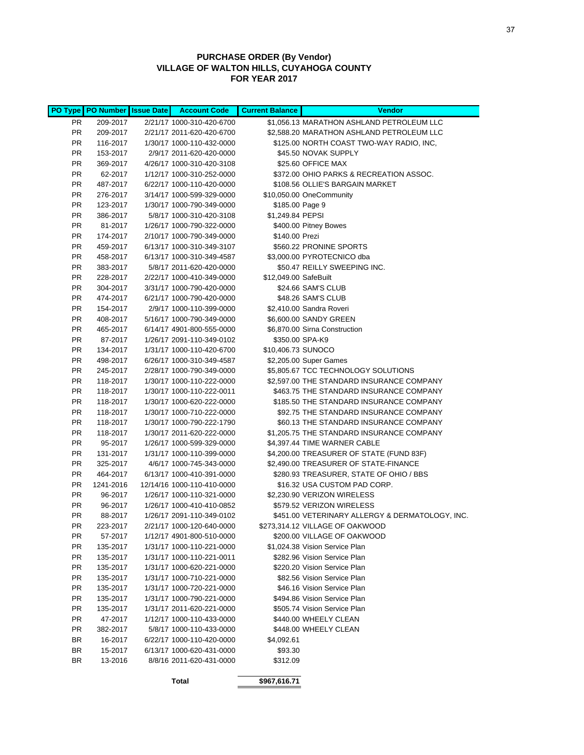**PURCHASE ORDER (By Vendor)**
**VILLAGE OF WALTON HILLS, CUYAHOGA COUNTY**
**FOR YEAR 2017**

| PO Type | PO Number | Issue Date | Account Code | Current Balance | Vendor |
|---|---|---|---|---|---|
| PR | 209-2017 | 2/21/17 | 1000-310-420-6700 | $1,056.13 | MARATHON ASHLAND PETROLEUM LLC |
| PR | 209-2017 | 2/21/17 | 2011-620-420-6700 | $2,588.20 | MARATHON ASHLAND PETROLEUM LLC |
| PR | 116-2017 | 1/30/17 | 1000-110-432-0000 | $125.00 | NORTH COAST TWO-WAY RADIO, INC, |
| PR | 153-2017 | 2/9/17 | 2011-620-420-0000 | $45.50 | NOVAK SUPPLY |
| PR | 369-2017 | 4/26/17 | 1000-310-420-3108 | $25.60 | OFFICE MAX |
| PR | 62-2017 | 1/12/17 | 1000-310-252-0000 | $372.00 | OHIO PARKS & RECREATION ASSOC. |
| PR | 487-2017 | 6/22/17 | 1000-110-420-0000 | $108.56 | OLLIE'S BARGAIN MARKET |
| PR | 276-2017 | 3/14/17 | 1000-599-329-0000 | $10,050.00 | OneCommunity |
| PR | 123-2017 | 1/30/17 | 1000-790-349-0000 | $185.00 | Page 9 |
| PR | 386-2017 | 5/8/17 | 1000-310-420-3108 | $1,249.84 | PEPSI |
| PR | 81-2017 | 1/26/17 | 1000-790-322-0000 | $400.00 | Pitney Bowes |
| PR | 174-2017 | 2/10/17 | 1000-790-349-0000 | $140.00 | Prezi |
| PR | 459-2017 | 6/13/17 | 1000-310-349-3107 | $560.22 | PRONINE SPORTS |
| PR | 458-2017 | 6/13/17 | 1000-310-349-4587 | $3,000.00 | PYROTECNICO dba |
| PR | 383-2017 | 5/8/17 | 2011-620-420-0000 | $50.47 | REILLY SWEEPING INC. |
| PR | 228-2017 | 2/22/17 | 1000-410-349-0000 | $12,049.00 | SafeBuilt |
| PR | 304-2017 | 3/31/17 | 1000-790-420-0000 | $24.66 | SAM'S CLUB |
| PR | 474-2017 | 6/21/17 | 1000-790-420-0000 | $48.26 | SAM'S CLUB |
| PR | 154-2017 | 2/9/17 | 1000-110-399-0000 | $2,410.00 | Sandra Roveri |
| PR | 408-2017 | 5/16/17 | 1000-790-349-0000 | $6,600.00 | SANDY GREEN |
| PR | 465-2017 | 6/14/17 | 4901-800-555-0000 | $6,870.00 | Sirna Construction |
| PR | 87-2017 | 1/26/17 | 2091-110-349-0102 | $350.00 | SPA-K9 |
| PR | 134-2017 | 1/31/17 | 1000-110-420-6700 | $10,406.73 | SUNOCO |
| PR | 498-2017 | 6/26/17 | 1000-310-349-4587 | $2,205.00 | Super Games |
| PR | 245-2017 | 2/28/17 | 1000-790-349-0000 | $5,805.67 | TCC TECHNOLOGY SOLUTIONS |
| PR | 118-2017 | 1/30/17 | 1000-110-222-0000 | $2,597.00 | THE STANDARD INSURANCE COMPANY |
| PR | 118-2017 | 1/30/17 | 1000-110-222-0011 | $463.75 | THE STANDARD INSURANCE COMPANY |
| PR | 118-2017 | 1/30/17 | 1000-620-222-0000 | $185.50 | THE STANDARD INSURANCE COMPANY |
| PR | 118-2017 | 1/30/17 | 1000-710-222-0000 | $92.75 | THE STANDARD INSURANCE COMPANY |
| PR | 118-2017 | 1/30/17 | 1000-790-222-1790 | $60.13 | THE STANDARD INSURANCE COMPANY |
| PR | 118-2017 | 1/30/17 | 2011-620-222-0000 | $1,205.75 | THE STANDARD INSURANCE COMPANY |
| PR | 95-2017 | 1/26/17 | 1000-599-329-0000 | $4,397.44 | TIME WARNER CABLE |
| PR | 131-2017 | 1/31/17 | 1000-110-399-0000 | $4,200.00 | TREASURER OF STATE (FUND 83F) |
| PR | 325-2017 | 4/6/17 | 1000-745-343-0000 | $2,490.00 | TREASURER OF STATE-FINANCE |
| PR | 464-2017 | 6/13/17 | 1000-410-391-0000 | $280.93 | TREASURER, STATE OF OHIO / BBS |
| PR | 1241-2016 | 12/14/16 | 1000-110-410-0000 | $16.32 | USA CUSTOM PAD CORP. |
| PR | 96-2017 | 1/26/17 | 1000-110-321-0000 | $2,230.90 | VERIZON WIRELESS |
| PR | 96-2017 | 1/26/17 | 1000-410-410-0852 | $579.52 | VERIZON WIRELESS |
| PR | 88-2017 | 1/26/17 | 2091-110-349-0102 | $451.00 | VETERINARY ALLERGY & DERMATOLOGY, INC. |
| PR | 223-2017 | 2/21/17 | 1000-120-640-0000 | $273,314.12 | VILLAGE OF OAKWOOD |
| PR | 57-2017 | 1/12/17 | 4901-800-510-0000 | $200.00 | VILLAGE OF OAKWOOD |
| PR | 135-2017 | 1/31/17 | 1000-110-221-0000 | $1,024.38 | Vision Service Plan |
| PR | 135-2017 | 1/31/17 | 1000-110-221-0011 | $282.96 | Vision Service Plan |
| PR | 135-2017 | 1/31/17 | 1000-620-221-0000 | $220.20 | Vision Service Plan |
| PR | 135-2017 | 1/31/17 | 1000-710-221-0000 | $82.56 | Vision Service Plan |
| PR | 135-2017 | 1/31/17 | 1000-720-221-0000 | $46.16 | Vision Service Plan |
| PR | 135-2017 | 1/31/17 | 1000-790-221-0000 | $494.86 | Vision Service Plan |
| PR | 135-2017 | 1/31/17 | 2011-620-221-0000 | $505.74 | Vision Service Plan |
| PR | 47-2017 | 1/12/17 | 1000-110-433-0000 | $440.00 | WHEELY CLEAN |
| PR | 382-2017 | 5/8/17 | 1000-110-433-0000 | $448.00 | WHEELY CLEAN |
| BR | 16-2017 | 6/22/17 | 1000-110-420-0000 | $4,092.61 | |
| BR | 15-2017 | 6/13/17 | 1000-620-431-0000 | $93.30 | |
| BR | 13-2016 | 8/8/16 | 2011-620-431-0000 | $312.09 | |
| | | | **Total** | **$967,616.71** | |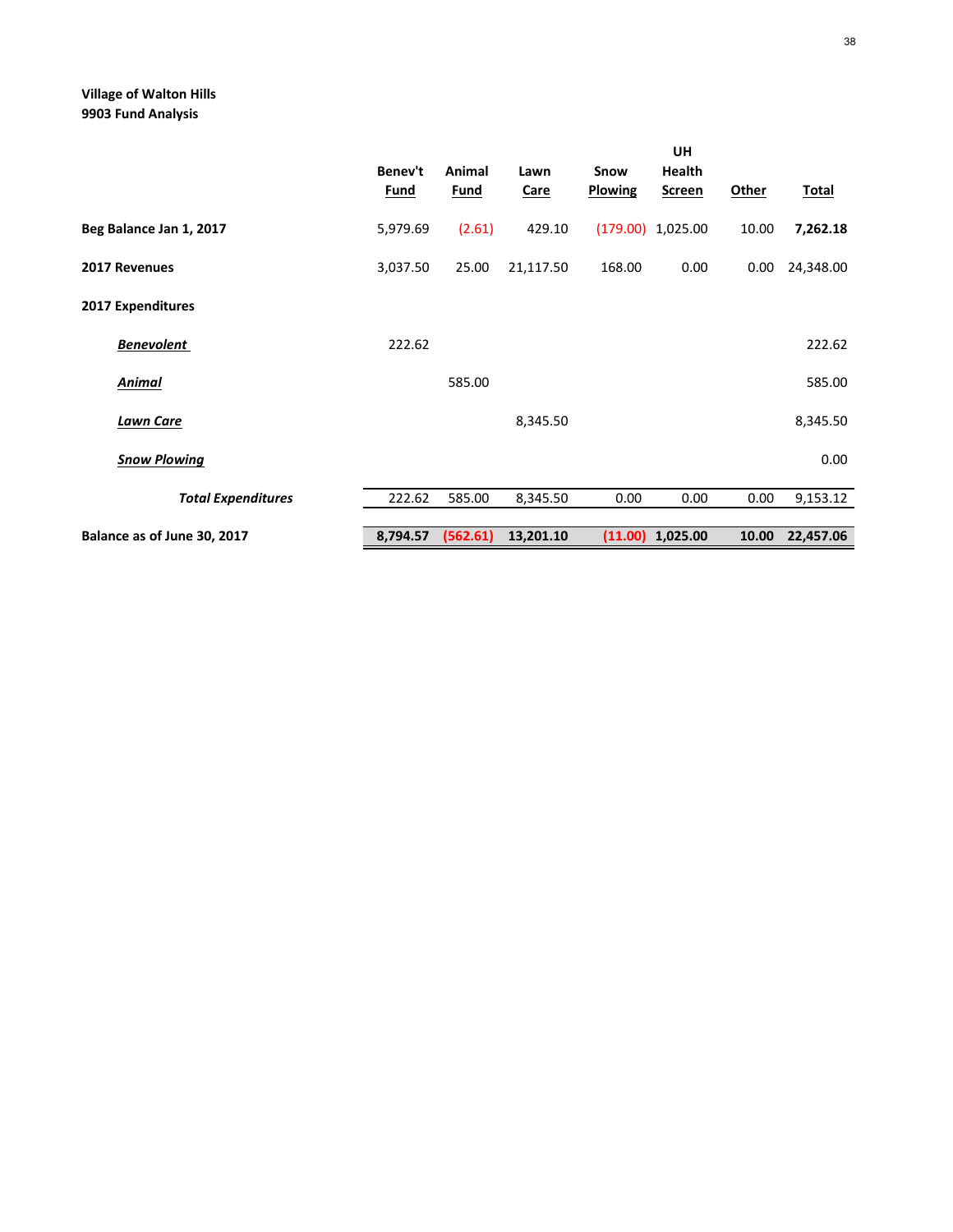**Village of Walton Hills**
**9903 Fund Analysis**

| | Benev't Fund | Animal Fund | Lawn Care | Snow Plowing | UH Health Screen | Other | Total |
|---|---|---|---|---|---|---|---|
| **Beg Balance Jan 1, 2017** | 5,979.69 | (2.61) | 429.10 | (179.00) | 1,025.00 | 10.00 | **7,262.18** |
| **2017 Revenues** | 3,037.50 | 25.00 | 21,117.50 | 168.00 | 0.00 | 0.00 | 24,348.00 |
| **2017 Expenditures** | | | | | | | |
| ***Benevolent*** | 222.62 | | | | | | 222.62 |
| ***Animal*** | | 585.00 | | | | | 585.00 |
| ***Lawn Care*** | | | 8,345.50 | | | | 8,345.50 |
| ***Snow Plowing*** | | | | | | | 0.00 |
| ***Total Expenditures*** | 222.62 | 585.00 | 8,345.50 | 0.00 | 0.00 | 0.00 | 9,153.12 |
| **Balance as of June 30, 2017** | **8,794.57** | **(562.61)** | **13,201.10** | **(11.00)** | **1,025.00** | **10.00** | **22,457.06** |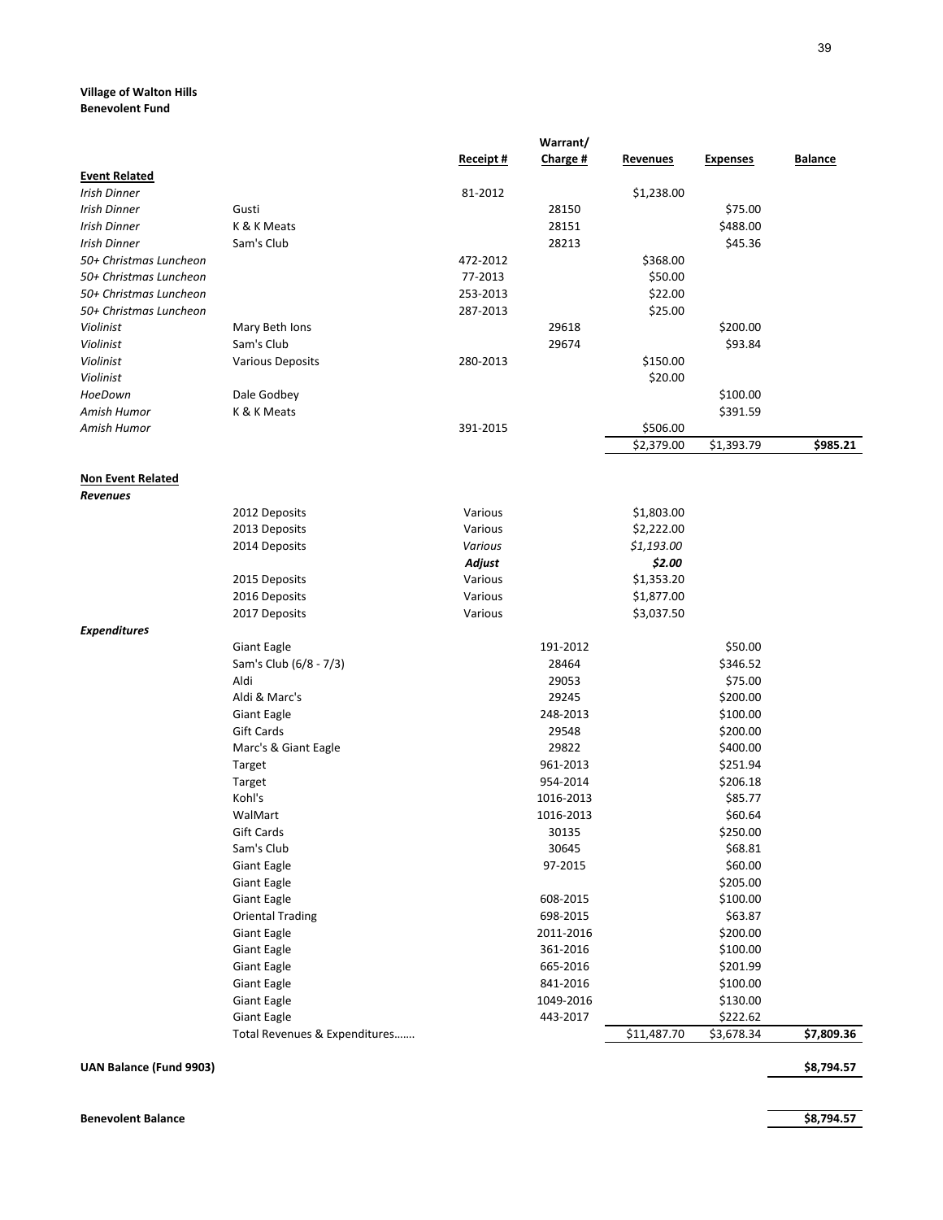**Village of Walton Hills**
**Benevolent Fund**

| | | Receipt # | Warrant/ Charge # | Revenues | Expenses | Balance |
|---|---|---|---|---|---|---|
| **Event Related** | | | | | | |
| *Irish Dinner* | | 81-2012 | | $1,238.00 | | |
| *Irish Dinner* | Gusti | | 28150 | | $75.00 | |
| *Irish Dinner* | K & K Meats | | 28151 | | $488.00 | |
| *Irish Dinner* | Sam's Club | | 28213 | | $45.36 | |
| *50+ Christmas Luncheon* | | 472-2012 | | $368.00 | | |
| *50+ Christmas Luncheon* | | 77-2013 | | $50.00 | | |
| *50+ Christmas Luncheon* | | 253-2013 | | $22.00 | | |
| *50+ Christmas Luncheon* | | 287-2013 | | $25.00 | | |
| *Violinist* | Mary Beth Ions | | 29618 | | $200.00 | |
| *Violinist* | Sam's Club | | 29674 | | $93.84 | |
| *Violinist* | Various Deposits | 280-2013 | | $150.00 | | |
| *Violinist* | | | | $20.00 | | |
| *HoeDown* | Dale Godbey | | | | $100.00 | |
| *Amish Humor* | K & K Meats | | | | $391.59 | |
| *Amish Humor* | | 391-2015 | | $506.00 | | |
| | | | | $2,379.00 | $1,393.79 | **$985.21** |
| **Non Event Related** | | | | | | |
| ***Revenues*** | | | | | | |
| | 2012 Deposits | Various | | $1,803.00 | | |
| | 2013 Deposits | Various | | $2,222.00 | | |
| | 2014 Deposits | *Various* | | *$1,193.00* | | |
| | | ***Adjust*** | | ***$2.00*** | | |
| | 2015 Deposits | Various | | $1,353.20 | | |
| | 2016 Deposits | Various | | $1,877.00 | | |
| | 2017 Deposits | Various | | $3,037.50 | | |
| ***Expenditures*** | | | | | | |
| | Giant Eagle | | 191-2012 | | $50.00 | |
| | Sam's Club (6/8 - 7/3) | | 28464 | | $346.52 | |
| | Aldi | | 29053 | | $75.00 | |
| | Aldi & Marc's | | 29245 | | $200.00 | |
| | Giant Eagle | | 248-2013 | | $100.00 | |
| | Gift Cards | | 29548 | | $200.00 | |
| | Marc's & Giant Eagle | | 29822 | | $400.00 | |
| | Target | | 961-2013 | | $251.94 | |
| | Target | | 954-2014 | | $206.18 | |
| | Kohl's | | 1016-2013 | | $85.77 | |
| | WalMart | | 1016-2013 | | $60.64 | |
| | Gift Cards | | 30135 | | $250.00 | |
| | Sam's Club | | 30645 | | $68.81 | |
| | Giant Eagle | | 97-2015 | | $60.00 | |
| | Giant Eagle | | | | $205.00 | |
| | Giant Eagle | | 608-2015 | | $100.00 | |
| | Oriental Trading | | 698-2015 | | $63.87 | |
| | Giant Eagle | | 2011-2016 | | $200.00 | |
| | Giant Eagle | | 361-2016 | | $100.00 | |
| | Giant Eagle | | 665-2016 | | $201.99 | |
| | Giant Eagle | | 841-2016 | | $100.00 | |
| | Giant Eagle | | 1049-2016 | | $130.00 | |
| | Giant Eagle | | 443-2017 | | $222.62 | |
| | Total Revenues & Expenditures……. | | | $11,487.70 | $3,678.34 | **$7,809.36** |
| **UAN Balance (Fund 9903)** | | | | | | **$8,794.57** |
| **Benevolent Balance** | | | | | | **$8,794.57** |